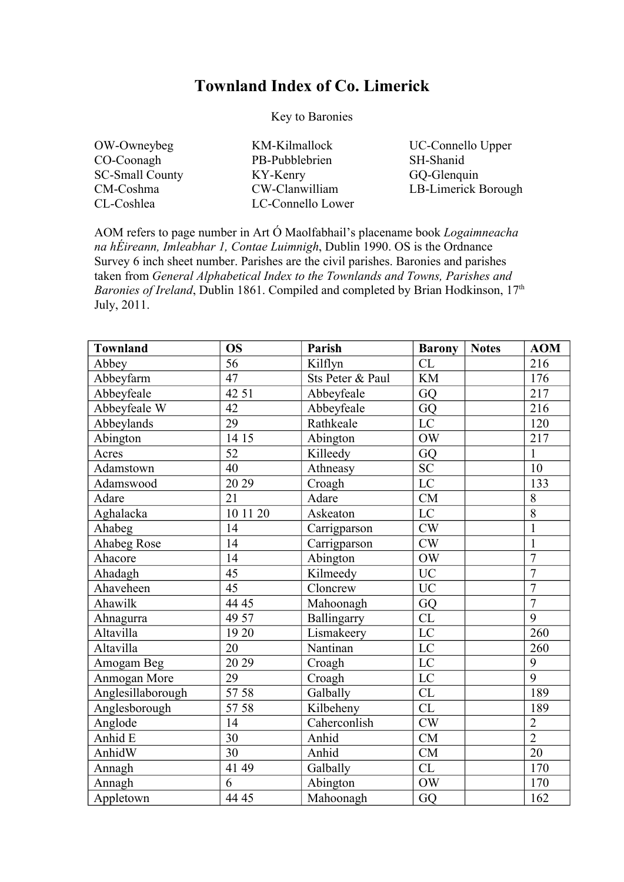# Townland Index of Co. Limerick

Key to Baronies

OW-Owneybeg
CO-Coonagh
SC-Small County
CM-Coshma
CL-Coshlea
KM-Kilmallock
PB-Pubblebrien
KY-Kenry
CW-Clanwilliam
LC-Connello Lower
UC-Connello Upper
SH-Shanid
GQ-Glenquin
LB-Limerick Borough

AOM refers to page number in Art Ó Maolfabhail's placename book *Logaimneacha na hÉireann, Imleabhar 1, Contae Luimnigh*, Dublin 1990. OS is the Ordnance Survey 6 inch sheet number. Parishes are the civil parishes. Baronies and parishes taken from *General Alphabetical Index to the Townlands and Towns, Parishes and Baronies of Ireland*, Dublin 1861. Compiled and completed by Brian Hodkinson, 17th July, 2011.

| Townland | OS | Parish | Barony | Notes | AOM |
|---|---|---|---|---|---|
| Abbey | 56 | Kilflyn | CL | | 216 |
| Abbeyfarm | 47 | Sts Peter & Paul | KM | | 176 |
| Abbeyfeale | 42 51 | Abbeyfeale | GQ | | 217 |
| Abbeyfeale W | 42 | Abbeyfeale | GQ | | 216 |
| Abbeylands | 29 | Rathkeale | LC | | 120 |
| Abington | 14 15 | Abington | OW | | 217 |
| Acres | 52 | Killeedy | GQ | | 1 |
| Adamstown | 40 | Athneasy | SC | | 10 |
| Adamswood | 20 29 | Croagh | LC | | 133 |
| Adare | 21 | Adare | CM | | 8 |
| Aghalacka | 10 11 20 | Askeaton | LC | | 8 |
| Ahabeg | 14 | Carrigparson | CW | | 1 |
| Ahabeg Rose | 14 | Carrigparson | CW | | 1 |
| Ahacore | 14 | Abington | OW | | 7 |
| Ahadagh | 45 | Kilmeedy | UC | | 7 |
| Ahaveheen | 45 | Cloncrew | UC | | 7 |
| Ahawilk | 44 45 | Mahoonagh | GQ | | 7 |
| Ahnagurra | 49 57 | Ballingarry | CL | | 9 |
| Altavilla | 19 20 | Lismakeery | LC | | 260 |
| Altavilla | 20 | Nantinan | LC | | 260 |
| Amogam Beg | 20 29 | Croagh | LC | | 9 |
| Anmogan More | 29 | Croagh | LC | | 9 |
| Anglesillaborough | 57 58 | Galbally | CL | | 189 |
| Anglesborough | 57 58 | Kilbeheny | CL | | 189 |
| Anglode | 14 | Caherconlish | CW | | 2 |
| Anhid E | 30 | Anhid | CM | | 2 |
| AnhidW | 30 | Anhid | CM | | 20 |
| Annagh | 41 49 | Galbally | CL | | 170 |
| Annagh | 6 | Abington | OW | | 170 |
| Appletown | 44 45 | Mahoonagh | GQ | | 162 |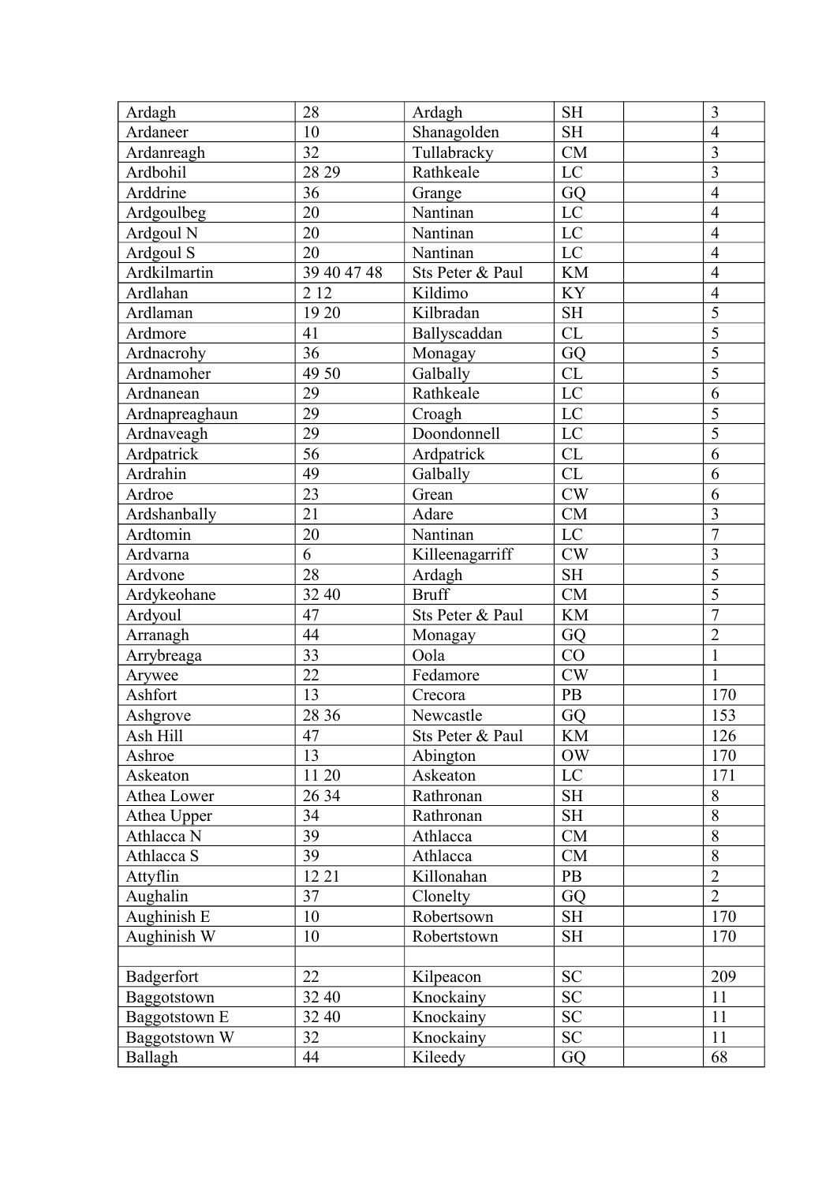| Ardagh | 28 | Ardagh | SH | | 3 |
|---|---|---|---|---|---|
| Ardaneer | 10 | Shanagolden | SH | | 4 |
| Ardanreagh | 32 | Tullabracky | CM | | 3 |
| Ardbohil | 28 29 | Rathkeale | LC | | 3 |
| Arddrine | 36 | Grange | GQ | | 4 |
| Ardgoulbeg | 20 | Nantinan | LC | | 4 |
| Ardgoul N | 20 | Nantinan | LC | | 4 |
| Ardgoul S | 20 | Nantinan | LC | | 4 |
| Ardkilmartin | 39 40 47 48 | Sts Peter & Paul | KM | | 4 |
| Ardlahan | 2 12 | Kildimo | KY | | 4 |
| Ardlaman | 19 20 | Kilbradan | SH | | 5 |
| Ardmore | 41 | Ballyscaddan | CL | | 5 |
| Ardnacrohy | 36 | Monagay | GQ | | 5 |
| Ardnamoher | 49 50 | Galbally | CL | | 5 |
| Ardnanean | 29 | Rathkeale | LC | | 6 |
| Ardnapreaghaun | 29 | Croagh | LC | | 5 |
| Ardnaveagh | 29 | Doondonnell | LC | | 5 |
| Ardpatrick | 56 | Ardpatrick | CL | | 6 |
| Ardrahin | 49 | Galbally | CL | | 6 |
| Ardroe | 23 | Grean | CW | | 6 |
| Ardshanbally | 21 | Adare | CM | | 3 |
| Ardtomin | 20 | Nantinan | LC | | 7 |
| Ardvarna | 6 | Killeenagarriff | CW | | 3 |
| Ardvone | 28 | Ardagh | SH | | 5 |
| Ardykeohane | 32 40 | Bruff | CM | | 5 |
| Ardyoul | 47 | Sts Peter & Paul | KM | | 7 |
| Arranagh | 44 | Monagay | GQ | | 2 |
| Arrybreaga | 33 | Oola | CO | | 1 |
| Arywee | 22 | Fedamore | CW | | 1 |
| Ashfort | 13 | Crecora | PB | | 170 |
| Ashgrove | 28 36 | Newcastle | GQ | | 153 |
| Ash Hill | 47 | Sts Peter & Paul | KM | | 126 |
| Ashroe | 13 | Abington | OW | | 170 |
| Askeaton | 11 20 | Askeaton | LC | | 171 |
| Athea Lower | 26 34 | Rathronan | SH | | 8 |
| Athea Upper | 34 | Rathronan | SH | | 8 |
| Athlacca N | 39 | Athlacca | CM | | 8 |
| Athlacca S | 39 | Athlacca | CM | | 8 |
| Attyflin | 12 21 | Killonahan | PB | | 2 |
| Aughalin | 37 | Clonelty | GQ | | 2 |
| Aughinish E | 10 | Robertsown | SH | | 170 |
| Aughinish W | 10 | Robertstown | SH | | 170 |
| | | | | | |
| Badgerfort | 22 | Kilpeacon | SC | | 209 |
| Baggotstown | 32 40 | Knockainy | SC | | 11 |
| Baggotstown E | 32 40 | Knockainy | SC | | 11 |
| Baggotstown W | 32 | Knockainy | SC | | 11 |
| Ballagh | 44 | Kileedy | GQ | | 68 |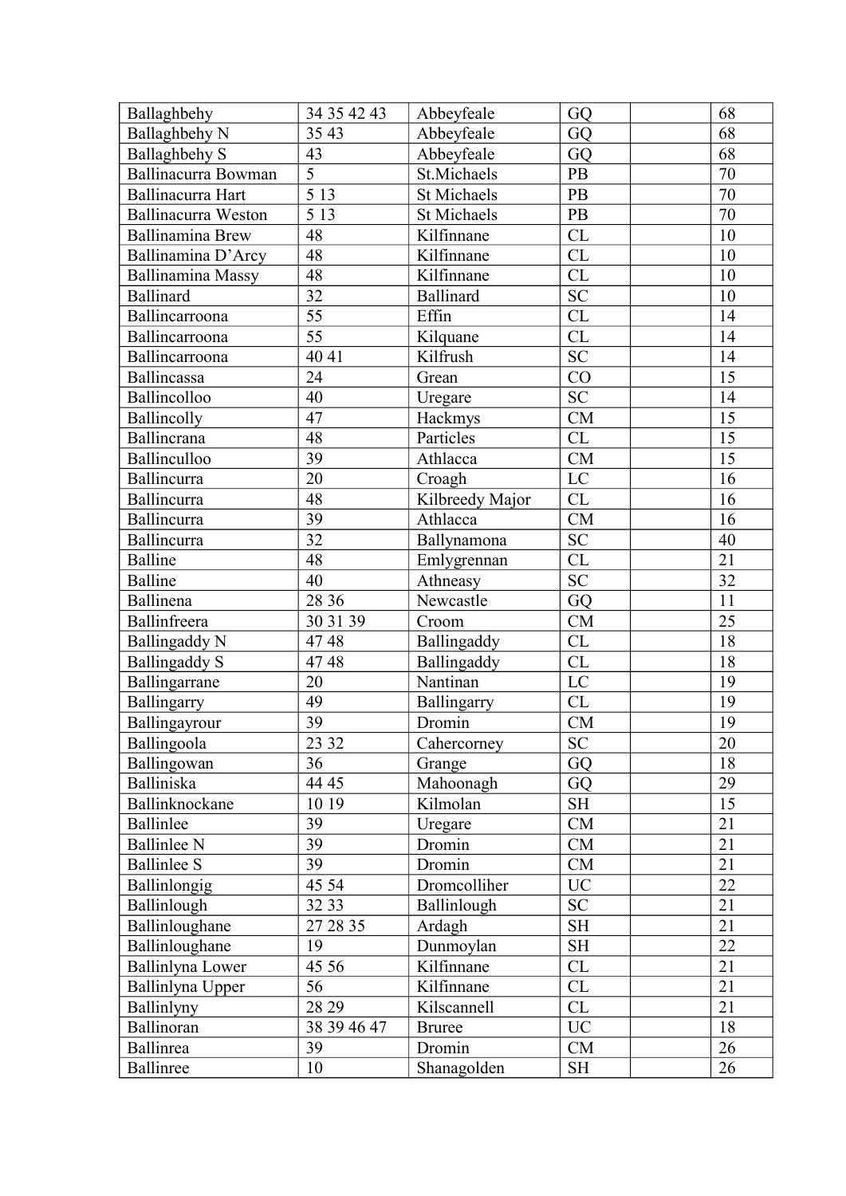| Ballaghbehy | 34 35 42 43 | Abbeyfeale | GQ | | 68 |
|---|---|---|---|---|---|
| Ballaghbehy N | 35 43 | Abbeyfeale | GQ | | 68 |
| Ballaghbehy S | 43 | Abbeyfeale | GQ | | 68 |
| Ballinacurra Bowman | 5 | St.Michaels | PB | | 70 |
| Ballinacurra Hart | 5 13 | St Michaels | PB | | 70 |
| Ballinacurra Weston | 5 13 | St Michaels | PB | | 70 |
| Ballinamina Brew | 48 | Kilfinnane | CL | | 10 |
| Ballinamina D'Arcy | 48 | Kilfinnane | CL | | 10 |
| Ballinamina Massy | 48 | Kilfinnane | CL | | 10 |
| Ballinard | 32 | Ballinard | SC | | 10 |
| Ballincarroona | 55 | Effin | CL | | 14 |
| Ballincarroona | 55 | Kilquane | CL | | 14 |
| Ballincarroona | 40 41 | Kilfrush | SC | | 14 |
| Ballincassa | 24 | Grean | CO | | 15 |
| Ballincolloo | 40 | Uregare | SC | | 14 |
| Ballincolly | 47 | Hackmys | CM | | 15 |
| Ballincrana | 48 | Particles | CL | | 15 |
| Ballinculloo | 39 | Athlacca | CM | | 15 |
| Ballincurra | 20 | Croagh | LC | | 16 |
| Ballincurra | 48 | Kilbreedy Major | CL | | 16 |
| Ballincurra | 39 | Athlacca | CM | | 16 |
| Ballincurra | 32 | Ballynamona | SC | | 40 |
| Balline | 48 | Emlygrennan | CL | | 21 |
| Balline | 40 | Athneasy | SC | | 32 |
| Ballinena | 28 36 | Newcastle | GQ | | 11 |
| Ballinfreera | 30 31 39 | Croom | CM | | 25 |
| Ballingaddy N | 47 48 | Ballingaddy | CL | | 18 |
| Ballingaddy S | 47 48 | Ballingaddy | CL | | 18 |
| Ballingarrane | 20 | Nantinan | LC | | 19 |
| Ballingarry | 49 | Ballingarry | CL | | 19 |
| Ballingayrour | 39 | Dromin | CM | | 19 |
| Ballingoola | 23 32 | Cahercorney | SC | | 20 |
| Ballingowan | 36 | Grange | GQ | | 18 |
| Balliniska | 44 45 | Mahoonagh | GQ | | 29 |
| Ballinknockane | 10 19 | Kilmolan | SH | | 15 |
| Ballinlee | 39 | Uregare | CM | | 21 |
| Ballinlee N | 39 | Dromin | CM | | 21 |
| Ballinlee S | 39 | Dromin | CM | | 21 |
| Ballinlongig | 45 54 | Dromcolliher | UC | | 22 |
| Ballinlough | 32 33 | Ballinlough | SC | | 21 |
| Ballinloughane | 27 28 35 | Ardagh | SH | | 21 |
| Ballinloughane | 19 | Dunmoylan | SH | | 22 |
| Ballinlyna Lower | 45 56 | Kilfinnane | CL | | 21 |
| Ballinlyna Upper | 56 | Kilfinnane | CL | | 21 |
| Ballinlyny | 28 29 | Kilscannell | CL | | 21 |
| Ballinoran | 38 39 46 47 | Bruree | UC | | 18 |
| Ballinrea | 39 | Dromin | CM | | 26 |
| Ballinree | 10 | Shanagolden | SH | | 26 |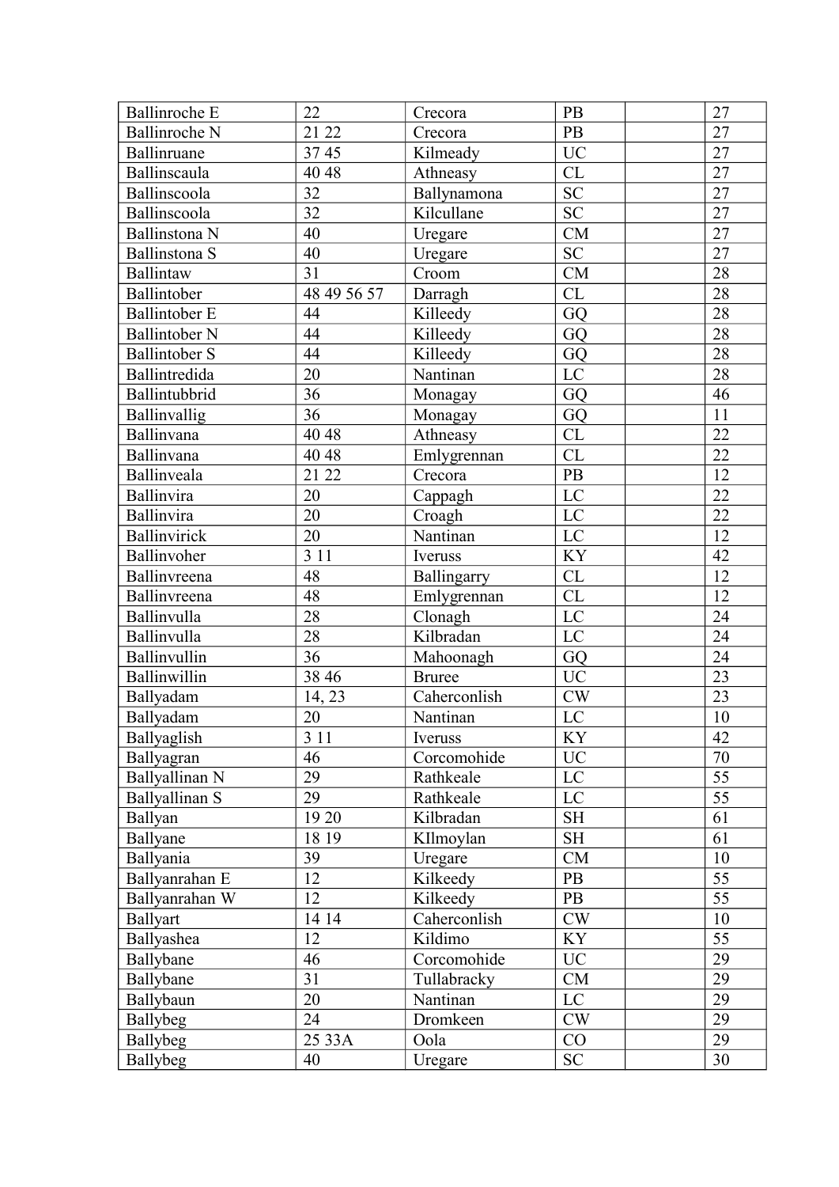| | | | | | |
|---|---|---|---|---|---|
| Ballinroche E | 22 | Crecora | PB | | 27 |
| Ballinroche N | 21 22 | Crecora | PB | | 27 |
| Ballinruane | 37 45 | Kilmeady | UC | | 27 |
| Ballinscaula | 40 48 | Athneasy | CL | | 27 |
| Ballinscoola | 32 | Ballynamona | SC | | 27 |
| Ballinscoola | 32 | Kilcullane | SC | | 27 |
| Ballinstona N | 40 | Uregare | CM | | 27 |
| Ballinstona S | 40 | Uregare | SC | | 27 |
| Ballintaw | 31 | Croom | CM | | 28 |
| Ballintober | 48 49 56 57 | Darragh | CL | | 28 |
| Ballintober E | 44 | Killeedy | GQ | | 28 |
| Ballintober N | 44 | Killeedy | GQ | | 28 |
| Ballintober S | 44 | Killeedy | GQ | | 28 |
| Ballintredida | 20 | Nantinan | LC | | 28 |
| Ballintubbrid | 36 | Monagay | GQ | | 46 |
| Ballinvallig | 36 | Monagay | GQ | | 11 |
| Ballinvana | 40 48 | Athneasy | CL | | 22 |
| Ballinvana | 40 48 | Emlygrennan | CL | | 22 |
| Ballinveala | 21 22 | Crecora | PB | | 12 |
| Ballinvira | 20 | Cappagh | LC | | 22 |
| Ballinvira | 20 | Croagh | LC | | 22 |
| Ballinvirick | 20 | Nantinan | LC | | 12 |
| Ballinvoher | 3 11 | Iveruss | KY | | 42 |
| Ballinvreena | 48 | Ballingarry | CL | | 12 |
| Ballinvreena | 48 | Emlygrennan | CL | | 12 |
| Ballinvulla | 28 | Clonagh | LC | | 24 |
| Ballinvulla | 28 | Kilbradan | LC | | 24 |
| Ballinvullin | 36 | Mahoonagh | GQ | | 24 |
| Ballinwillin | 38 46 | Bruree | UC | | 23 |
| Ballyadam | 14, 23 | Caherconlish | CW | | 23 |
| Ballyadam | 20 | Nantinan | LC | | 10 |
| Ballyaglish | 3 11 | Iveruss | KY | | 42 |
| Ballyagran | 46 | Corcomohide | UC | | 70 |
| Ballyallinan N | 29 | Rathkeale | LC | | 55 |
| Ballyallinan S | 29 | Rathkeale | LC | | 55 |
| Ballyan | 19 20 | Kilbradan | SH | | 61 |
| Ballyane | 18 19 | KIlmoylan | SH | | 61 |
| Ballyania | 39 | Uregare | CM | | 10 |
| Ballyanrahan E | 12 | Kilkeedy | PB | | 55 |
| Ballyanrahan W | 12 | Kilkeedy | PB | | 55 |
| Ballyart | 14 14 | Caherconlish | CW | | 10 |
| Ballyashea | 12 | Kildimo | KY | | 55 |
| Ballybane | 46 | Corcomohide | UC | | 29 |
| Ballybane | 31 | Tullabracky | CM | | 29 |
| Ballybaun | 20 | Nantinan | LC | | 29 |
| Ballybeg | 24 | Dromkeen | CW | | 29 |
| Ballybeg | 25 33A | Oola | CO | | 29 |
| Ballybeg | 40 | Uregare | SC | | 30 |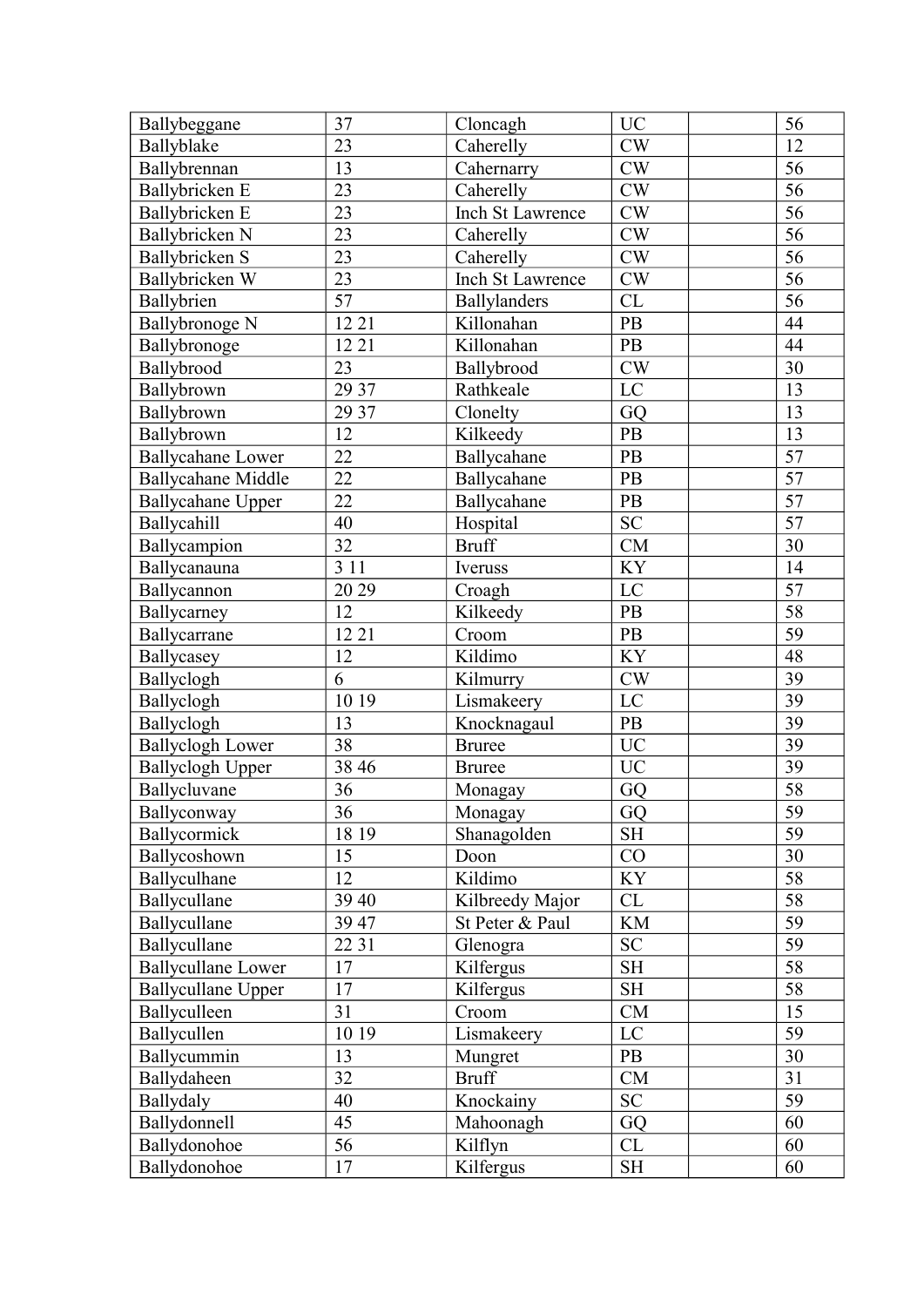| Ballybeggane | 37 | Cloncagh | UC | | 56 |
|---|---|---|---|---|---|
| Ballyblake | 23 | Caherelly | CW | | 12 |
| Ballybrennan | 13 | Cahernarry | CW | | 56 |
| Ballybricken E | 23 | Caherelly | CW | | 56 |
| Ballybricken E | 23 | Inch St Lawrence | CW | | 56 |
| Ballybricken N | 23 | Caherelly | CW | | 56 |
| Ballybricken S | 23 | Caherelly | CW | | 56 |
| Ballybricken W | 23 | Inch St Lawrence | CW | | 56 |
| Ballybrien | 57 | Ballylanders | CL | | 56 |
| Ballybronoge N | 12 21 | Killonahan | PB | | 44 |
| Ballybronoge | 12 21 | Killonahan | PB | | 44 |
| Ballybrood | 23 | Ballybrood | CW | | 30 |
| Ballybrown | 29 37 | Rathkeale | LC | | 13 |
| Ballybrown | 29 37 | Clonelty | GQ | | 13 |
| Ballybrown | 12 | Kilkeedy | PB | | 13 |
| Ballycahane Lower | 22 | Ballycahane | PB | | 57 |
| Ballycahane Middle | 22 | Ballycahane | PB | | 57 |
| Ballycahane Upper | 22 | Ballycahane | PB | | 57 |
| Ballycahill | 40 | Hospital | SC | | 57 |
| Ballycampion | 32 | Bruff | CM | | 30 |
| Ballycanauna | 3 11 | Iveruss | KY | | 14 |
| Ballycannon | 20 29 | Croagh | LC | | 57 |
| Ballycarney | 12 | Kilkeedy | PB | | 58 |
| Ballycarrane | 12 21 | Croom | PB | | 59 |
| Ballycasey | 12 | Kildimo | KY | | 48 |
| Ballyclogh | 6 | Kilmurry | CW | | 39 |
| Ballyclogh | 10 19 | Lismakeery | LC | | 39 |
| Ballyclogh | 13 | Knocknagaul | PB | | 39 |
| Ballyclogh Lower | 38 | Bruree | UC | | 39 |
| Ballyclogh Upper | 38 46 | Bruree | UC | | 39 |
| Ballycluvane | 36 | Monagay | GQ | | 58 |
| Ballyconway | 36 | Monagay | GQ | | 59 |
| Ballycormick | 18 19 | Shanagolden | SH | | 59 |
| Ballycoshown | 15 | Doon | CO | | 30 |
| Ballyculhane | 12 | Kildimo | KY | | 58 |
| Ballycullane | 39 40 | Kilbreedy Major | CL | | 58 |
| Ballycullane | 39 47 | St Peter & Paul | KM | | 59 |
| Ballycullane | 22 31 | Glenogra | SC | | 59 |
| Ballycullane Lower | 17 | Kilfergus | SH | | 58 |
| Ballycullane Upper | 17 | Kilfergus | SH | | 58 |
| Ballyculleen | 31 | Croom | CM | | 15 |
| Ballycullen | 10 19 | Lismakeery | LC | | 59 |
| Ballycummin | 13 | Mungret | PB | | 30 |
| Ballydaheen | 32 | Bruff | CM | | 31 |
| Ballydaly | 40 | Knockainy | SC | | 59 |
| Ballydonnell | 45 | Mahoonagh | GQ | | 60 |
| Ballydonohoe | 56 | Kilflyn | CL | | 60 |
| Ballydonohoe | 17 | Kilfergus | SH | | 60 |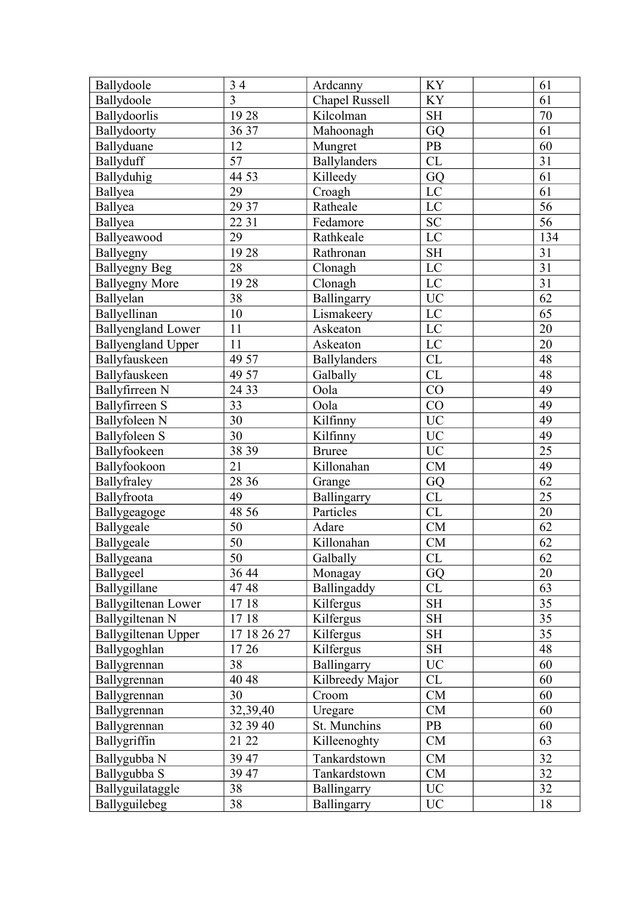| | | | | | |
|---|---|---|---|---|---|
| Ballydoole | 3 4 | Ardcanny | KY | | 61 |
| Ballydoole | 3 | Chapel Russell | KY | | 61 |
| Ballydoorlis | 19 28 | Kilcolman | SH | | 70 |
| Ballydoorty | 36 37 | Mahoonagh | GQ | | 61 |
| Ballyduane | 12 | Mungret | PB | | 60 |
| Ballyduff | 57 | Ballylanders | CL | | 31 |
| Ballyduhig | 44 53 | Killeedy | GQ | | 61 |
| Ballyea | 29 | Croagh | LC | | 61 |
| Ballyea | 29 37 | Ratheale | LC | | 56 |
| Ballyea | 22 31 | Fedamore | SC | | 56 |
| Ballyeawood | 29 | Rathkeale | LC | | 134 |
| Ballyegny | 19 28 | Rathronan | SH | | 31 |
| Ballyegny Beg | 28 | Clonagh | LC | | 31 |
| Ballyegny More | 19 28 | Clonagh | LC | | 31 |
| Ballyelan | 38 | Ballingarry | UC | | 62 |
| Ballyellinan | 10 | Lismakeery | LC | | 65 |
| Ballyengland Lower | 11 | Askeaton | LC | | 20 |
| Ballyengland Upper | 11 | Askeaton | LC | | 20 |
| Ballyfauskeen | 49 57 | Ballylanders | CL | | 48 |
| Ballyfauskeen | 49 57 | Galbally | CL | | 48 |
| Ballyfirreen N | 24 33 | Oola | CO | | 49 |
| Ballyfirreen S | 33 | Oola | CO | | 49 |
| Ballyfoleen N | 30 | Kilfinny | UC | | 49 |
| Ballyfoleen S | 30 | Kilfinny | UC | | 49 |
| Ballyfookeen | 38 39 | Bruree | UC | | 25 |
| Ballyfookoon | 21 | Killonahan | CM | | 49 |
| Ballyfraley | 28 36 | Grange | GQ | | 62 |
| Ballyfroota | 49 | Ballingarry | CL | | 25 |
| Ballygeagoge | 48 56 | Particles | CL | | 20 |
| Ballygeale | 50 | Adare | CM | | 62 |
| Ballygeale | 50 | Killonahan | CM | | 62 |
| Ballygeana | 50 | Galbally | CL | | 62 |
| Ballygeel | 36 44 | Monagay | GQ | | 20 |
| Ballygillane | 47 48 | Ballingaddy | CL | | 63 |
| Ballygiltenan Lower | 17 18 | Kilfergus | SH | | 35 |
| Ballygiltenan N | 17 18 | Kilfergus | SH | | 35 |
| Ballygiltenan Upper | 17 18 26 27 | Kilfergus | SH | | 35 |
| Ballygoghlan | 17 26 | Kilfergus | SH | | 48 |
| Ballygrennan | 38 | Ballingarry | UC | | 60 |
| Ballygrennan | 40 48 | Kilbreedy Major | CL | | 60 |
| Ballygrennan | 30 | Croom | CM | | 60 |
| Ballygrennan | 32,39,40 | Uregare | CM | | 60 |
| Ballygrennan | 32 39 40 | St. Munchins | PB | | 60 |
| Ballygriffin | 21 22 | Killeenoghty | CM | | 63 |
| Ballygubba N | 39 47 | Tankardstown | CM | | 32 |
| Ballygubba S | 39 47 | Tankardstown | CM | | 32 |
| Ballyguilataggle | 38 | Ballingarry | UC | | 32 |
| Ballyguilebeg | 38 | Ballingarry | UC | | 18 |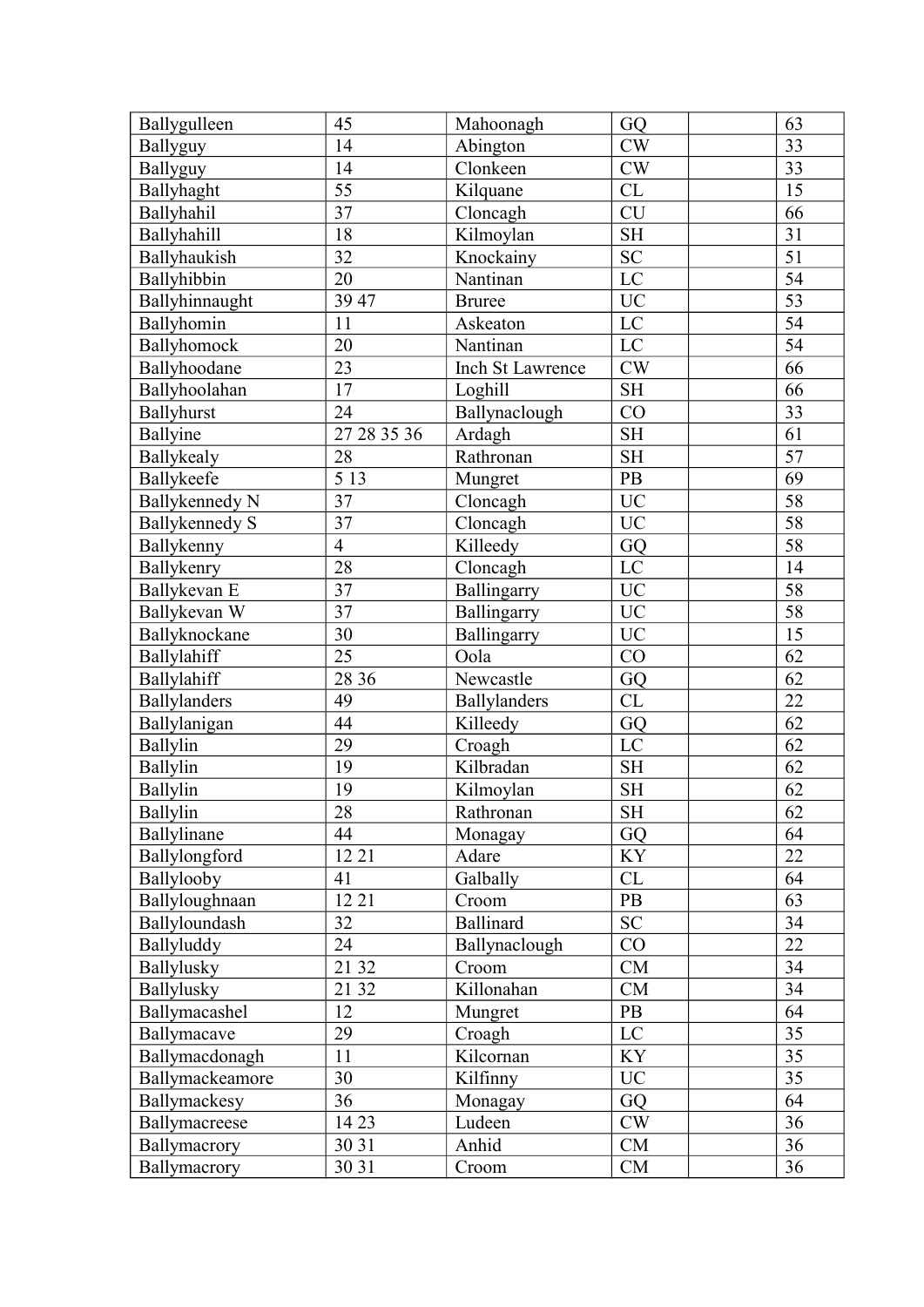| Ballygulleen | 45 | Mahoonagh | GQ | | 63 |
|---|---|---|---|---|---|
| Ballyguy | 14 | Abington | CW | | 33 |
| Ballyguy | 14 | Clonkeen | CW | | 33 |
| Ballyhaght | 55 | Kilquane | CL | | 15 |
| Ballyhahil | 37 | Cloncagh | CU | | 66 |
| Ballyhahill | 18 | Kilmoylan | SH | | 31 |
| Ballyhaukish | 32 | Knockainy | SC | | 51 |
| Ballyhibbin | 20 | Nantinan | LC | | 54 |
| Ballyhinnaught | 39 47 | Bruree | UC | | 53 |
| Ballyhomin | 11 | Askeaton | LC | | 54 |
| Ballyhomock | 20 | Nantinan | LC | | 54 |
| Ballyhoodane | 23 | Inch St Lawrence | CW | | 66 |
| Ballyhoolahan | 17 | Loghill | SH | | 66 |
| Ballyhurst | 24 | Ballynaclough | CO | | 33 |
| Ballyine | 27 28 35 36 | Ardagh | SH | | 61 |
| Ballykealy | 28 | Rathronan | SH | | 57 |
| Ballykeefe | 5 13 | Mungret | PB | | 69 |
| Ballykennedy N | 37 | Cloncagh | UC | | 58 |
| Ballykennedy S | 37 | Cloncagh | UC | | 58 |
| Ballykenny | 4 | Killeedy | GQ | | 58 |
| Ballykenry | 28 | Cloncagh | LC | | 14 |
| Ballykevan E | 37 | Ballingarry | UC | | 58 |
| Ballykevan W | 37 | Ballingarry | UC | | 58 |
| Ballyknockane | 30 | Ballingarry | UC | | 15 |
| Ballylahiff | 25 | Oola | CO | | 62 |
| Ballylahiff | 28 36 | Newcastle | GQ | | 62 |
| Ballylanders | 49 | Ballylanders | CL | | 22 |
| Ballylanigan | 44 | Killeedy | GQ | | 62 |
| Ballylin | 29 | Croagh | LC | | 62 |
| Ballylin | 19 | Kilbradan | SH | | 62 |
| Ballylin | 19 | Kilmoylan | SH | | 62 |
| Ballylin | 28 | Rathronan | SH | | 62 |
| Ballylinane | 44 | Monagay | GQ | | 64 |
| Ballylongford | 12 21 | Adare | KY | | 22 |
| Ballylooby | 41 | Galbally | CL | | 64 |
| Ballyloughnaan | 12 21 | Croom | PB | | 63 |
| Ballyloundash | 32 | Ballinard | SC | | 34 |
| Ballyluddy | 24 | Ballynaclough | CO | | 22 |
| Ballylusky | 21 32 | Croom | CM | | 34 |
| Ballylusky | 21 32 | Killonahan | CM | | 34 |
| Ballymacashel | 12 | Mungret | PB | | 64 |
| Ballymacave | 29 | Croagh | LC | | 35 |
| Ballymacdonagh | 11 | Kilcornan | KY | | 35 |
| Ballymackeamore | 30 | Kilfinny | UC | | 35 |
| Ballymackesy | 36 | Monagay | GQ | | 64 |
| Ballymacreese | 14 23 | Ludeen | CW | | 36 |
| Ballymacrory | 30 31 | Anhid | CM | | 36 |
| Ballymacrory | 30 31 | Croom | CM | | 36 |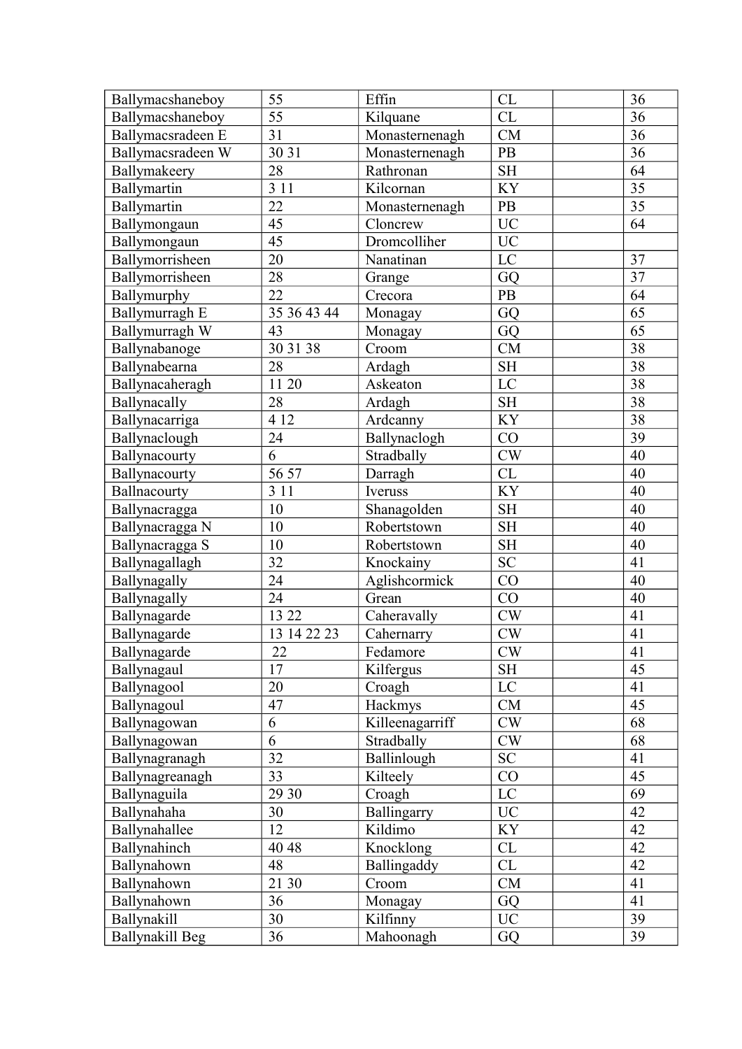| Ballymacshaneboy | 55 | Effin | CL | | 36 |
|---|---|---|---|---|---|
| Ballymacshaneboy | 55 | Kilquane | CL | | 36 |
| Ballymacsradeen E | 31 | Monasternenagh | CM | | 36 |
| Ballymacsradeen W | 30 31 | Monasternenagh | PB | | 36 |
| Ballymakeery | 28 | Rathronan | SH | | 64 |
| Ballymartin | 3 11 | Kilcornan | KY | | 35 |
| Ballymartin | 22 | Monasternenagh | PB | | 35 |
| Ballymongaun | 45 | Cloncrew | UC | | 64 |
| Ballymongaun | 45 | Dromcolliher | UC | | |
| Ballymorrisheen | 20 | Nanatinan | LC | | 37 |
| Ballymorrisheen | 28 | Grange | GQ | | 37 |
| Ballymurphy | 22 | Crecora | PB | | 64 |
| Ballymurragh E | 35 36 43 44 | Monagay | GQ | | 65 |
| Ballymurragh W | 43 | Monagay | GQ | | 65 |
| Ballynabanoge | 30 31 38 | Croom | CM | | 38 |
| Ballynabearna | 28 | Ardagh | SH | | 38 |
| Ballynacaheragh | 11 20 | Askeaton | LC | | 38 |
| Ballynacally | 28 | Ardagh | SH | | 38 |
| Ballynacarriga | 4 12 | Ardcanny | KY | | 38 |
| Ballynaclough | 24 | Ballynaclogh | CO | | 39 |
| Ballynacourty | 6 | Stradbally | CW | | 40 |
| Ballynacourty | 56 57 | Darragh | CL | | 40 |
| Ballnacourty | 3 11 | Iveruss | KY | | 40 |
| Ballynacragga | 10 | Shanagolden | SH | | 40 |
| Ballynacragga N | 10 | Robertstown | SH | | 40 |
| Ballynacragga S | 10 | Robertstown | SH | | 40 |
| Ballynagallagh | 32 | Knockainy | SC | | 41 |
| Ballynagally | 24 | Aglishcormick | CO | | 40 |
| Ballynagally | 24 | Grean | CO | | 40 |
| Ballynagarde | 13 22 | Caheravally | CW | | 41 |
| Ballynagarde | 13 14 22 23 | Cahernarry | CW | | 41 |
| Ballynagarde | 22 | Fedamore | CW | | 41 |
| Ballynagaul | 17 | Kilfergus | SH | | 45 |
| Ballynagool | 20 | Croagh | LC | | 41 |
| Ballynagoul | 47 | Hackmys | CM | | 45 |
| Ballynagowan | 6 | Killeenagarriff | CW | | 68 |
| Ballynagowan | 6 | Stradbally | CW | | 68 |
| Ballynagranagh | 32 | Ballinlough | SC | | 41 |
| Ballynagreanagh | 33 | Kilteely | CO | | 45 |
| Ballynaguila | 29 30 | Croagh | LC | | 69 |
| Ballynahaha | 30 | Ballingarry | UC | | 42 |
| Ballynahallee | 12 | Kildimo | KY | | 42 |
| Ballynahinch | 40 48 | Knocklong | CL | | 42 |
| Ballynahown | 48 | Ballingaddy | CL | | 42 |
| Ballynahown | 21 30 | Croom | CM | | 41 |
| Ballynahown | 36 | Monagay | GQ | | 41 |
| Ballynakill | 30 | Kilfinny | UC | | 39 |
| Ballynakill Beg | 36 | Mahoonagh | GQ | | 39 |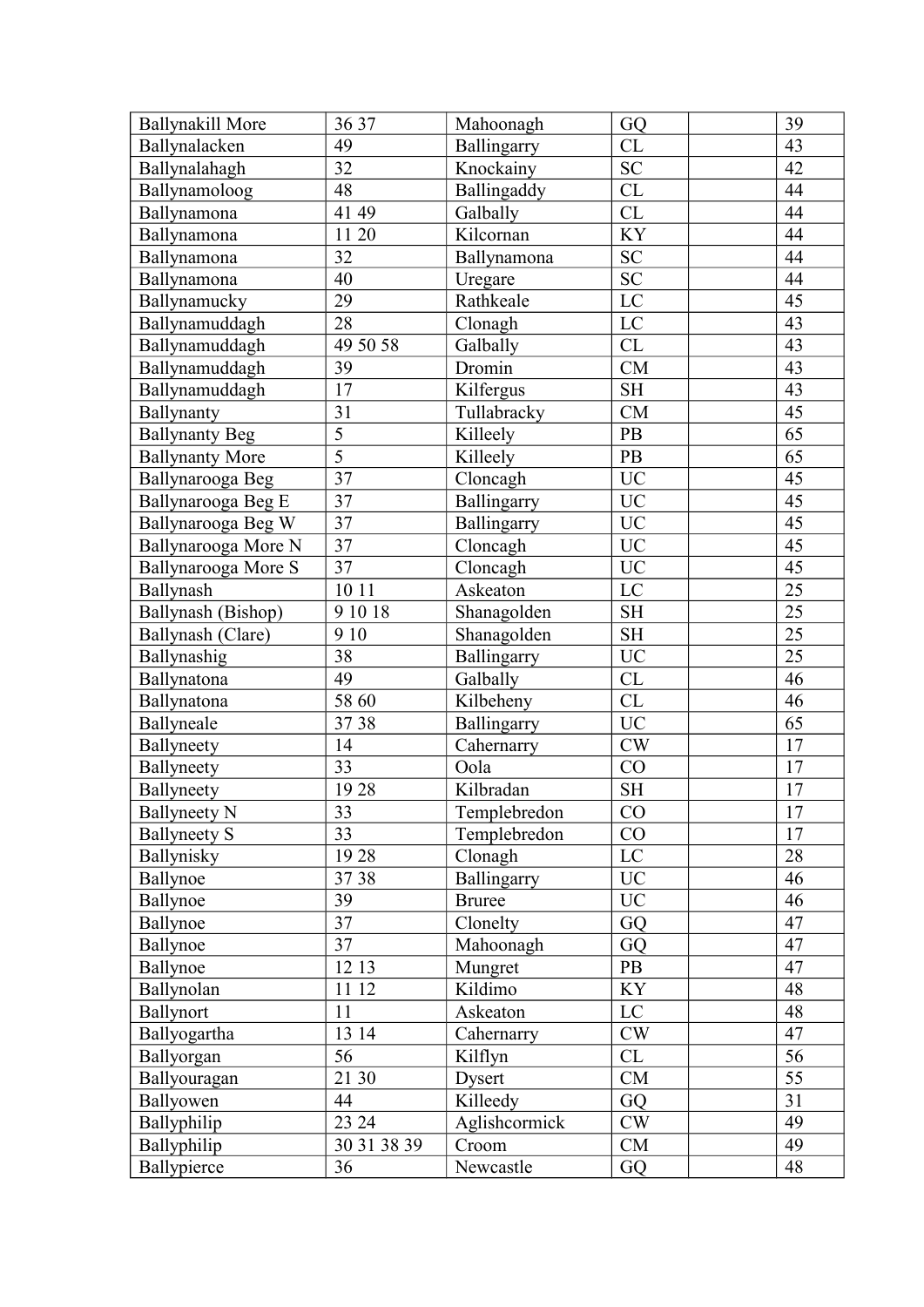| | | | | | |
|---|---|---|---|---|---|
| Ballynakill More | 36 37 | Mahoonagh | GQ | | 39 |
| Ballynalacken | 49 | Ballingarry | CL | | 43 |
| Ballynalahagh | 32 | Knockainy | SC | | 42 |
| Ballynamoloog | 48 | Ballingaddy | CL | | 44 |
| Ballynamona | 41 49 | Galbally | CL | | 44 |
| Ballynamona | 11 20 | Kilcornan | KY | | 44 |
| Ballynamona | 32 | Ballynamona | SC | | 44 |
| Ballynamona | 40 | Uregare | SC | | 44 |
| Ballynamucky | 29 | Rathkeale | LC | | 45 |
| Ballynamuddagh | 28 | Clonagh | LC | | 43 |
| Ballynamuddagh | 49 50 58 | Galbally | CL | | 43 |
| Ballynamuddagh | 39 | Dromin | CM | | 43 |
| Ballynamuddagh | 17 | Kilfergus | SH | | 43 |
| Ballynanty | 31 | Tullabracky | CM | | 45 |
| Ballynanty Beg | 5 | Killeely | PB | | 65 |
| Ballynanty More | 5 | Killeely | PB | | 65 |
| Ballynarooga Beg | 37 | Cloncagh | UC | | 45 |
| Ballynarooga Beg E | 37 | Ballingarry | UC | | 45 |
| Ballynarooga Beg W | 37 | Ballingarry | UC | | 45 |
| Ballynarooga More N | 37 | Cloncagh | UC | | 45 |
| Ballynarooga More S | 37 | Cloncagh | UC | | 45 |
| Ballynash | 10 11 | Askeaton | LC | | 25 |
| Ballynash (Bishop) | 9 10 18 | Shanagolden | SH | | 25 |
| Ballynash (Clare) | 9 10 | Shanagolden | SH | | 25 |
| Ballynashig | 38 | Ballingarry | UC | | 25 |
| Ballynatona | 49 | Galbally | CL | | 46 |
| Ballynatona | 58 60 | Kilbeheny | CL | | 46 |
| Ballyneale | 37 38 | Ballingarry | UC | | 65 |
| Ballyneety | 14 | Cahernarry | CW | | 17 |
| Ballyneety | 33 | Oola | CO | | 17 |
| Ballyneety | 19 28 | Kilbradan | SH | | 17 |
| Ballyneety N | 33 | Templebredon | CO | | 17 |
| Ballyneety S | 33 | Templebredon | CO | | 17 |
| Ballynisky | 19 28 | Clonagh | LC | | 28 |
| Ballynoe | 37 38 | Ballingarry | UC | | 46 |
| Ballynoe | 39 | Bruree | UC | | 46 |
| Ballynoe | 37 | Clonelty | GQ | | 47 |
| Ballynoe | 37 | Mahoonagh | GQ | | 47 |
| Ballynoe | 12 13 | Mungret | PB | | 47 |
| Ballynolan | 11 12 | Kildimo | KY | | 48 |
| Ballynort | 11 | Askeaton | LC | | 48 |
| Ballyogartha | 13 14 | Cahernarry | CW | | 47 |
| Ballyorgan | 56 | Kilflyn | CL | | 56 |
| Ballyouragan | 21 30 | Dysert | CM | | 55 |
| Ballyowen | 44 | Killeedy | GQ | | 31 |
| Ballyphilip | 23 24 | Aglishcormick | CW | | 49 |
| Ballyphilip | 30 31 38 39 | Croom | CM | | 49 |
| Ballypierce | 36 | Newcastle | GQ | | 48 |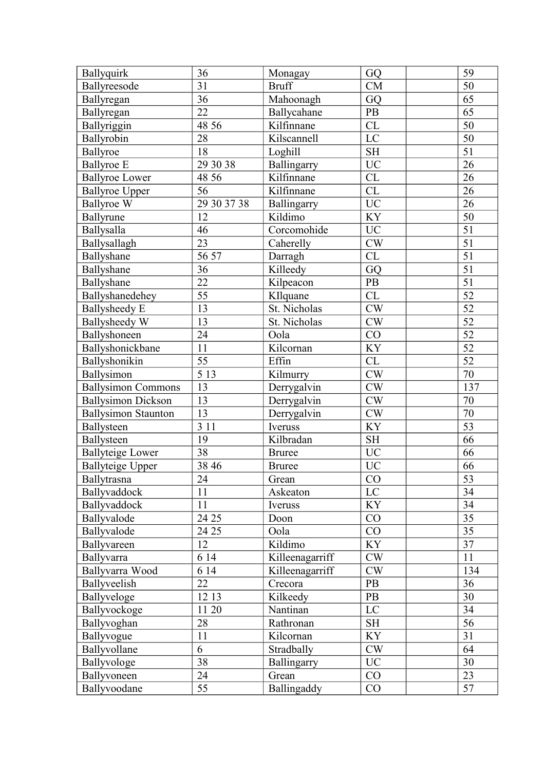| Ballyquirk | 36 | Monagay | GQ | | 59 |
|---|---|---|---|---|---|
| Ballyreesode | 31 | Bruff | CM | | 50 |
| Ballyregan | 36 | Mahoonagh | GQ | | 65 |
| Ballyregan | 22 | Ballycahane | PB | | 65 |
| Ballyriggin | 48 56 | Kilfinnane | CL | | 50 |
| Ballyrobin | 28 | Kilscannell | LC | | 50 |
| Ballyroe | 18 | Loghill | SH | | 51 |
| Ballyroe E | 29 30 38 | Ballingarry | UC | | 26 |
| Ballyroe Lower | 48 56 | Kilfinnane | CL | | 26 |
| Ballyroe Upper | 56 | Kilfinnane | CL | | 26 |
| Ballyroe W | 29 30 37 38 | Ballingarry | UC | | 26 |
| Ballyrune | 12 | Kildimo | KY | | 50 |
| Ballysalla | 46 | Corcomohide | UC | | 51 |
| Ballysallagh | 23 | Caherelly | CW | | 51 |
| Ballyshane | 56 57 | Darragh | CL | | 51 |
| Ballyshane | 36 | Killeedy | GQ | | 51 |
| Ballyshane | 22 | Kilpeacon | PB | | 51 |
| Ballyshanedehey | 55 | KIlquane | CL | | 52 |
| Ballysheedy E | 13 | St. Nicholas | CW | | 52 |
| Ballysheedy W | 13 | St. Nicholas | CW | | 52 |
| Ballyshoneen | 24 | Oola | CO | | 52 |
| Ballyshonickbane | 11 | Kilcornan | KY | | 52 |
| Ballyshonikin | 55 | Effin | CL | | 52 |
| Ballysimon | 5 13 | Kilmurry | CW | | 70 |
| Ballysimon Commons | 13 | Derrygalvin | CW | | 137 |
| Ballysimon Dickson | 13 | Derrygalvin | CW | | 70 |
| Ballysimon Staunton | 13 | Derrygalvin | CW | | 70 |
| Ballysteen | 3 11 | Iveruss | KY | | 53 |
| Ballysteen | 19 | Kilbradan | SH | | 66 |
| Ballyteige Lower | 38 | Bruree | UC | | 66 |
| Ballyteige Upper | 38 46 | Bruree | UC | | 66 |
| Ballytrasna | 24 | Grean | CO | | 53 |
| Ballyvaddock | 11 | Askeaton | LC | | 34 |
| Ballyvaddock | 11 | Iveruss | KY | | 34 |
| Ballyvalode | 24 25 | Doon | CO | | 35 |
| Ballyvalode | 24 25 | Oola | CO | | 35 |
| Ballyvareen | 12 | Kildimo | KY | | 37 |
| Ballyvarra | 6 14 | Killeenagarriff | CW | | 11 |
| Ballyvarra Wood | 6 14 | Killeenagarriff | CW | | 134 |
| Ballyveelish | 22 | Crecora | PB | | 36 |
| Ballyveloge | 12 13 | Kilkeedy | PB | | 30 |
| Ballyvockoge | 11 20 | Nantinan | LC | | 34 |
| Ballyvoghan | 28 | Rathronan | SH | | 56 |
| Ballyvogue | 11 | Kilcornan | KY | | 31 |
| Ballyvollane | 6 | Stradbally | CW | | 64 |
| Ballyvologe | 38 | Ballingarry | UC | | 30 |
| Ballyvoneen | 24 | Grean | CO | | 23 |
| Ballyvoodane | 55 | Ballingaddy | CO | | 57 |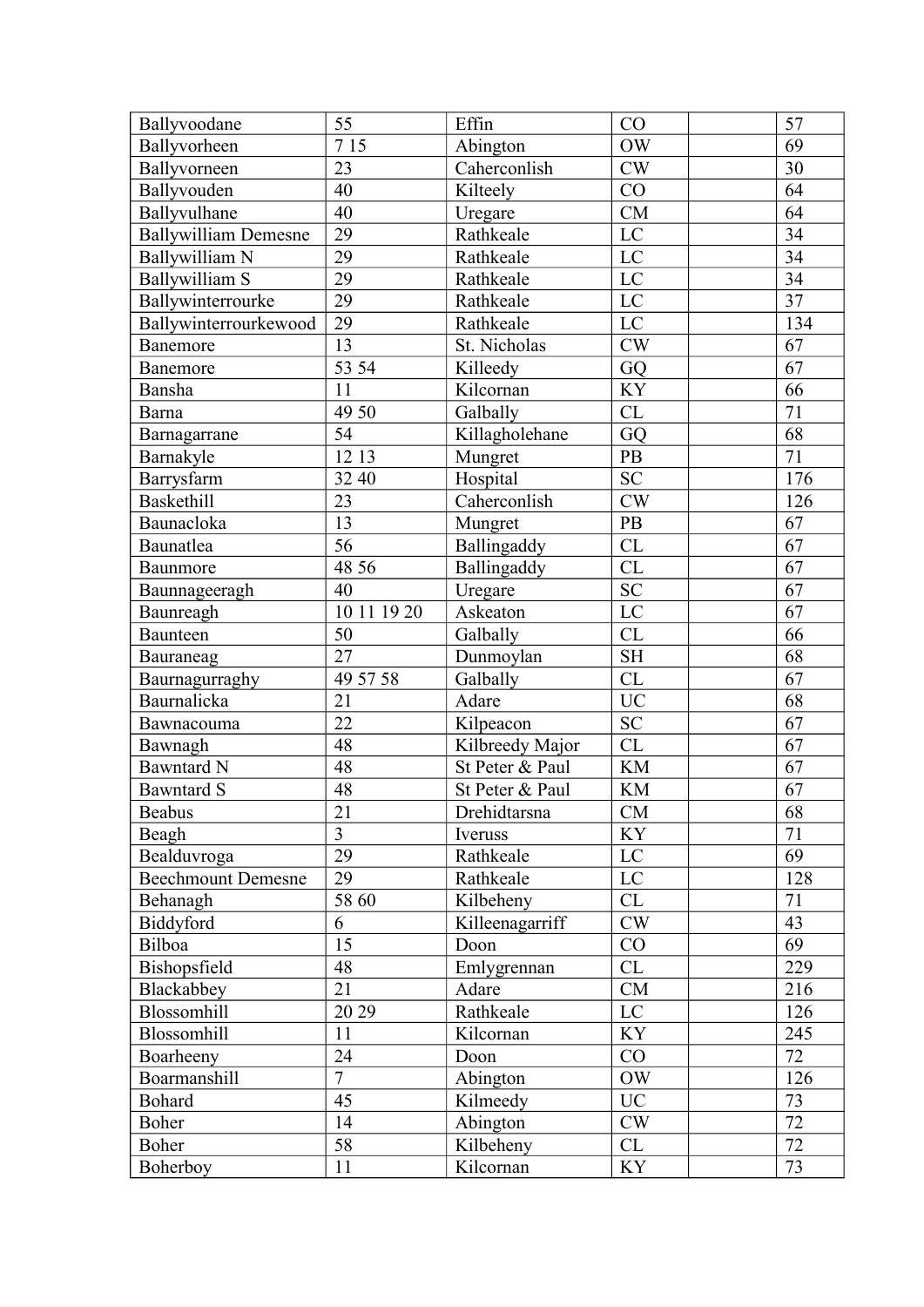| Ballyvoodane | 55 | Effin | CO | | 57 |
|---|---|---|---|---|---|
| Ballyvorheen | 7 15 | Abington | OW | | 69 |
| Ballyvorneen | 23 | Caherconlish | CW | | 30 |
| Ballyvouden | 40 | Kilteely | CO | | 64 |
| Ballyvulhane | 40 | Uregare | CM | | 64 |
| Ballywilliam Demesne | 29 | Rathkeale | LC | | 34 |
| Ballywilliam N | 29 | Rathkeale | LC | | 34 |
| Ballywilliam S | 29 | Rathkeale | LC | | 34 |
| Ballywinterrourke | 29 | Rathkeale | LC | | 37 |
| Ballywinterrourkewood | 29 | Rathkeale | LC | | 134 |
| Banemore | 13 | St. Nicholas | CW | | 67 |
| Banemore | 53 54 | Killeedy | GQ | | 67 |
| Bansha | 11 | Kilcornan | KY | | 66 |
| Barna | 49 50 | Galbally | CL | | 71 |
| Barnagarrane | 54 | Killagholehane | GQ | | 68 |
| Barnakyle | 12 13 | Mungret | PB | | 71 |
| Barrysfarm | 32 40 | Hospital | SC | | 176 |
| Baskethill | 23 | Caherconlish | CW | | 126 |
| Baunacloka | 13 | Mungret | PB | | 67 |
| Baunatlea | 56 | Ballingaddy | CL | | 67 |
| Baunmore | 48 56 | Ballingaddy | CL | | 67 |
| Baunnageeragh | 40 | Uregare | SC | | 67 |
| Baunreagh | 10 11 19 20 | Askeaton | LC | | 67 |
| Baunteen | 50 | Galbally | CL | | 66 |
| Bauraneag | 27 | Dunmoylan | SH | | 68 |
| Baurnagurraghy | 49 57 58 | Galbally | CL | | 67 |
| Baurnalicka | 21 | Adare | UC | | 68 |
| Bawnacouma | 22 | Kilpeacon | SC | | 67 |
| Bawnagh | 48 | Kilbreedy Major | CL | | 67 |
| Bawntard N | 48 | St Peter & Paul | KM | | 67 |
| Bawntard S | 48 | St Peter & Paul | KM | | 67 |
| Beabus | 21 | Drehidtarsna | CM | | 68 |
| Beagh | 3 | Iveruss | KY | | 71 |
| Bealduvroga | 29 | Rathkeale | LC | | 69 |
| Beechmount Demesne | 29 | Rathkeale | LC | | 128 |
| Behanagh | 58 60 | Kilbeheny | CL | | 71 |
| Biddyford | 6 | Killeenagarriff | CW | | 43 |
| Bilboa | 15 | Doon | CO | | 69 |
| Bishopsfield | 48 | Emlygrennan | CL | | 229 |
| Blackabbey | 21 | Adare | CM | | 216 |
| Blossomhill | 20 29 | Rathkeale | LC | | 126 |
| Blossomhill | 11 | Kilcornan | KY | | 245 |
| Boarheeny | 24 | Doon | CO | | 72 |
| Boarmanshill | 7 | Abington | OW | | 126 |
| Bohard | 45 | Kilmeedy | UC | | 73 |
| Boher | 14 | Abington | CW | | 72 |
| Boher | 58 | Kilbeheny | CL | | 72 |
| Boherboy | 11 | Kilcornan | KY | | 73 |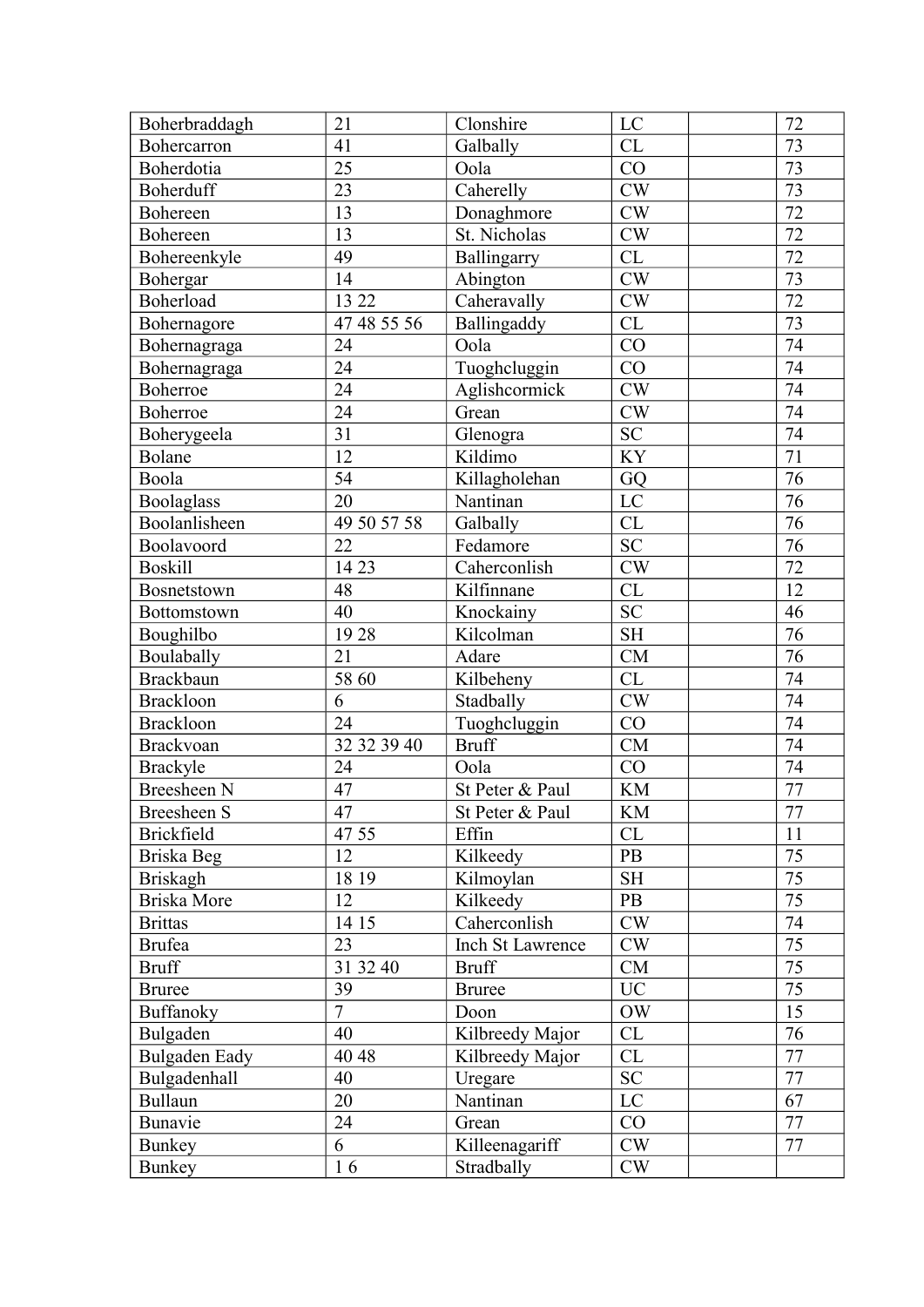| | | | | | |
|---|---|---|---|---|---|
| Boherbraddagh | 21 | Clonshire | LC | | 72 |
| Bohercarron | 41 | Galbally | CL | | 73 |
| Boherdotia | 25 | Oola | CO | | 73 |
| Boherduff | 23 | Caherelly | CW | | 73 |
| Bohereen | 13 | Donaghmore | CW | | 72 |
| Bohereen | 13 | St. Nicholas | CW | | 72 |
| Bohereenkyle | 49 | Ballingarry | CL | | 72 |
| Bohergar | 14 | Abington | CW | | 73 |
| Boherload | 13 22 | Caheravally | CW | | 72 |
| Bohernagore | 47 48 55 56 | Ballingaddy | CL | | 73 |
| Bohernagraga | 24 | Oola | CO | | 74 |
| Bohernagraga | 24 | Tuoghcluggin | CO | | 74 |
| Boherroe | 24 | Aglishcormick | CW | | 74 |
| Boherroe | 24 | Grean | CW | | 74 |
| Boherygeela | 31 | Glenogra | SC | | 74 |
| Bolane | 12 | Kildimo | KY | | 71 |
| Boola | 54 | Killagholehan | GQ | | 76 |
| Boolaglass | 20 | Nantinan | LC | | 76 |
| Boolanlisheen | 49 50 57 58 | Galbally | CL | | 76 |
| Boolavoord | 22 | Fedamore | SC | | 76 |
| Boskill | 14 23 | Caherconlish | CW | | 72 |
| Bosnetstown | 48 | Kilfinnane | CL | | 12 |
| Bottomstown | 40 | Knockainy | SC | | 46 |
| Boughilbo | 19 28 | Kilcolman | SH | | 76 |
| Boulabally | 21 | Adare | CM | | 76 |
| Brackbaun | 58 60 | Kilbeheny | CL | | 74 |
| Brackloon | 6 | Stadbally | CW | | 74 |
| Brackloon | 24 | Tuoghcluggin | CO | | 74 |
| Brackvoan | 32 32 39 40 | Bruff | CM | | 74 |
| Brackyle | 24 | Oola | CO | | 74 |
| Breesheen N | 47 | St Peter & Paul | KM | | 77 |
| Breesheen S | 47 | St Peter & Paul | KM | | 77 |
| Brickfield | 47 55 | Effin | CL | | 11 |
| Briska Beg | 12 | Kilkeedy | PB | | 75 |
| Briskagh | 18 19 | Kilmoylan | SH | | 75 |
| Briska More | 12 | Kilkeedy | PB | | 75 |
| Brittas | 14 15 | Caherconlish | CW | | 74 |
| Brufea | 23 | Inch St Lawrence | CW | | 75 |
| Bruff | 31 32 40 | Bruff | CM | | 75 |
| Bruree | 39 | Bruree | UC | | 75 |
| Buffanoky | 7 | Doon | OW | | 15 |
| Bulgaden | 40 | Kilbreedy Major | CL | | 76 |
| Bulgaden Eady | 40 48 | Kilbreedy Major | CL | | 77 |
| Bulgadenhall | 40 | Uregare | SC | | 77 |
| Bullaun | 20 | Nantinan | LC | | 67 |
| Bunavie | 24 | Grean | CO | | 77 |
| Bunkey | 6 | Killeenagariff | CW | | 77 |
| Bunkey | 1 6 | Stradbally | CW | | |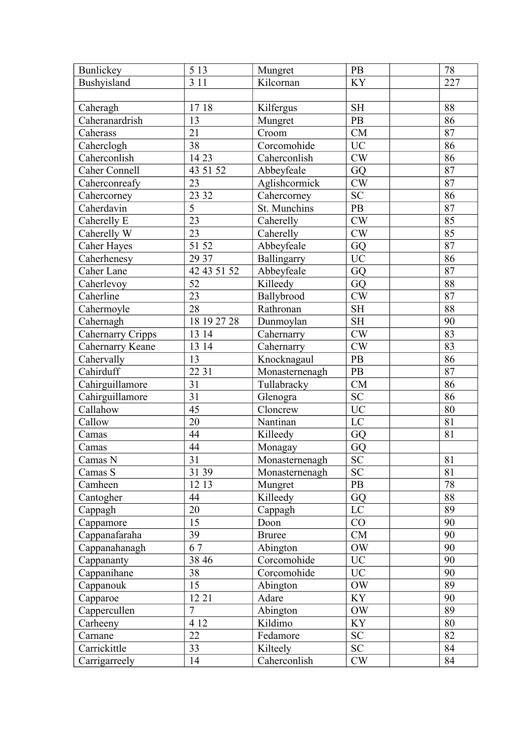| | | | | | |
|---|---|---|---|---|---|
| Bunlickey | 5 13 | Mungret | PB | | 78 |
| Bushyisland | 3 11 | Kilcornan | KY | | 227 |
| | | | | | |
| Caheragh | 17 18 | Kilfergus | SH | | 88 |
| Caheranardrish | 13 | Mungret | PB | | 86 |
| Caherass | 21 | Croom | CM | | 87 |
| Caherclogh | 38 | Corcomohide | UC | | 86 |
| Caherconlish | 14 23 | Caherconlish | CW | | 86 |
| Caher Connell | 43 51 52 | Abbeyfeale | GQ | | 87 |
| Caherconreafy | 23 | Aglishcormick | CW | | 87 |
| Cahercorney | 23 32 | Cahercorney | SC | | 86 |
| Caherdavin | 5 | St. Munchins | PB | | 87 |
| Caherelly E | 23 | Caherelly | CW | | 85 |
| Caherelly W | 23 | Caherelly | CW | | 85 |
| Caher Hayes | 51 52 | Abbeyfeale | GQ | | 87 |
| Caherhenesy | 29 37 | Ballingarry | UC | | 86 |
| Caher Lane | 42 43 51 52 | Abbeyfeale | GQ | | 87 |
| Caherlevoy | 52 | Killeedy | GQ | | 88 |
| Caherline | 23 | Ballybrood | CW | | 87 |
| Cahermoyle | 28 | Rathronan | SH | | 88 |
| Cahernagh | 18 19 27 28 | Dunmoylan | SH | | 90 |
| Cahernarry Cripps | 13 14 | Cahernarry | CW | | 83 |
| Cahernarry Keane | 13 14 | Cahernarry | CW | | 83 |
| Cahervally | 13 | Knocknagaul | PB | | 86 |
| Cahirduff | 22 31 | Monasternenagh | PB | | 87 |
| Cahirguillamore | 31 | Tullabracky | CM | | 86 |
| Cahirguillamore | 31 | Glenogra | SC | | 86 |
| Callahow | 45 | Cloncrew | UC | | 80 |
| Callow | 20 | Nantinan | LC | | 81 |
| Camas | 44 | Killeedy | GQ | | 81 |
| Camas | 44 | Monagay | GQ | | |
| Camas N | 31 | Monasternenagh | SC | | 81 |
| Camas S | 31 39 | Monasternenagh | SC | | 81 |
| Camheen | 12 13 | Mungret | PB | | 78 |
| Cantogher | 44 | Killeedy | GQ | | 88 |
| Cappagh | 20 | Cappagh | LC | | 89 |
| Cappamore | 15 | Doon | CO | | 90 |
| Cappanafaraha | 39 | Bruree | CM | | 90 |
| Cappanahanagh | 6 7 | Abington | OW | | 90 |
| Cappananty | 38 46 | Corcomohide | UC | | 90 |
| Cappanihane | 38 | Corcomohide | UC | | 90 |
| Cappanouk | 15 | Abington | OW | | 89 |
| Capparoe | 12 21 | Adare | KY | | 90 |
| Cappercullen | 7 | Abington | OW | | 89 |
| Carheeny | 4 12 | Kildimo | KY | | 80 |
| Carnane | 22 | Fedamore | SC | | 82 |
| Carrickittle | 33 | Kilteely | SC | | 84 |
| Carrigarreely | 14 | Caherconlish | CW | | 84 |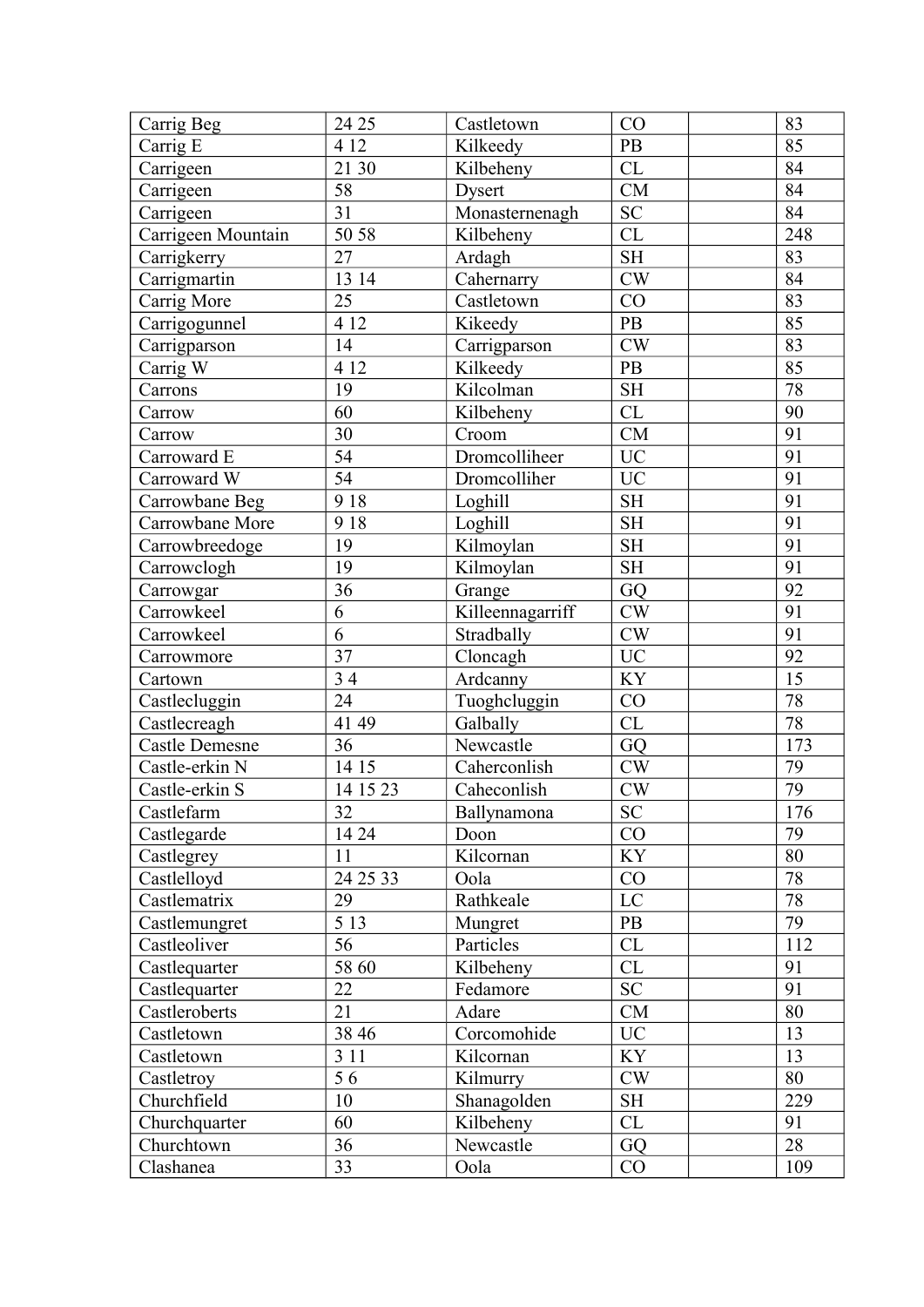| Carrig Beg | 24 25 | Castletown | CO | | 83 |
|---|---|---|---|---|---|
| Carrig E | 4 12 | Kilkeedy | PB | | 85 |
| Carrigeen | 21 30 | Kilbeheny | CL | | 84 |
| Carrigeen | 58 | Dysert | CM | | 84 |
| Carrigeen | 31 | Monasternenagh | SC | | 84 |
| Carrigeen Mountain | 50 58 | Kilbeheny | CL | | 248 |
| Carrigkerry | 27 | Ardagh | SH | | 83 |
| Carrigmartin | 13 14 | Cahernarry | CW | | 84 |
| Carrig More | 25 | Castletown | CO | | 83 |
| Carrigogunnel | 4 12 | Kikeedy | PB | | 85 |
| Carrigparson | 14 | Carrigparson | CW | | 83 |
| Carrig W | 4 12 | Kilkeedy | PB | | 85 |
| Carrons | 19 | Kilcolman | SH | | 78 |
| Carrow | 60 | Kilbeheny | CL | | 90 |
| Carrow | 30 | Croom | CM | | 91 |
| Carroward E | 54 | Dromcolliheer | UC | | 91 |
| Carroward W | 54 | Dromcolliher | UC | | 91 |
| Carrowbane Beg | 9 18 | Loghill | SH | | 91 |
| Carrowbane More | 9 18 | Loghill | SH | | 91 |
| Carrowbreedoge | 19 | Kilmoylan | SH | | 91 |
| Carrowclogh | 19 | Kilmoylan | SH | | 91 |
| Carrowgar | 36 | Grange | GQ | | 92 |
| Carrowkeel | 6 | Killeennagarriff | CW | | 91 |
| Carrowkeel | 6 | Stradbally | CW | | 91 |
| Carrowmore | 37 | Cloncagh | UC | | 92 |
| Cartown | 3 4 | Ardcanny | KY | | 15 |
| Castlecluggin | 24 | Tuoghcluggin | CO | | 78 |
| Castlecreagh | 41 49 | Galbally | CL | | 78 |
| Castle Demesne | 36 | Newcastle | GQ | | 173 |
| Castle-erkin N | 14 15 | Caherconlish | CW | | 79 |
| Castle-erkin S | 14 15 23 | Caheconlish | CW | | 79 |
| Castlefarm | 32 | Ballynamona | SC | | 176 |
| Castlegarde | 14 24 | Doon | CO | | 79 |
| Castlegrey | 11 | Kilcornan | KY | | 80 |
| Castlelloyd | 24 25 33 | Oola | CO | | 78 |
| Castlematrix | 29 | Rathkeale | LC | | 78 |
| Castlemungret | 5 13 | Mungret | PB | | 79 |
| Castleoliver | 56 | Particles | CL | | 112 |
| Castlequarter | 58 60 | Kilbeheny | CL | | 91 |
| Castlequarter | 22 | Fedamore | SC | | 91 |
| Castleroberts | 21 | Adare | CM | | 80 |
| Castletown | 38 46 | Corcomohide | UC | | 13 |
| Castletown | 3 11 | Kilcornan | KY | | 13 |
| Castletroy | 5 6 | Kilmurry | CW | | 80 |
| Churchfield | 10 | Shanagolden | SH | | 229 |
| Churchquarter | 60 | Kilbeheny | CL | | 91 |
| Churchtown | 36 | Newcastle | GQ | | 28 |
| Clashanea | 33 | Oola | CO | | 109 |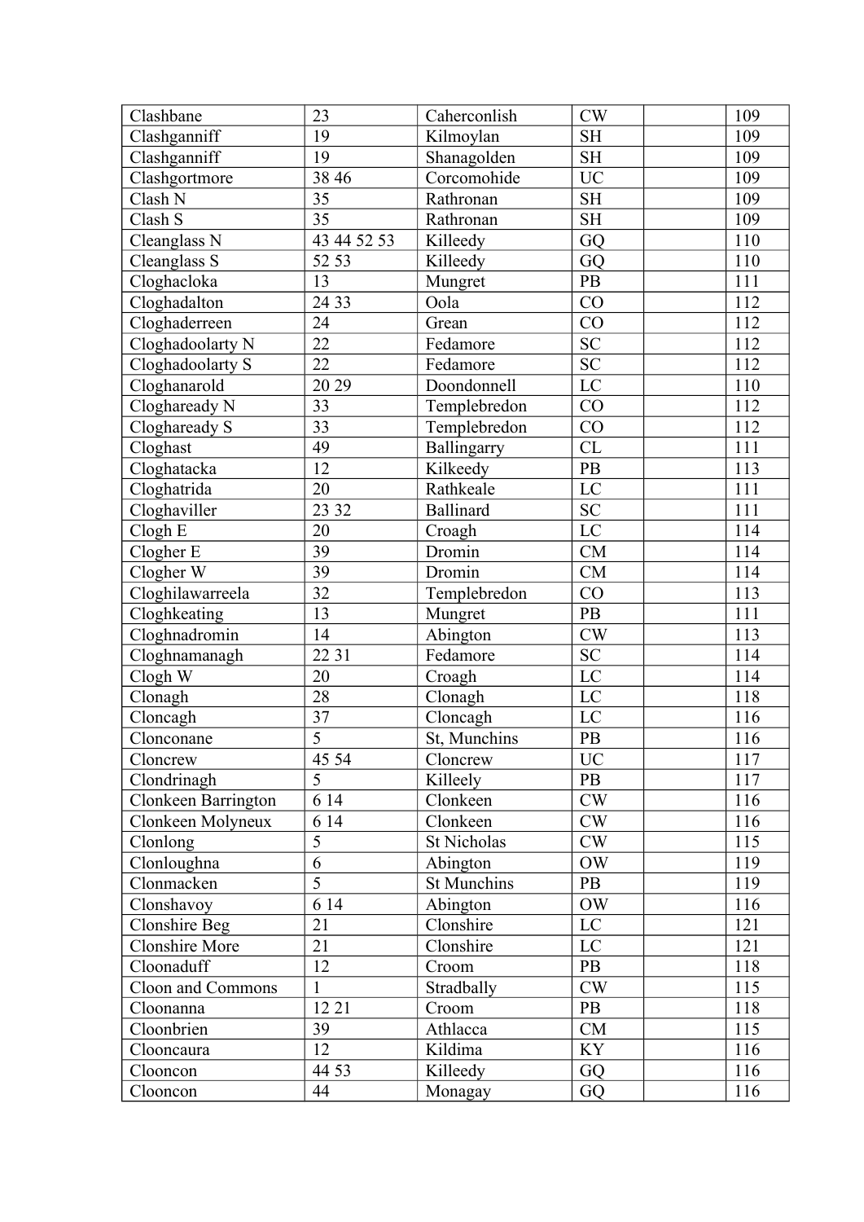| Clashbane | 23 | Caherconlish | CW | | 109 |
|---|---|---|---|---|---|
| Clashganniff | 19 | Kilmoylan | SH | | 109 |
| Clashganniff | 19 | Shanagolden | SH | | 109 |
| Clashgortmore | 38 46 | Corcomohide | UC | | 109 |
| Clash N | 35 | Rathronan | SH | | 109 |
| Clash S | 35 | Rathronan | SH | | 109 |
| Cleanglass N | 43 44 52 53 | Killeedy | GQ | | 110 |
| Cleanglass S | 52 53 | Killeedy | GQ | | 110 |
| Cloghacloka | 13 | Mungret | PB | | 111 |
| Cloghadalton | 24 33 | Oola | CO | | 112 |
| Cloghaderreen | 24 | Grean | CO | | 112 |
| Cloghadoolarty N | 22 | Fedamore | SC | | 112 |
| Cloghadoolarty S | 22 | Fedamore | SC | | 112 |
| Cloghanarold | 20 29 | Doondonnell | LC | | 110 |
| Clogheready N | 33 | Templebredon | CO | | 112 |
| Clogheready S | 33 | Templebredon | CO | | 112 |
| Cloghast | 49 | Ballingarry | CL | | 111 |
| Cloghatacka | 12 | Kilkeedy | PB | | 113 |
| Cloghatrida | 20 | Rathkeale | LC | | 111 |
| Cloghaviller | 23 32 | Ballinard | SC | | 111 |
| Clogh E | 20 | Croagh | LC | | 114 |
| Clogher E | 39 | Dromin | CM | | 114 |
| Clogher W | 39 | Dromin | CM | | 114 |
| Cloghilawarreela | 32 | Templebredon | CO | | 113 |
| Cloghkeating | 13 | Mungret | PB | | 111 |
| Cloghnadromin | 14 | Abington | CW | | 113 |
| Cloghnamanagh | 22 31 | Fedamore | SC | | 114 |
| Clogh W | 20 | Croagh | LC | | 114 |
| Clonagh | 28 | Clonagh | LC | | 118 |
| Cloncagh | 37 | Cloncagh | LC | | 116 |
| Clonconane | 5 | St, Munchins | PB | | 116 |
| Cloncrew | 45 54 | Cloncrew | UC | | 117 |
| Clondrinagh | 5 | Killeely | PB | | 117 |
| Clonkeen Barrington | 6 14 | Clonkeen | CW | | 116 |
| Clonkeen Molyneux | 6 14 | Clonkeen | CW | | 116 |
| Clonlong | 5 | St Nicholas | CW | | 115 |
| Clonloughna | 6 | Abington | OW | | 119 |
| Clonmacken | 5 | St Munchins | PB | | 119 |
| Clonshavoy | 6 14 | Abington | OW | | 116 |
| Clonshire Beg | 21 | Clonshire | LC | | 121 |
| Clonshire More | 21 | Clonshire | LC | | 121 |
| Cloonaduff | 12 | Croom | PB | | 118 |
| Cloon and Commons | 1 | Stradbally | CW | | 115 |
| Cloonanna | 12 21 | Croom | PB | | 118 |
| Cloonbrien | 39 | Athlacca | CM | | 115 |
| Clooncaura | 12 | Kildima | KY | | 116 |
| Clooncon | 44 53 | Killeedy | GQ | | 116 |
| Clooncon | 44 | Monagay | GQ | | 116 |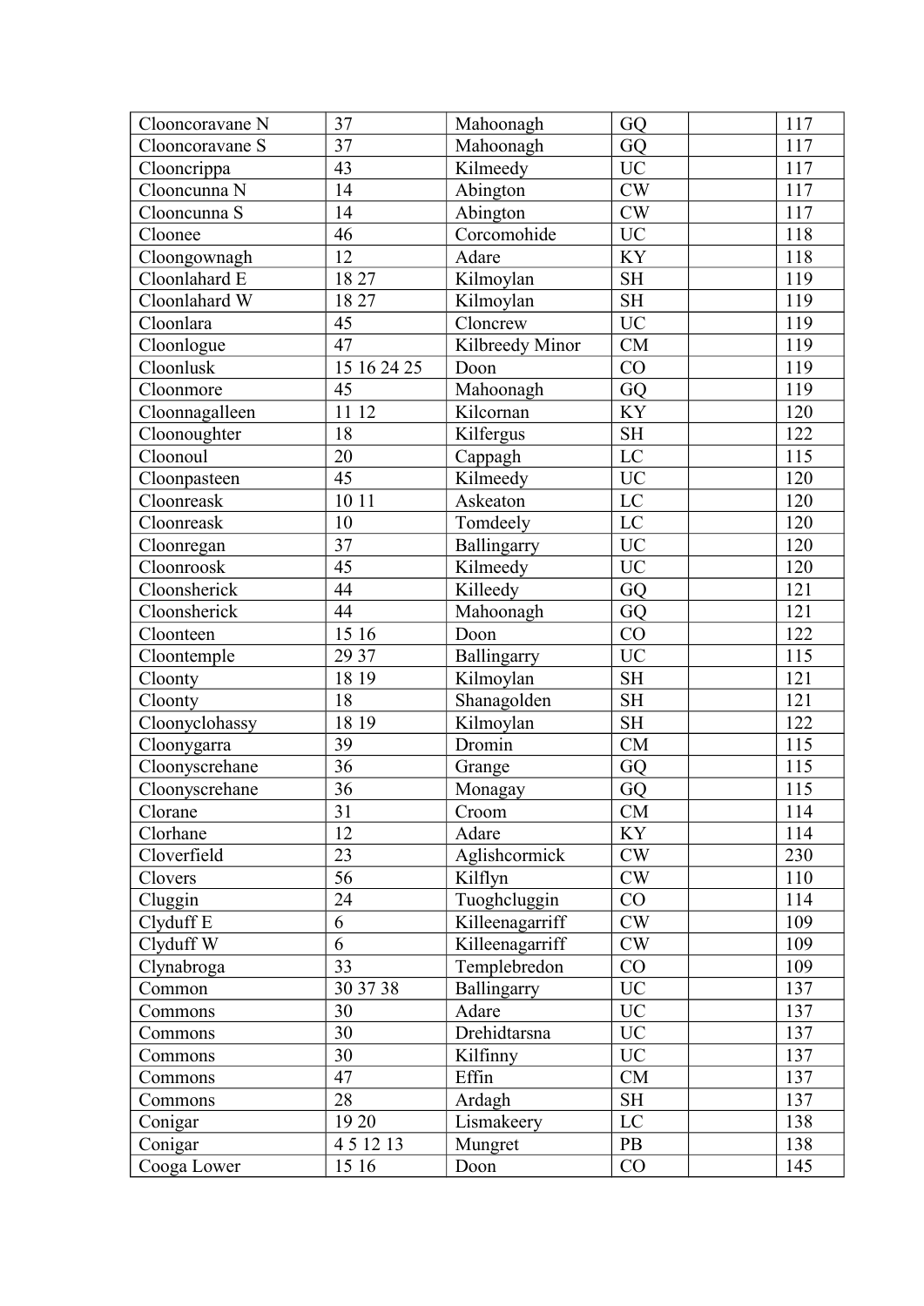| Clooncoravane N | 37 | Mahoonagh | GQ | | 117 |
|---|---|---|---|---|---|
| Clooncoravane S | 37 | Mahoonagh | GQ | | 117 |
| Clooncrippa | 43 | Kilmeedy | UC | | 117 |
| Clooncunna N | 14 | Abington | CW | | 117 |
| Clooncunna S | 14 | Abington | CW | | 117 |
| Cloonee | 46 | Corcomohide | UC | | 118 |
| Cloongownagh | 12 | Adare | KY | | 118 |
| Cloonlahard E | 18 27 | Kilmoylan | SH | | 119 |
| Cloonlahard W | 18 27 | Kilmoylan | SH | | 119 |
| Cloonlara | 45 | Cloncrew | UC | | 119 |
| Cloonlogue | 47 | Kilbreedy Minor | CM | | 119 |
| Cloonlusk | 15 16 24 25 | Doon | CO | | 119 |
| Cloonmore | 45 | Mahoonagh | GQ | | 119 |
| Cloonnagalleen | 11 12 | Kilcornan | KY | | 120 |
| Cloonoughter | 18 | Kilfergus | SH | | 122 |
| Cloonoul | 20 | Cappagh | LC | | 115 |
| Cloonpasteen | 45 | Kilmeedy | UC | | 120 |
| Cloonreask | 10 11 | Askeaton | LC | | 120 |
| Cloonreask | 10 | Tomdeely | LC | | 120 |
| Cloonregan | 37 | Ballingarry | UC | | 120 |
| Cloonroosk | 45 | Kilmeedy | UC | | 120 |
| Cloonsherick | 44 | Killeedy | GQ | | 121 |
| Cloonsherick | 44 | Mahoonagh | GQ | | 121 |
| Clooneen | 15 16 | Doon | CO | | 122 |
| Cloontemple | 29 37 | Ballingarry | UC | | 115 |
| Cloonty | 18 19 | Kilmoylan | SH | | 121 |
| Cloonty | 18 | Shanagolden | SH | | 121 |
| Cloonyclohassy | 18 19 | Kilmoylan | SH | | 122 |
| Cloonygarra | 39 | Dromin | CM | | 115 |
| Cloonyscrehane | 36 | Grange | GQ | | 115 |
| Cloonyscrehane | 36 | Monagay | GQ | | 115 |
| Clorane | 31 | Croom | CM | | 114 |
| Clorhane | 12 | Adare | KY | | 114 |
| Cloverfield | 23 | Aglishcormick | CW | | 230 |
| Clovers | 56 | Kilflyn | CW | | 110 |
| Cluggin | 24 | Tuoghcluggin | CO | | 114 |
| Clyduff E | 6 | Killeenagarriff | CW | | 109 |
| Clyduff W | 6 | Killeenagarriff | CW | | 109 |
| Clynabroga | 33 | Templebredon | CO | | 109 |
| Common | 30 37 38 | Ballingarry | UC | | 137 |
| Commons | 30 | Adare | UC | | 137 |
| Commons | 30 | Drehidtarsna | UC | | 137 |
| Commons | 30 | Kilfinny | UC | | 137 |
| Commons | 47 | Effin | CM | | 137 |
| Commons | 28 | Ardagh | SH | | 137 |
| Conigar | 19 20 | Lismakeery | LC | | 138 |
| Conigar | 4 5 12 13 | Mungret | PB | | 138 |
| Cooga Lower | 15 16 | Doon | CO | | 145 |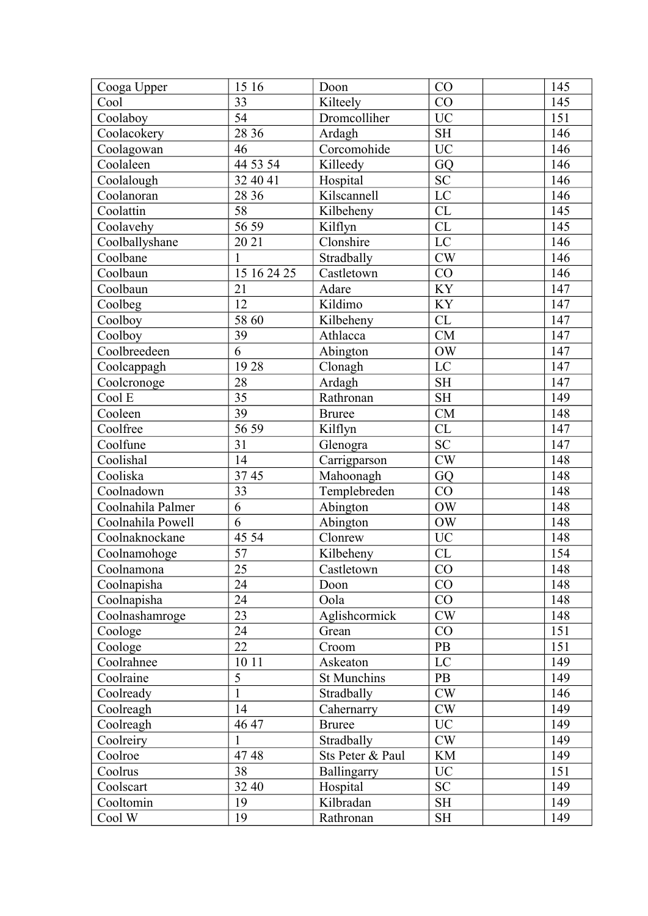| | | | | | |
|---|---|---|---|---|---|
| Cooga Upper | 15 16 | Doon | CO | | 145 |
| Cool | 33 | Kilteely | CO | | 145 |
| Coolaboy | 54 | Dromcolliher | UC | | 151 |
| Coolacokery | 28 36 | Ardagh | SH | | 146 |
| Coolagowan | 46 | Corcomohide | UC | | 146 |
| Coolaleen | 44 53 54 | Killeedy | GQ | | 146 |
| Coolalough | 32 40 41 | Hospital | SC | | 146 |
| Coolanoran | 28 36 | Kilscannell | LC | | 146 |
| Coolattin | 58 | Kilbeheny | CL | | 145 |
| Coolavehy | 56 59 | Kilflyn | CL | | 145 |
| Coolballyshane | 20 21 | Clonshire | LC | | 146 |
| Coolbane | 1 | Stradbally | CW | | 146 |
| Coolbaun | 15 16 24 25 | Castletown | CO | | 146 |
| Coolbaun | 21 | Adare | KY | | 147 |
| Coolbeg | 12 | Kildimo | KY | | 147 |
| Coolboy | 58 60 | Kilbeheny | CL | | 147 |
| Coolboy | 39 | Athlacca | CM | | 147 |
| Coolbreedeen | 6 | Abington | OW | | 147 |
| Coolcappagh | 19 28 | Clonagh | LC | | 147 |
| Coolcronoge | 28 | Ardagh | SH | | 147 |
| Cool E | 35 | Rathronan | SH | | 149 |
| Cooleen | 39 | Bruree | CM | | 148 |
| Coolfree | 56 59 | Kilflyn | CL | | 147 |
| Coolfune | 31 | Glenogra | SC | | 147 |
| Coolishal | 14 | Carrigparson | CW | | 148 |
| Cooliska | 37 45 | Mahoonagh | GQ | | 148 |
| Coolnadown | 33 | Templebreden | CO | | 148 |
| Coolnahila Palmer | 6 | Abington | OW | | 148 |
| Coolnahila Powell | 6 | Abington | OW | | 148 |
| Coolnaknockane | 45 54 | Clonrew | UC | | 148 |
| Coolnamohoge | 57 | Kilbeheny | CL | | 154 |
| Coolnamona | 25 | Castletown | CO | | 148 |
| Coolnapisha | 24 | Doon | CO | | 148 |
| Coolnapisha | 24 | Oola | CO | | 148 |
| Coolnashamroge | 23 | Aglishcormick | CW | | 148 |
| Coologe | 24 | Grean | CO | | 151 |
| Coologe | 22 | Croom | PB | | 151 |
| Coolrahnee | 10 11 | Askeaton | LC | | 149 |
| Coolraine | 5 | St Munchins | PB | | 149 |
| Coolready | 1 | Stradbally | CW | | 146 |
| Coolreagh | 14 | Cahernarry | CW | | 149 |
| Coolreagh | 46 47 | Bruree | UC | | 149 |
| Coolreiry | 1 | Stradbally | CW | | 149 |
| Coolroe | 47 48 | Sts Peter & Paul | KM | | 149 |
| Coolrus | 38 | Ballingarry | UC | | 151 |
| Coolscart | 32 40 | Hospital | SC | | 149 |
| Cooltomin | 19 | Kilbradan | SH | | 149 |
| Cool W | 19 | Rathronan | SH | | 149 |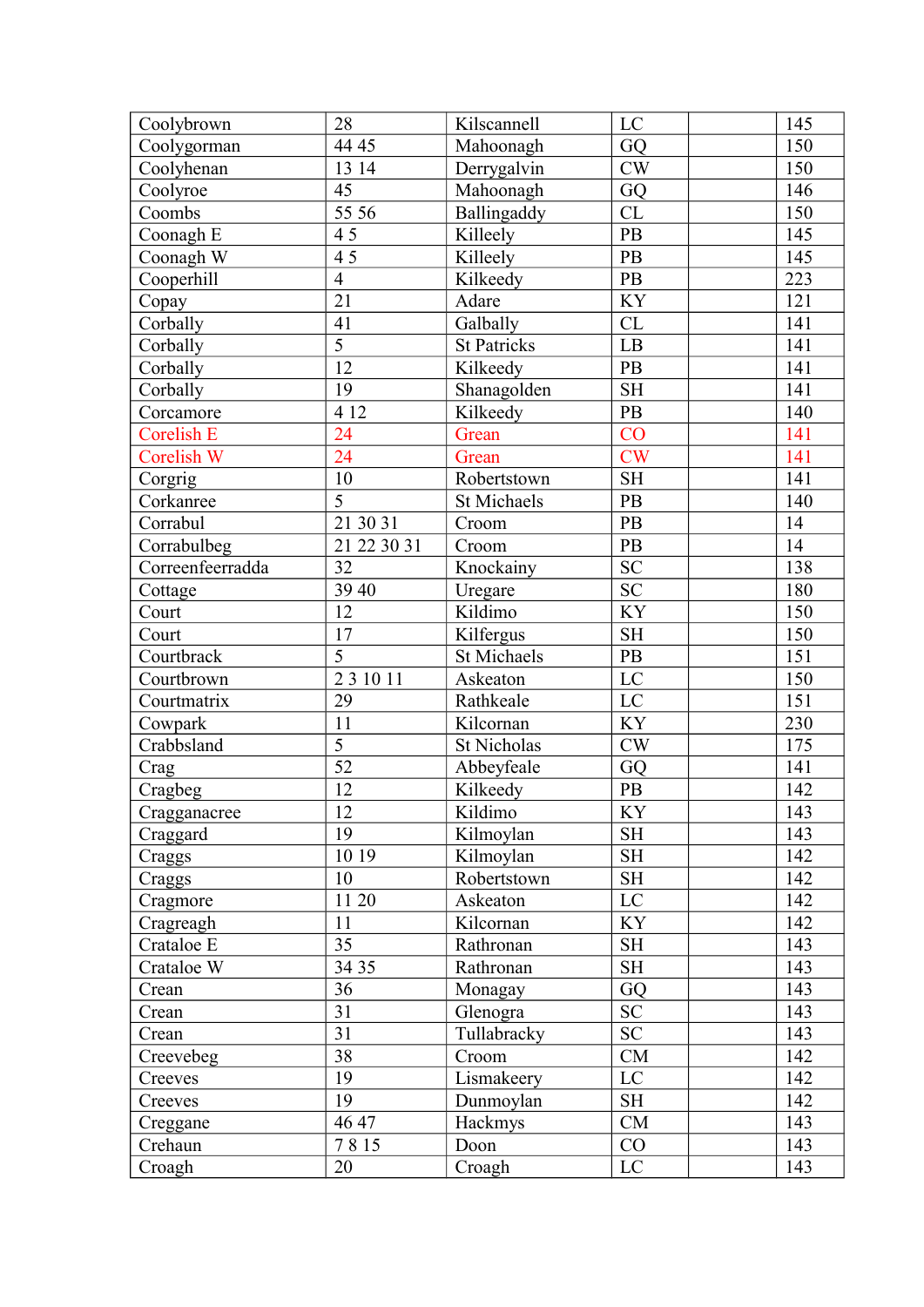| Coolybrown | 28 | Kilscannell | LC | | 145 |
|---|---|---|---|---|---|
| Coolygorman | 44 45 | Mahoonagh | GQ | | 150 |
| Coolyhenan | 13 14 | Derrygalvin | CW | | 150 |
| Coolyroe | 45 | Mahoonagh | GQ | | 146 |
| Coombs | 55 56 | Ballingaddy | CL | | 150 |
| Coonagh E | 4 5 | Killeely | PB | | 145 |
| Coonagh W | 4 5 | Killeely | PB | | 145 |
| Cooperhill | 4 | Kilkeedy | PB | | 223 |
| Copay | 21 | Adare | KY | | 121 |
| Corbally | 41 | Galbally | CL | | 141 |
| Corbally | 5 | St Patricks | LB | | 141 |
| Corbally | 12 | Kilkeedy | PB | | 141 |
| Corbally | 19 | Shanagolden | SH | | 141 |
| Corcamore | 4 12 | Kilkeedy | PB | | 140 |
| Corelish E | 24 | Grean | CO | | 141 |
| Corelish W | 24 | Grean | CW | | 141 |
| Corgrig | 10 | Robertstown | SH | | 141 |
| Corkanree | 5 | St Michaels | PB | | 140 |
| Corrabul | 21 30 31 | Croom | PB | | 14 |
| Corrabulbeg | 21 22 30 31 | Croom | PB | | 14 |
| Correenfeerradda | 32 | Knockainy | SC | | 138 |
| Cottage | 39 40 | Uregare | SC | | 180 |
| Court | 12 | Kildimo | KY | | 150 |
| Court | 17 | Kilfergus | SH | | 150 |
| Courtbrack | 5 | St Michaels | PB | | 151 |
| Courtbrown | 2 3 10 11 | Askeaton | LC | | 150 |
| Courtmatrix | 29 | Rathkeale | LC | | 151 |
| Cowpark | 11 | Kilcornan | KY | | 230 |
| Crabbsland | 5 | St Nicholas | CW | | 175 |
| Crag | 52 | Abbeyfeale | GQ | | 141 |
| Cragbeg | 12 | Kilkeedy | PB | | 142 |
| Cragganacree | 12 | Kildimo | KY | | 143 |
| Craggard | 19 | Kilmoylan | SH | | 143 |
| Craggs | 10 19 | Kilmoylan | SH | | 142 |
| Craggs | 10 | Robertstown | SH | | 142 |
| Cragmore | 11 20 | Askeaton | LC | | 142 |
| Cragreagh | 11 | Kilcornan | KY | | 142 |
| Crataloe E | 35 | Rathronan | SH | | 143 |
| Crataloe W | 34 35 | Rathronan | SH | | 143 |
| Crean | 36 | Monagay | GQ | | 143 |
| Crean | 31 | Glenogra | SC | | 143 |
| Crean | 31 | Tullabracky | SC | | 143 |
| Creevebeg | 38 | Croom | CM | | 142 |
| Creeves | 19 | Lismakeery | LC | | 142 |
| Creeves | 19 | Dunmoylan | SH | | 142 |
| Creggane | 46 47 | Hackmys | CM | | 143 |
| Crehaun | 7 8 15 | Doon | CO | | 143 |
| Croagh | 20 | Croagh | LC | | 143 |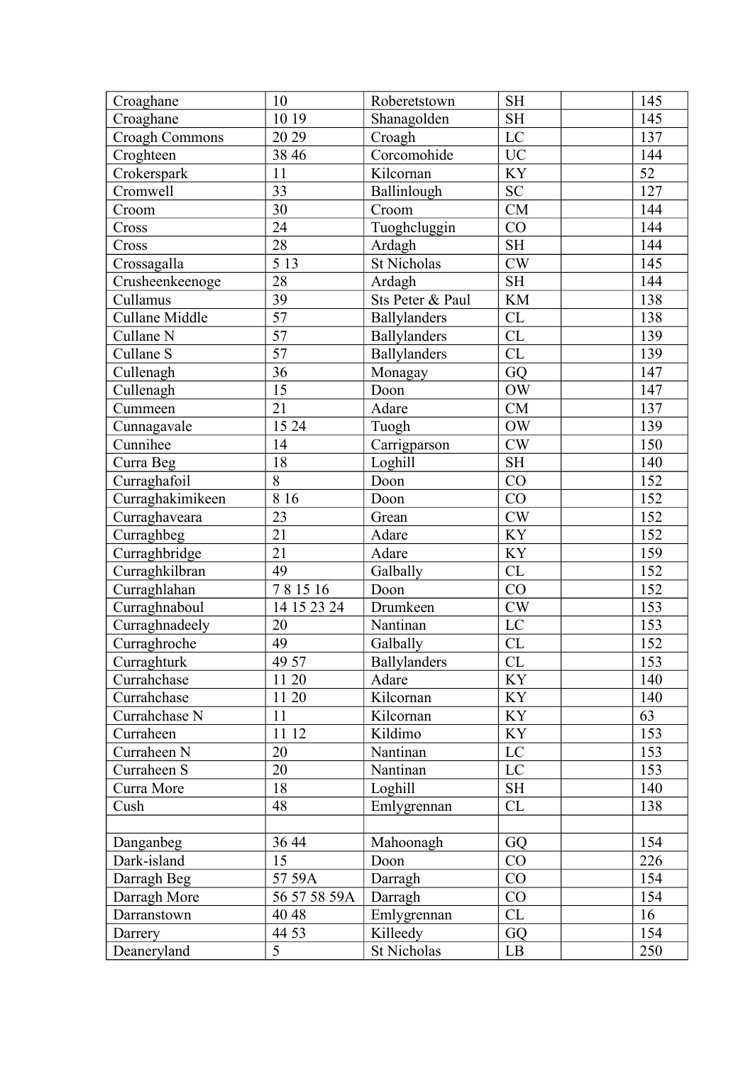| Croaghane | 10 | Roberetstown | SH | | 145 |
|---|---|---|---|---|---|
| Croaghane | 10 19 | Shanagolden | SH | | 145 |
| Croagh Commons | 20 29 | Croagh | LC | | 137 |
| Croghteen | 38 46 | Corcomohide | UC | | 144 |
| Crokerspark | 11 | Kilcornan | KY | | 52 |
| Cromwell | 33 | Ballinlough | SC | | 127 |
| Croom | 30 | Croom | CM | | 144 |
| Cross | 24 | Tuoghcluggin | CO | | 144 |
| Cross | 28 | Ardagh | SH | | 144 |
| Crossagalla | 5 13 | St Nicholas | CW | | 145 |
| Crusheenkeenoge | 28 | Ardagh | SH | | 144 |
| Cullamus | 39 | Sts Peter & Paul | KM | | 138 |
| Cullane Middle | 57 | Ballylanders | CL | | 138 |
| Cullane N | 57 | Ballylanders | CL | | 139 |
| Cullane S | 57 | Ballylanders | CL | | 139 |
| Cullenagh | 36 | Monagay | GQ | | 147 |
| Cullenagh | 15 | Doon | OW | | 147 |
| Cummeen | 21 | Adare | CM | | 137 |
| Cunnagavale | 15 24 | Tuogh | OW | | 139 |
| Cunnihee | 14 | Carrigparson | CW | | 150 |
| Curra Beg | 18 | Loghill | SH | | 140 |
| Curraghafoil | 8 | Doon | CO | | 152 |
| Curraghakimikeen | 8 16 | Doon | CO | | 152 |
| Curraghaveara | 23 | Grean | CW | | 152 |
| Curraghbeg | 21 | Adare | KY | | 152 |
| Curraghbridge | 21 | Adare | KY | | 159 |
| Curraghkilbran | 49 | Galbally | CL | | 152 |
| Curraghlahan | 7 8 15 16 | Doon | CO | | 152 |
| Curraghnaboul | 14 15 23 24 | Drumkeen | CW | | 153 |
| Curraghnadeely | 20 | Nantinan | LC | | 153 |
| Curraghroche | 49 | Galbally | CL | | 152 |
| Curraghturk | 49 57 | Ballylanders | CL | | 153 |
| Currahchase | 11 20 | Adare | KY | | 140 |
| Currahchase | 11 20 | Kilcornan | KY | | 140 |
| Currahchase N | 11 | Kilcornan | KY | | 63 |
| Curraheen | 11 12 | Kildimo | KY | | 153 |
| Curraheen N | 20 | Nantinan | LC | | 153 |
| Curraheen S | 20 | Nantinan | LC | | 153 |
| Curra More | 18 | Loghill | SH | | 140 |
| Cush | 48 | Emlygrennan | CL | | 138 |
| | | | | | |
| Danganbeg | 36 44 | Mahoonagh | GQ | | 154 |
| Dark-island | 15 | Doon | CO | | 226 |
| Darragh Beg | 57 59A | Darragh | CO | | 154 |
| Darragh More | 56 57 58 59A | Darragh | CO | | 154 |
| Darranstown | 40 48 | Emlygrennan | CL | | 16 |
| Darrery | 44 53 | Killeedy | GQ | | 154 |
| Deaneryland | 5 | St Nicholas | LB | | 250 |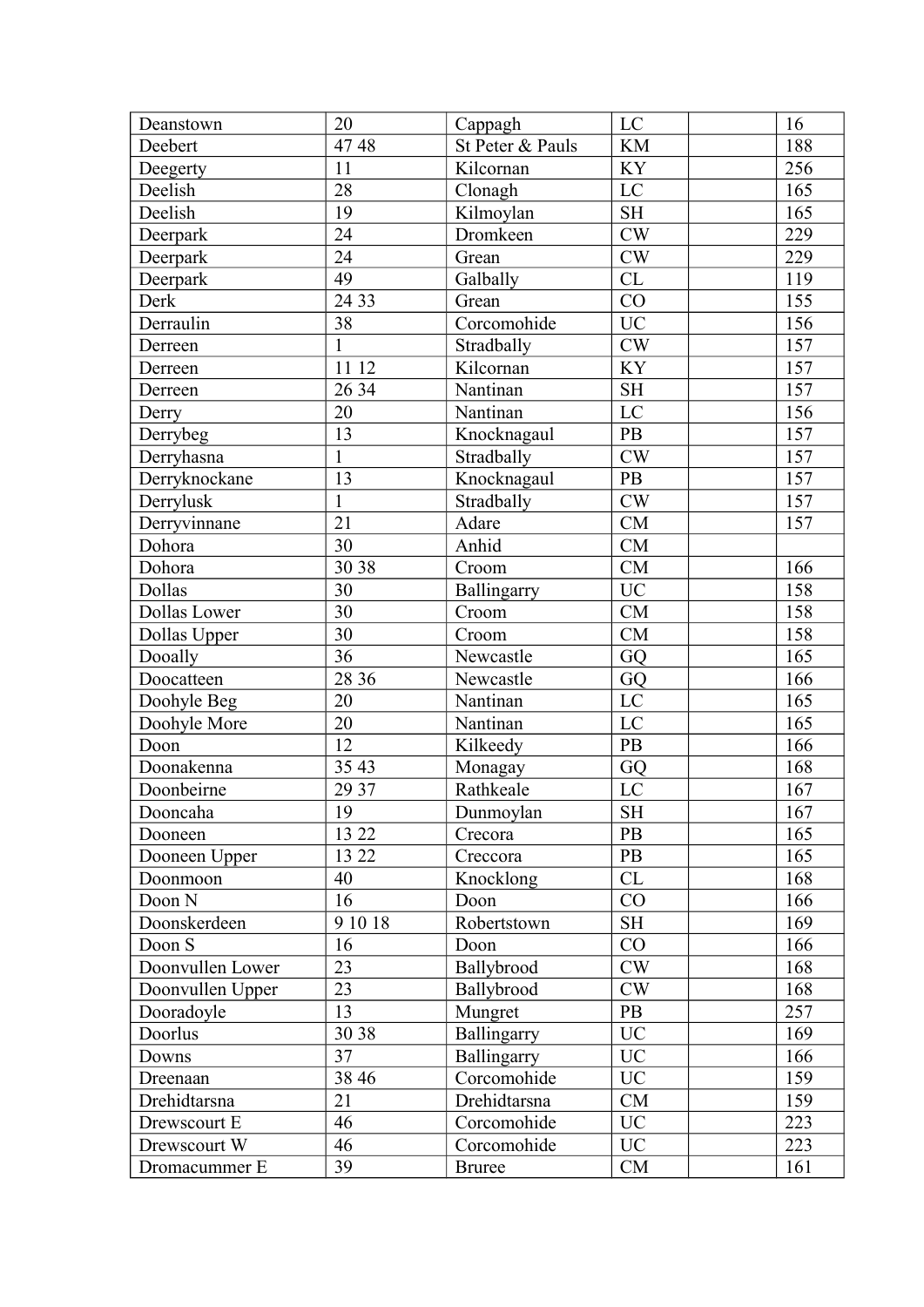| Deanstown | 20 | Cappagh | LC | | 16 |
|---|---|---|---|---|---|
| Deebert | 47 48 | St Peter & Pauls | KM | | 188 |
| Deegerty | 11 | Kilcornan | KY | | 256 |
| Deelish | 28 | Clonagh | LC | | 165 |
| Deelish | 19 | Kilmoylan | SH | | 165 |
| Deerpark | 24 | Dromkeen | CW | | 229 |
| Deerpark | 24 | Grean | CW | | 229 |
| Deerpark | 49 | Galbally | CL | | 119 |
| Derk | 24 33 | Grean | CO | | 155 |
| Derraulin | 38 | Corcomohide | UC | | 156 |
| Derreen | 1 | Stradbally | CW | | 157 |
| Derreen | 11 12 | Kilcornan | KY | | 157 |
| Derreen | 26 34 | Nantinan | SH | | 157 |
| Derry | 20 | Nantinan | LC | | 156 |
| Derrybeg | 13 | Knocknagaul | PB | | 157 |
| Derryhasna | 1 | Stradbally | CW | | 157 |
| Derryknockane | 13 | Knocknagaul | PB | | 157 |
| Derrylusk | 1 | Stradbally | CW | | 157 |
| Derryvinnane | 21 | Adare | CM | | 157 |
| Dohora | 30 | Anhid | CM | | |
| Dohora | 30 38 | Croom | CM | | 166 |
| Dollas | 30 | Ballingarry | UC | | 158 |
| Dollas Lower | 30 | Croom | CM | | 158 |
| Dollas Upper | 30 | Croom | CM | | 158 |
| Dooally | 36 | Newcastle | GQ | | 165 |
| Doocatteen | 28 36 | Newcastle | GQ | | 166 |
| Doohyle Beg | 20 | Nantinan | LC | | 165 |
| Doohyle More | 20 | Nantinan | LC | | 165 |
| Doon | 12 | Kilkeedy | PB | | 166 |
| Doonakenna | 35 43 | Monagay | GQ | | 168 |
| Doonbeirne | 29 37 | Rathkeale | LC | | 167 |
| Dooncaha | 19 | Dunmoylan | SH | | 167 |
| Dooneen | 13 22 | Crecora | PB | | 165 |
| Dooneen Upper | 13 22 | Creccora | PB | | 165 |
| Doonmoon | 40 | Knocklong | CL | | 168 |
| Doon N | 16 | Doon | CO | | 166 |
| Doonskerdeen | 9 10 18 | Robertstown | SH | | 169 |
| Doon S | 16 | Doon | CO | | 166 |
| Doonvullen Lower | 23 | Ballybrood | CW | | 168 |
| Doonvullen Upper | 23 | Ballybrood | CW | | 168 |
| Dooradoyle | 13 | Mungret | PB | | 257 |
| Doorlus | 30 38 | Ballingarry | UC | | 169 |
| Downs | 37 | Ballingarry | UC | | 166 |
| Dreenaan | 38 46 | Corcomohide | UC | | 159 |
| Drehidtarsna | 21 | Drehidtarsna | CM | | 159 |
| Drewscourt E | 46 | Corcomohide | UC | | 223 |
| Drewscourt W | 46 | Corcomohide | UC | | 223 |
| Dromacummer E | 39 | Bruree | CM | | 161 |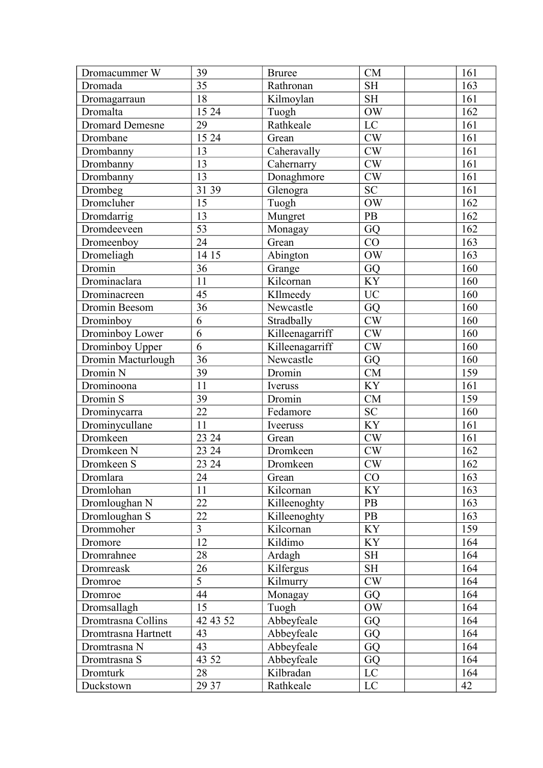| | | | | | |
|---|---|---|---|---|---|
| Dromacummer W | 39 | Bruree | CM | | 161 |
| Dromada | 35 | Rathronan | SH | | 163 |
| Dromagarraun | 18 | Kilmoylan | SH | | 161 |
| Dromalta | 15 24 | Tuogh | OW | | 162 |
| Dromard Demesne | 29 | Rathkeale | LC | | 161 |
| Drombane | 15 24 | Grean | CW | | 161 |
| Drombanny | 13 | Caheravally | CW | | 161 |
| Drombanny | 13 | Cahernarry | CW | | 161 |
| Drombanny | 13 | Donaghmore | CW | | 161 |
| Drombeg | 31 39 | Glenogra | SC | | 161 |
| Dromcluher | 15 | Tuogh | OW | | 162 |
| Dromdarrig | 13 | Mungret | PB | | 162 |
| Dromdeeveen | 53 | Monagay | GQ | | 162 |
| Dromeenboy | 24 | Grean | CO | | 163 |
| Dromeliagh | 14 15 | Abington | OW | | 163 |
| Dromin | 36 | Grange | GQ | | 160 |
| Drominaclara | 11 | Kilcornan | KY | | 160 |
| Drominacreen | 45 | KIlmeedy | UC | | 160 |
| Dromin Beesom | 36 | Newcastle | GQ | | 160 |
| Drominboy | 6 | Stradbally | CW | | 160 |
| Drominboy Lower | 6 | Killeenagarriff | CW | | 160 |
| Drominboy Upper | 6 | Killeenagarriff | CW | | 160 |
| Dromin Macturlough | 36 | Newcastle | GQ | | 160 |
| Dromin N | 39 | Dromin | CM | | 159 |
| Drominoona | 11 | Iveruss | KY | | 161 |
| Dromin S | 39 | Dromin | CM | | 159 |
| Drominycarra | 22 | Fedamore | SC | | 160 |
| Drominycullane | 11 | Iveeruss | KY | | 161 |
| Dromkeen | 23 24 | Grean | CW | | 161 |
| Dromkeen N | 23 24 | Dromkeen | CW | | 162 |
| Dromkeen S | 23 24 | Dromkeen | CW | | 162 |
| Dromlara | 24 | Grean | CO | | 163 |
| Dromlohan | 11 | Kilcornan | KY | | 163 |
| Dromloughan N | 22 | Killeenoghty | PB | | 163 |
| Dromloughan S | 22 | Killeenoghty | PB | | 163 |
| Drommoher | 3 | Kilcornan | KY | | 159 |
| Dromore | 12 | Kildimo | KY | | 164 |
| Dromrahnee | 28 | Ardagh | SH | | 164 |
| Dromreask | 26 | Kilfergus | SH | | 164 |
| Dromroe | 5 | Kilmurry | CW | | 164 |
| Dromroe | 44 | Monagay | GQ | | 164 |
| Dromsallagh | 15 | Tuogh | OW | | 164 |
| Dromtrasna Collins | 42 43 52 | Abbeyfeale | GQ | | 164 |
| Dromtrasna Hartnett | 43 | Abbeyfeale | GQ | | 164 |
| Dromtrasna N | 43 | Abbeyfeale | GQ | | 164 |
| Dromtrasna S | 43 52 | Abbeyfeale | GQ | | 164 |
| Dromturk | 28 | Kilbradan | LC | | 164 |
| Duckstown | 29 37 | Rathkeale | LC | | 42 |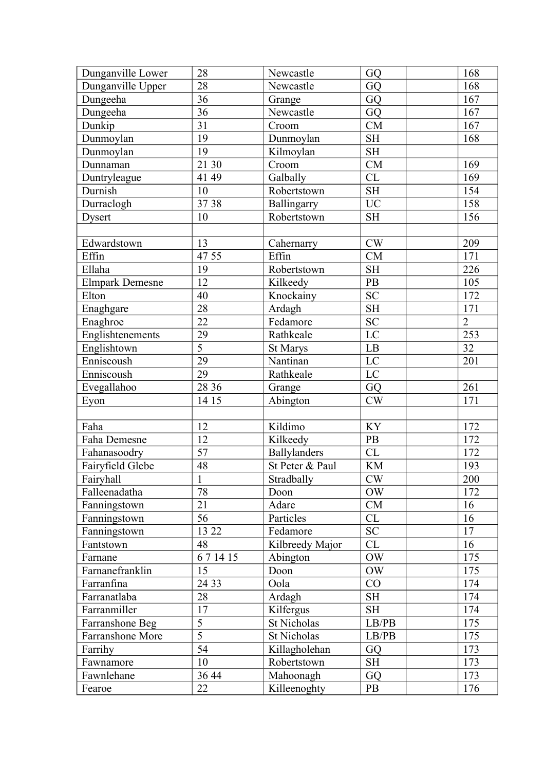| | | | | | |
|---|---|---|---|---|---|
| Dunganville Lower | 28 | Newcastle | GQ | | 168 |
| Dunganville Upper | 28 | Newcastle | GQ | | 168 |
| Dungeeha | 36 | Grange | GQ | | 167 |
| Dungeeha | 36 | Newcastle | GQ | | 167 |
| Dunkip | 31 | Croom | CM | | 167 |
| Dunmoylan | 19 | Dunmoylan | SH | | 168 |
| Dunmoylan | 19 | Kilmoylan | SH | | |
| Dunnaman | 21 30 | Croom | CM | | 169 |
| Duntryleague | 41 49 | Galbally | CL | | 169 |
| Durnish | 10 | Robertstown | SH | | 154 |
| Durraclogh | 37 38 | Ballingarry | UC | | 158 |
| Dysert | 10 | Robertstown | SH | | 156 |
| | | | | | |
| Edwardstown | 13 | Cahernarry | CW | | 209 |
| Effin | 47 55 | Effin | CM | | 171 |
| Ellaha | 19 | Robertstown | SH | | 226 |
| Elmpark Demesne | 12 | Kilkeedy | PB | | 105 |
| Elton | 40 | Knockainy | SC | | 172 |
| Enaghgare | 28 | Ardagh | SH | | 171 |
| Enaghroe | 22 | Fedamore | SC | | 2 |
| Englishtenements | 29 | Rathkeale | LC | | 253 |
| Englishtown | 5 | St Marys | LB | | 32 |
| Enniscoush | 29 | Nantinan | LC | | 201 |
| Enniscoush | 29 | Rathkeale | LC | | |
| Evegallahoo | 28 36 | Grange | GQ | | 261 |
| Eyon | 14 15 | Abington | CW | | 171 |
| | | | | | |
| Faha | 12 | Kildimo | KY | | 172 |
| Faha Demesne | 12 | Kilkeedy | PB | | 172 |
| Fahanasoodry | 57 | Ballylanders | CL | | 172 |
| Fairyfield Glebe | 48 | St Peter & Paul | KM | | 193 |
| Fairyhall | 1 | Stradbally | CW | | 200 |
| Falleenadatha | 78 | Doon | OW | | 172 |
| Fanningstown | 21 | Adare | CM | | 16 |
| Fanningstown | 56 | Particles | CL | | 16 |
| Fanningstown | 13 22 | Fedamore | SC | | 17 |
| Fantstown | 48 | Kilbreedy Major | CL | | 16 |
| Farnane | 6 7 14 15 | Abington | OW | | 175 |
| Farnanefranklin | 15 | Doon | OW | | 175 |
| Farranfina | 24 33 | Oola | CO | | 174 |
| Farranatlaba | 28 | Ardagh | SH | | 174 |
| Farranmiller | 17 | Kilfergus | SH | | 174 |
| Farranshone Beg | 5 | St Nicholas | LB/PB | | 175 |
| Farranshone More | 5 | St Nicholas | LB/PB | | 175 |
| Farrihy | 54 | Killagholehan | GQ | | 173 |
| Fawnamore | 10 | Robertstown | SH | | 173 |
| Fawnlehane | 36 44 | Mahoonagh | GQ | | 173 |
| Fearoe | 22 | Killeenoghty | PB | | 176 |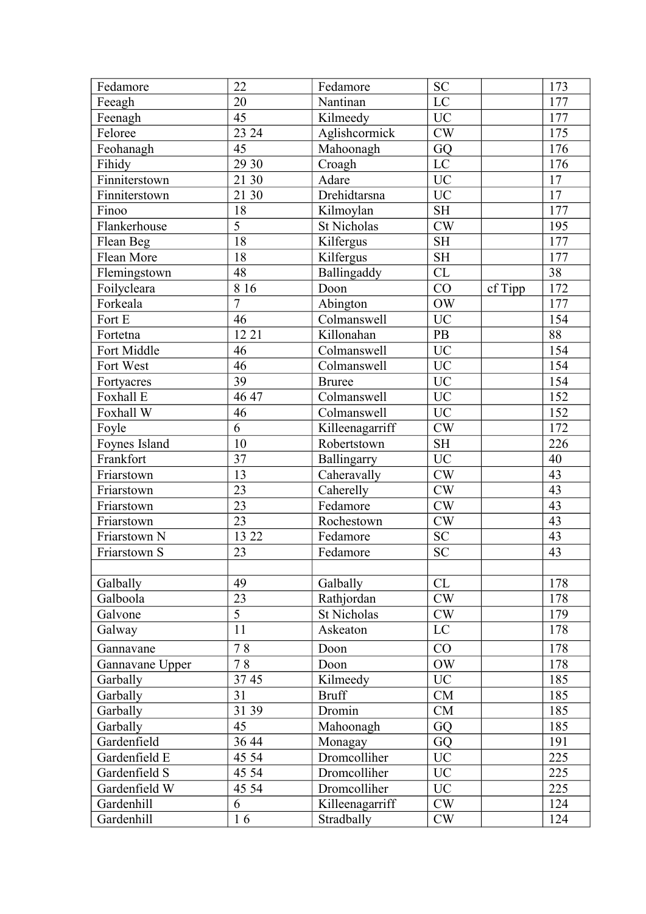| | | | | | |
|---|---|---|---|---|---|
| Fedamore | 22 | Fedamore | SC | | 173 |
| Feeagh | 20 | Nantinan | LC | | 177 |
| Feenagh | 45 | Kilmeedy | UC | | 177 |
| Feloree | 23 24 | Aglishcormick | CW | | 175 |
| Feohanagh | 45 | Mahoonagh | GQ | | 176 |
| Fihidy | 29 30 | Croagh | LC | | 176 |
| Finniterstown | 21 30 | Adare | UC | | 17 |
| Finniterstown | 21 30 | Drehidtarsna | UC | | 17 |
| Finoo | 18 | Kilmoylan | SH | | 177 |
| Flankerhouse | 5 | St Nicholas | CW | | 195 |
| Flean Beg | 18 | Kilfergus | SH | | 177 |
| Flean More | 18 | Kilfergus | SH | | 177 |
| Flemingstown | 48 | Ballingaddy | CL | | 38 |
| Foilycleara | 8 16 | Doon | CO | cf Tipp | 172 |
| Forkeala | 7 | Abington | OW | | 177 |
| Fort E | 46 | Colmanswell | UC | | 154 |
| Fortetna | 12 21 | Killonahan | PB | | 88 |
| Fort Middle | 46 | Colmanswell | UC | | 154 |
| Fort West | 46 | Colmanswell | UC | | 154 |
| Fortyacres | 39 | Bruree | UC | | 154 |
| Foxhall E | 46 47 | Colmanswell | UC | | 152 |
| Foxhall W | 46 | Colmanswell | UC | | 152 |
| Foyle | 6 | Killeenagarriff | CW | | 172 |
| Foynes Island | 10 | Robertstown | SH | | 226 |
| Frankfort | 37 | Ballingarry | UC | | 40 |
| Friarstown | 13 | Caheravally | CW | | 43 |
| Friarstown | 23 | Caherelly | CW | | 43 |
| Friarstown | 23 | Fedamore | CW | | 43 |
| Friarstown | 23 | Rochestown | CW | | 43 |
| Friarstown N | 13 22 | Fedamore | SC | | 43 |
| Friarstown S | 23 | Fedamore | SC | | 43 |
| | | | | | |
| Galbally | 49 | Galbally | CL | | 178 |
| Galboola | 23 | Rathjordan | CW | | 178 |
| Galvone | 5 | St Nicholas | CW | | 179 |
| Galway | 11 | Askeaton | LC | | 178 |
| Gannavane | 7 8 | Doon | CO | | 178 |
| Gannavane Upper | 7 8 | Doon | OW | | 178 |
| Garbally | 37 45 | Kilmeedy | UC | | 185 |
| Garbally | 31 | Bruff | CM | | 185 |
| Garbally | 31 39 | Dromin | CM | | 185 |
| Garbally | 45 | Mahoonagh | GQ | | 185 |
| Gardenfield | 36 44 | Monagay | GQ | | 191 |
| Gardenfield E | 45 54 | Dromcolliher | UC | | 225 |
| Gardenfield S | 45 54 | Dromcolliher | UC | | 225 |
| Gardenfield W | 45 54 | Dromcolliher | UC | | 225 |
| Gardenhill | 6 | Killeenagarriff | CW | | 124 |
| Gardenhill | 1 6 | Stradbally | CW | | 124 |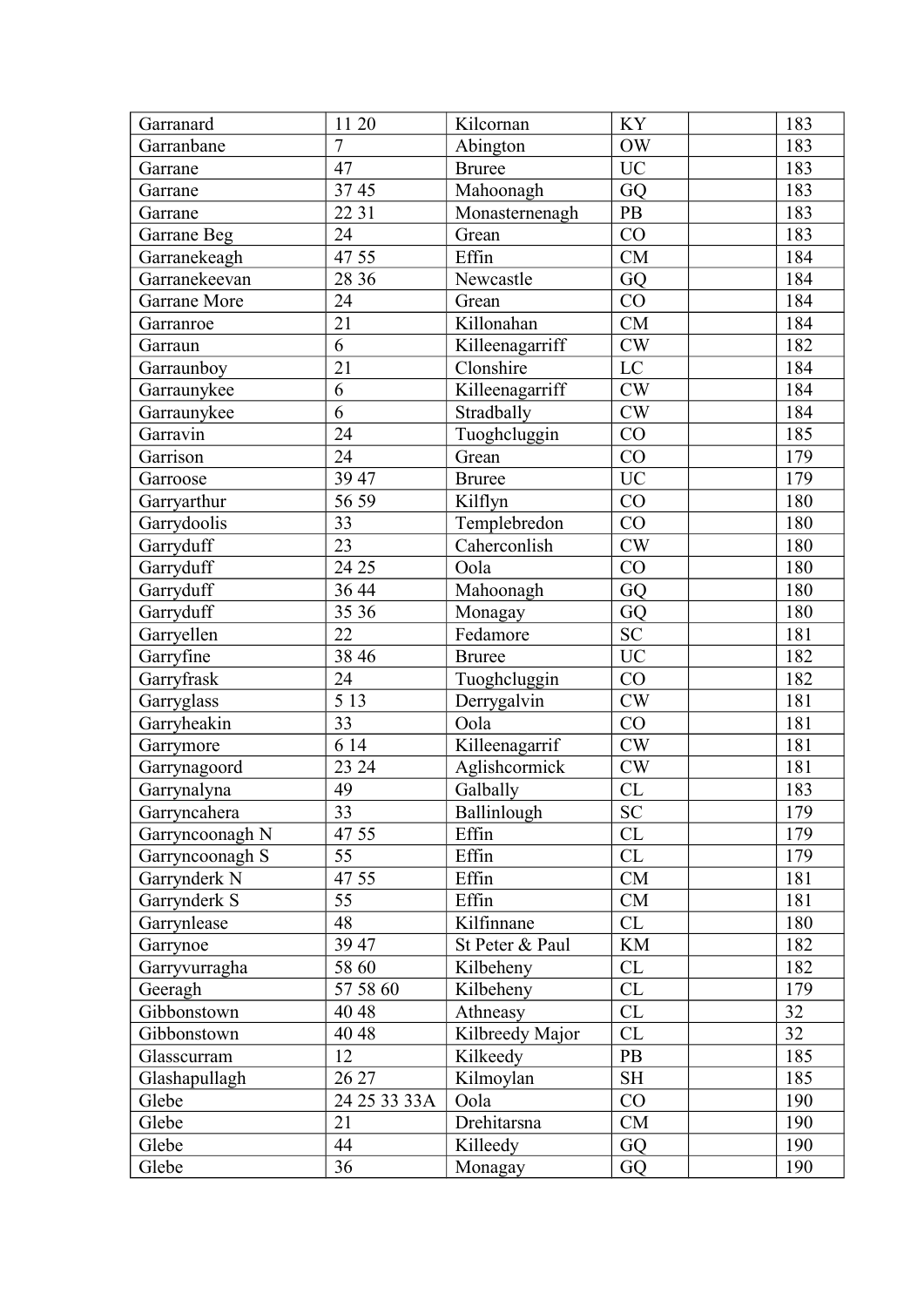| Garranard | 11 20 | Kilcornan | KY | | 183 |
|---|---|---|---|---|---|
| Garranbane | 7 | Abington | OW | | 183 |
| Garrane | 47 | Bruree | UC | | 183 |
| Garrane | 37 45 | Mahoonagh | GQ | | 183 |
| Garrane | 22 31 | Monasternenagh | PB | | 183 |
| Garrane Beg | 24 | Grean | CO | | 183 |
| Garranekeagh | 47 55 | Effin | CM | | 184 |
| Garranekeevan | 28 36 | Newcastle | GQ | | 184 |
| Garrane More | 24 | Grean | CO | | 184 |
| Garranroe | 21 | Killonahan | CM | | 184 |
| Garraun | 6 | Killeenagarriff | CW | | 182 |
| Garraunboy | 21 | Clonshire | LC | | 184 |
| Garraunykee | 6 | Killeenagarriff | CW | | 184 |
| Garraunykee | 6 | Stradbally | CW | | 184 |
| Garravin | 24 | Tuoghcluggin | CO | | 185 |
| Garrison | 24 | Grean | CO | | 179 |
| Garroose | 39 47 | Bruree | UC | | 179 |
| Garryarthur | 56 59 | Kilflyn | CO | | 180 |
| Garrydoolis | 33 | Templebredon | CO | | 180 |
| Garryduff | 23 | Caherconlish | CW | | 180 |
| Garryduff | 24 25 | Oola | CO | | 180 |
| Garryduff | 36 44 | Mahoonagh | GQ | | 180 |
| Garryduff | 35 36 | Monagay | GQ | | 180 |
| Garryellen | 22 | Fedamore | SC | | 181 |
| Garryfine | 38 46 | Bruree | UC | | 182 |
| Garryfrask | 24 | Tuoghcluggin | CO | | 182 |
| Garryglass | 5 13 | Derrygalvin | CW | | 181 |
| Garryheakin | 33 | Oola | CO | | 181 |
| Garrymore | 6 14 | Killeenagarrif | CW | | 181 |
| Garrynagoord | 23 24 | Aglishcormick | CW | | 181 |
| Garrynalyna | 49 | Galbally | CL | | 183 |
| Garryncahera | 33 | Ballinlough | SC | | 179 |
| Garryncoonagh N | 47 55 | Effin | CL | | 179 |
| Garryncoonagh S | 55 | Effin | CL | | 179 |
| Garrynderk N | 47 55 | Effin | CM | | 181 |
| Garrynderk S | 55 | Effin | CM | | 181 |
| Garrynlease | 48 | Kilfinnane | CL | | 180 |
| Garrynoe | 39 47 | St Peter & Paul | KM | | 182 |
| Garryvurragha | 58 60 | Kilbeheny | CL | | 182 |
| Geeragh | 57 58 60 | Kilbeheny | CL | | 179 |
| Gibbonstown | 40 48 | Athneasy | CL | | 32 |
| Gibbonstown | 40 48 | Kilbreedy Major | CL | | 32 |
| Glasscurram | 12 | Kilkeedy | PB | | 185 |
| Glashapullagh | 26 27 | Kilmoylan | SH | | 185 |
| Glebe | 24 25 33 33A | Oola | CO | | 190 |
| Glebe | 21 | Drehitarsna | CM | | 190 |
| Glebe | 44 | Killeedy | GQ | | 190 |
| Glebe | 36 | Monagay | GQ | | 190 |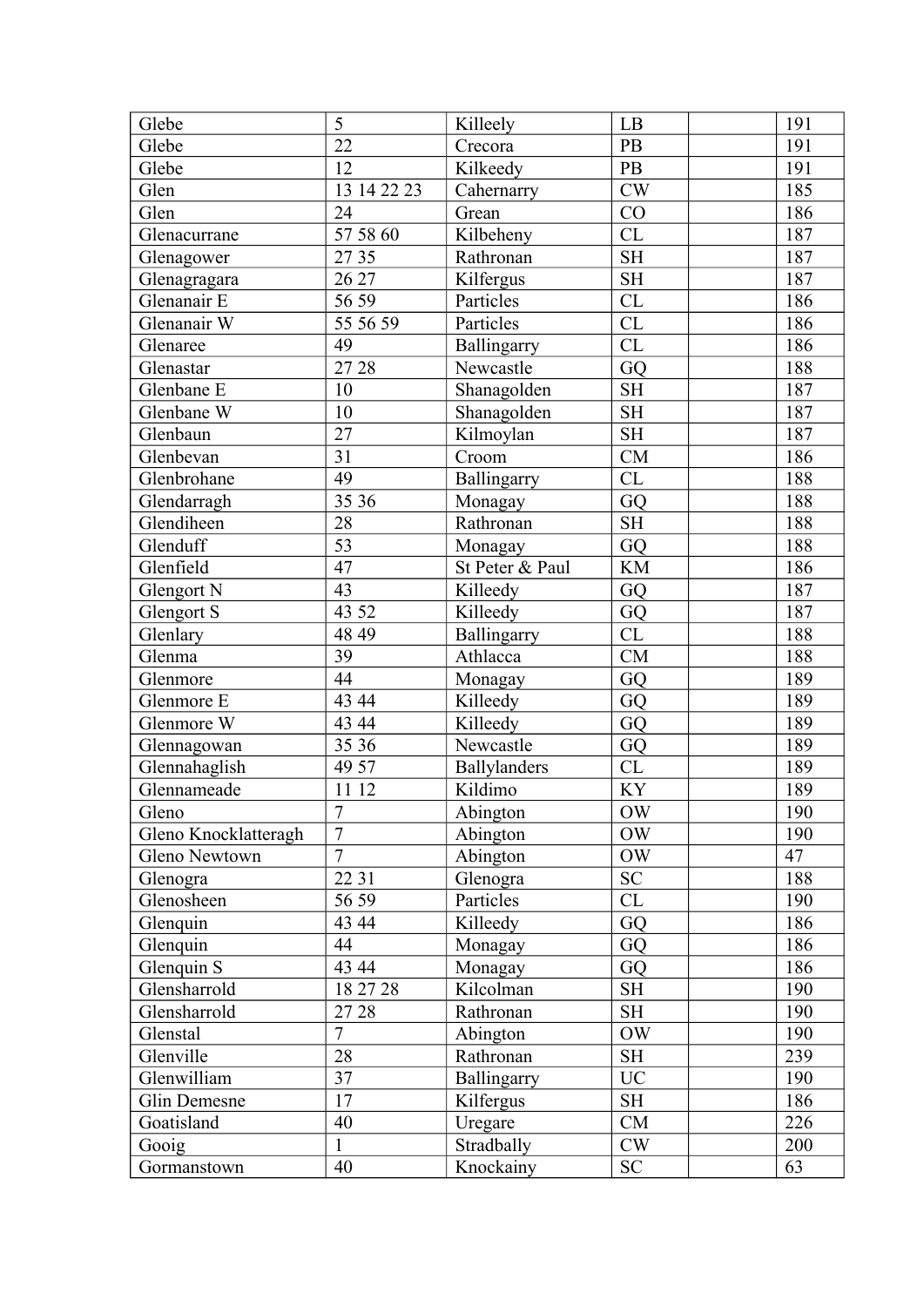| | | | | | |
|---|---|---|---|---|---|
| Glebe | 5 | Killeely | LB | | 191 |
| Glebe | 22 | Crecora | PB | | 191 |
| Glebe | 12 | Kilkeedy | PB | | 191 |
| Glen | 13 14 22 23 | Cahernarry | CW | | 185 |
| Glen | 24 | Grean | CO | | 186 |
| Glenacurrane | 57 58 60 | Kilbeheny | CL | | 187 |
| Glenagower | 27 35 | Rathronan | SH | | 187 |
| Glenagragara | 26 27 | Kilfergus | SH | | 187 |
| Glenanair E | 56 59 | Particles | CL | | 186 |
| Glenanair W | 55 56 59 | Particles | CL | | 186 |
| Glenaree | 49 | Ballingarry | CL | | 186 |
| Glenastar | 27 28 | Newcastle | GQ | | 188 |
| Glenbane E | 10 | Shanagolden | SH | | 187 |
| Glenbane W | 10 | Shanagolden | SH | | 187 |
| Glenbaun | 27 | Kilmoylan | SH | | 187 |
| Glenbevan | 31 | Croom | CM | | 186 |
| Glenbrohane | 49 | Ballingarry | CL | | 188 |
| Glendarragh | 35 36 | Monagay | GQ | | 188 |
| Glendiheen | 28 | Rathronan | SH | | 188 |
| Glenduff | 53 | Monagay | GQ | | 188 |
| Glenfield | 47 | St Peter & Paul | KM | | 186 |
| Glengort N | 43 | Killeedy | GQ | | 187 |
| Glengort S | 43 52 | Killeedy | GQ | | 187 |
| Glenlary | 48 49 | Ballingarry | CL | | 188 |
| Glenma | 39 | Athlacca | CM | | 188 |
| Glenmore | 44 | Monagay | GQ | | 189 |
| Glenmore E | 43 44 | Killeedy | GQ | | 189 |
| Glenmore W | 43 44 | Killeedy | GQ | | 189 |
| Glennagowan | 35 36 | Newcastle | GQ | | 189 |
| Glennahaglish | 49 57 | Ballylanders | CL | | 189 |
| Glennameade | 11 12 | Kildimo | KY | | 189 |
| Gleno | 7 | Abington | OW | | 190 |
| Gleno Knocklatteragh | 7 | Abington | OW | | 190 |
| Gleno Newtown | 7 | Abington | OW | | 47 |
| Glenogra | 22 31 | Glenogra | SC | | 188 |
| Glenosheen | 56 59 | Particles | CL | | 190 |
| Glenquin | 43 44 | Killeedy | GQ | | 186 |
| Glenquin | 44 | Monagay | GQ | | 186 |
| Glenquin S | 43 44 | Monagay | GQ | | 186 |
| Glensharrold | 18 27 28 | Kilcolman | SH | | 190 |
| Glensharrold | 27 28 | Rathronan | SH | | 190 |
| Glenstal | 7 | Abington | OW | | 190 |
| Glenville | 28 | Rathronan | SH | | 239 |
| Glenwilliam | 37 | Ballingarry | UC | | 190 |
| Glin Demesne | 17 | Kilfergus | SH | | 186 |
| Goatisland | 40 | Uregare | CM | | 226 |
| Gooig | 1 | Stradbally | CW | | 200 |
| Gormanstown | 40 | Knockainy | SC | | 63 |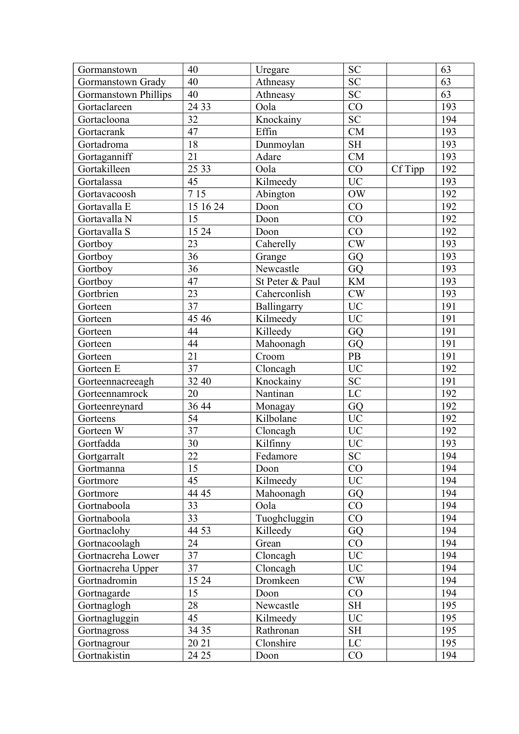| Gormanstown | 40 | Uregare | SC | | 63 |
|---|---|---|---|---|---|
| Gormanstown Grady | 40 | Athneasy | SC | | 63 |
| Gormanstown Phillips | 40 | Athneasy | SC | | 63 |
| Gortaclareen | 24 33 | Oola | CO | | 193 |
| Gortacloona | 32 | Knockainy | SC | | 194 |
| Gortacrank | 47 | Effin | CM | | 193 |
| Gortadroma | 18 | Dunmoylan | SH | | 193 |
| Gortaganniff | 21 | Adare | CM | | 193 |
| Gortakilleen | 25 33 | Oola | CO | Cf Tipp | 192 |
| Gortalassa | 45 | Kilmeedy | UC | | 193 |
| Gortavacoosh | 7 15 | Abington | OW | | 192 |
| Gortavalla E | 15 16 24 | Doon | CO | | 192 |
| Gortavalla N | 15 | Doon | CO | | 192 |
| Gortavalla S | 15 24 | Doon | CO | | 192 |
| Gortboy | 23 | Caherelly | CW | | 193 |
| Gortboy | 36 | Grange | GQ | | 193 |
| Gortboy | 36 | Newcastle | GQ | | 193 |
| Gortboy | 47 | St Peter & Paul | KM | | 193 |
| Gortbrien | 23 | Caherconlish | CW | | 193 |
| Gorteen | 37 | Ballingarry | UC | | 191 |
| Gorteen | 45 46 | Kilmeedy | UC | | 191 |
| Gorteen | 44 | Killeedy | GQ | | 191 |
| Gorteen | 44 | Mahoonagh | GQ | | 191 |
| Gorteen | 21 | Croom | PB | | 191 |
| Gorteen E | 37 | Cloncagh | UC | | 192 |
| Gorteennacreeagh | 32 40 | Knockainy | SC | | 191 |
| Gorteennamrock | 20 | Nantinan | LC | | 192 |
| Gorteenreynard | 36 44 | Monagay | GQ | | 192 |
| Gorteens | 54 | Kilbolane | UC | | 192 |
| Gorteen W | 37 | Cloncagh | UC | | 192 |
| Gortfadda | 30 | Kilfinny | UC | | 193 |
| Gortgarralt | 22 | Fedamore | SC | | 194 |
| Gortmanna | 15 | Doon | CO | | 194 |
| Gortmore | 45 | Kilmeedy | UC | | 194 |
| Gortmore | 44 45 | Mahoonagh | GQ | | 194 |
| Gortnaboola | 33 | Oola | CO | | 194 |
| Gortnaboola | 33 | Tuoghcluggin | CO | | 194 |
| Gortnaclohy | 44 53 | Killeedy | GQ | | 194 |
| Gortnacoolagh | 24 | Grean | CO | | 194 |
| Gortnacreha Lower | 37 | Cloncagh | UC | | 194 |
| Gortnacreha Upper | 37 | Cloncagh | UC | | 194 |
| Gortnadromin | 15 24 | Dromkeen | CW | | 194 |
| Gortnagarde | 15 | Doon | CO | | 194 |
| Gortnaglogh | 28 | Newcastle | SH | | 195 |
| Gortnagluggin | 45 | Kilmeedy | UC | | 195 |
| Gortnagross | 34 35 | Rathronan | SH | | 195 |
| Gortnagrour | 20 21 | Clonshire | LC | | 195 |
| Gortnakistin | 24 25 | Doon | CO | | 194 |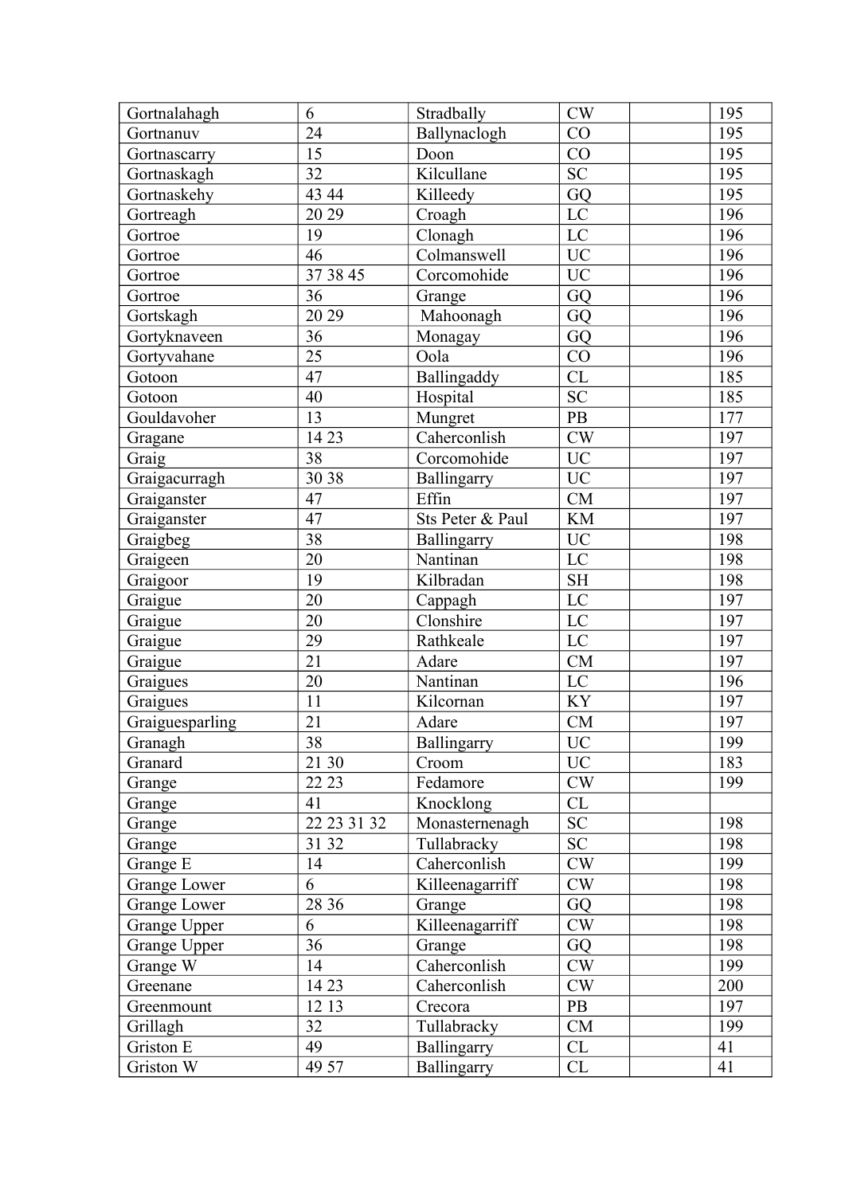| Gortnalahagh | 6 | Stradbally | CW | | 195 |
|---|---|---|---|---|---|
| Gortnanuv | 24 | Ballynaclogh | CO | | 195 |
| Gortnascarry | 15 | Doon | CO | | 195 |
| Gortnaskagh | 32 | Kilcullane | SC | | 195 |
| Gortnaskehy | 43 44 | Killeedy | GQ | | 195 |
| Gortreagh | 20 29 | Croagh | LC | | 196 |
| Gortroe | 19 | Clonagh | LC | | 196 |
| Gortroe | 46 | Colmanswell | UC | | 196 |
| Gortroe | 37 38 45 | Corcomohide | UC | | 196 |
| Gortroe | 36 | Grange | GQ | | 196 |
| Gortskagh | 20 29 | Mahoonagh | GQ | | 196 |
| Gortyknaveen | 36 | Monagay | GQ | | 196 |
| Gortyvahane | 25 | Oola | CO | | 196 |
| Gotoon | 47 | Ballingaddy | CL | | 185 |
| Gotoon | 40 | Hospital | SC | | 185 |
| Gouldavoher | 13 | Mungret | PB | | 177 |
| Gragane | 14 23 | Caherconlish | CW | | 197 |
| Graig | 38 | Corcomohide | UC | | 197 |
| Graigacurragh | 30 38 | Ballingarry | UC | | 197 |
| Graiganster | 47 | Effin | CM | | 197 |
| Graiganster | 47 | Sts Peter & Paul | KM | | 197 |
| Graigbeg | 38 | Ballingarry | UC | | 198 |
| Graigeen | 20 | Nantinan | LC | | 198 |
| Graigoor | 19 | Kilbradan | SH | | 198 |
| Graigue | 20 | Cappagh | LC | | 197 |
| Graigue | 20 | Clonshire | LC | | 197 |
| Graigue | 29 | Rathkeale | LC | | 197 |
| Graigue | 21 | Adare | CM | | 197 |
| Graigues | 20 | Nantinan | LC | | 196 |
| Graigues | 11 | Kilcornan | KY | | 197 |
| Graiguesparling | 21 | Adare | CM | | 197 |
| Granagh | 38 | Ballingarry | UC | | 199 |
| Granard | 21 30 | Croom | UC | | 183 |
| Grange | 22 23 | Fedamore | CW | | 199 |
| Grange | 41 | Knocklong | CL | | |
| Grange | 22 23 31 32 | Monasternenagh | SC | | 198 |
| Grange | 31 32 | Tullabracky | SC | | 198 |
| Grange E | 14 | Caherconlish | CW | | 199 |
| Grange Lower | 6 | Killeenagarriff | CW | | 198 |
| Grange Lower | 28 36 | Grange | GQ | | 198 |
| Grange Upper | 6 | Killeenagarriff | CW | | 198 |
| Grange Upper | 36 | Grange | GQ | | 198 |
| Grange W | 14 | Caherconlish | CW | | 199 |
| Greenane | 14 23 | Caherconlish | CW | | 200 |
| Greenmount | 12 13 | Crecora | PB | | 197 |
| Grillagh | 32 | Tullabracky | CM | | 199 |
| Griston E | 49 | Ballingarry | CL | | 41 |
| Griston W | 49 57 | Ballingarry | CL | | 41 |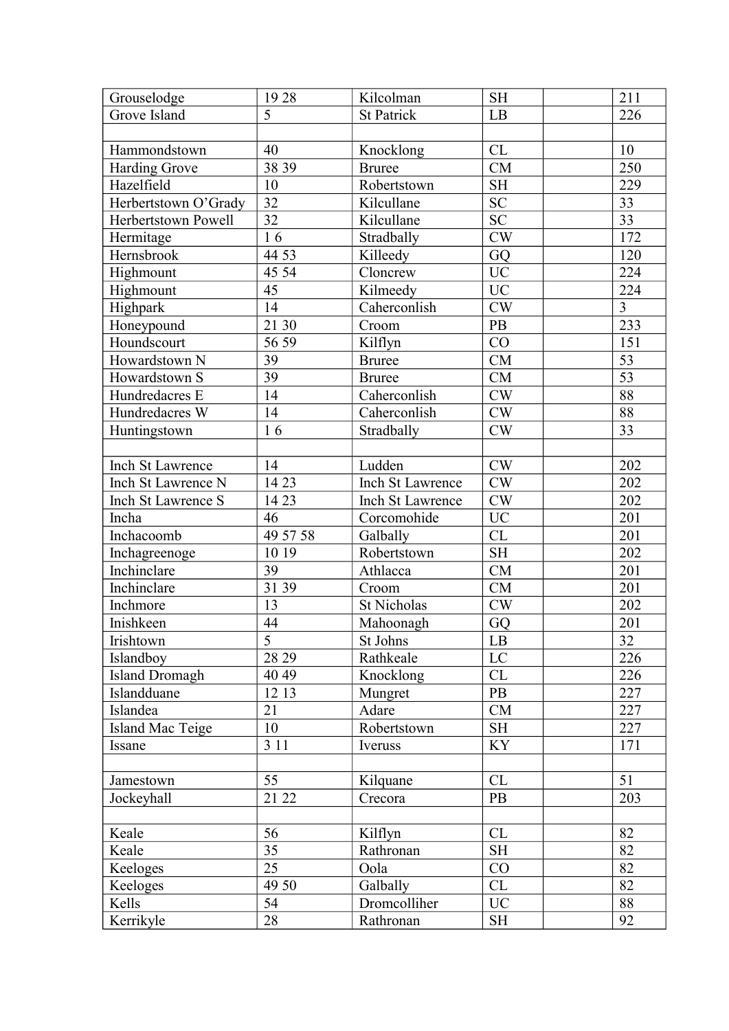| Grouselodge | 19 28 | Kilcolman | SH | | 211 |
|---|---|---|---|---|---|
| Grove Island | 5 | St Patrick | LB | | 226 |
| | | | | | |
| Hammondstown | 40 | Knocklong | CL | | 10 |
| Harding Grove | 38 39 | Bruree | CM | | 250 |
| Hazelfield | 10 | Robertstown | SH | | 229 |
| Herbertstown O'Grady | 32 | Kilcullane | SC | | 33 |
| Herbertstown Powell | 32 | Kilcullane | SC | | 33 |
| Hermitage | 1 6 | Stradbally | CW | | 172 |
| Hernsbrook | 44 53 | Killeedy | GQ | | 120 |
| Highmount | 45 54 | Cloncrew | UC | | 224 |
| Highmount | 45 | Kilmeedy | UC | | 224 |
| Highpark | 14 | Caherconlish | CW | | 3 |
| Honeypound | 21 30 | Croom | PB | | 233 |
| Houndscourt | 56 59 | Kilflyn | CO | | 151 |
| Howardstown N | 39 | Bruree | CM | | 53 |
| Howardstown S | 39 | Bruree | CM | | 53 |
| Hundredacres E | 14 | Caherconlish | CW | | 88 |
| Hundredacres W | 14 | Caherconlish | CW | | 88 |
| Huntingstown | 1 6 | Stradbally | CW | | 33 |
| | | | | | |
| Inch St Lawrence | 14 | Ludden | CW | | 202 |
| Inch St Lawrence N | 14 23 | Inch St Lawrence | CW | | 202 |
| Inch St Lawrence S | 14 23 | Inch St Lawrence | CW | | 202 |
| Incha | 46 | Corcomohide | UC | | 201 |
| Inchacoomb | 49 57 58 | Galbally | CL | | 201 |
| Inchagreenoge | 10 19 | Robertstown | SH | | 202 |
| Inchinclare | 39 | Athlacca | CM | | 201 |
| Inchinclare | 31 39 | Croom | CM | | 201 |
| Inchmore | 13 | St Nicholas | CW | | 202 |
| Inishkeen | 44 | Mahoonagh | GQ | | 201 |
| Irishtown | 5 | St Johns | LB | | 32 |
| Islandboy | 28 29 | Rathkeale | LC | | 226 |
| Island Dromagh | 40 49 | Knocklong | CL | | 226 |
| Islandduane | 12 13 | Mungret | PB | | 227 |
| Islandea | 21 | Adare | CM | | 227 |
| Island Mac Teige | 10 | Robertstown | SH | | 227 |
| Issane | 3 11 | Iveruss | KY | | 171 |
| | | | | | |
| Jamestown | 55 | Kilquane | CL | | 51 |
| Jockeyhall | 21 22 | Crecora | PB | | 203 |
| | | | | | |
| Keale | 56 | Kilflyn | CL | | 82 |
| Keale | 35 | Rathronan | SH | | 82 |
| Keeloges | 25 | Oola | CO | | 82 |
| Keeloges | 49 50 | Galbally | CL | | 82 |
| Kells | 54 | Dromcolliher | UC | | 88 |
| Kerrikyle | 28 | Rathronan | SH | | 92 |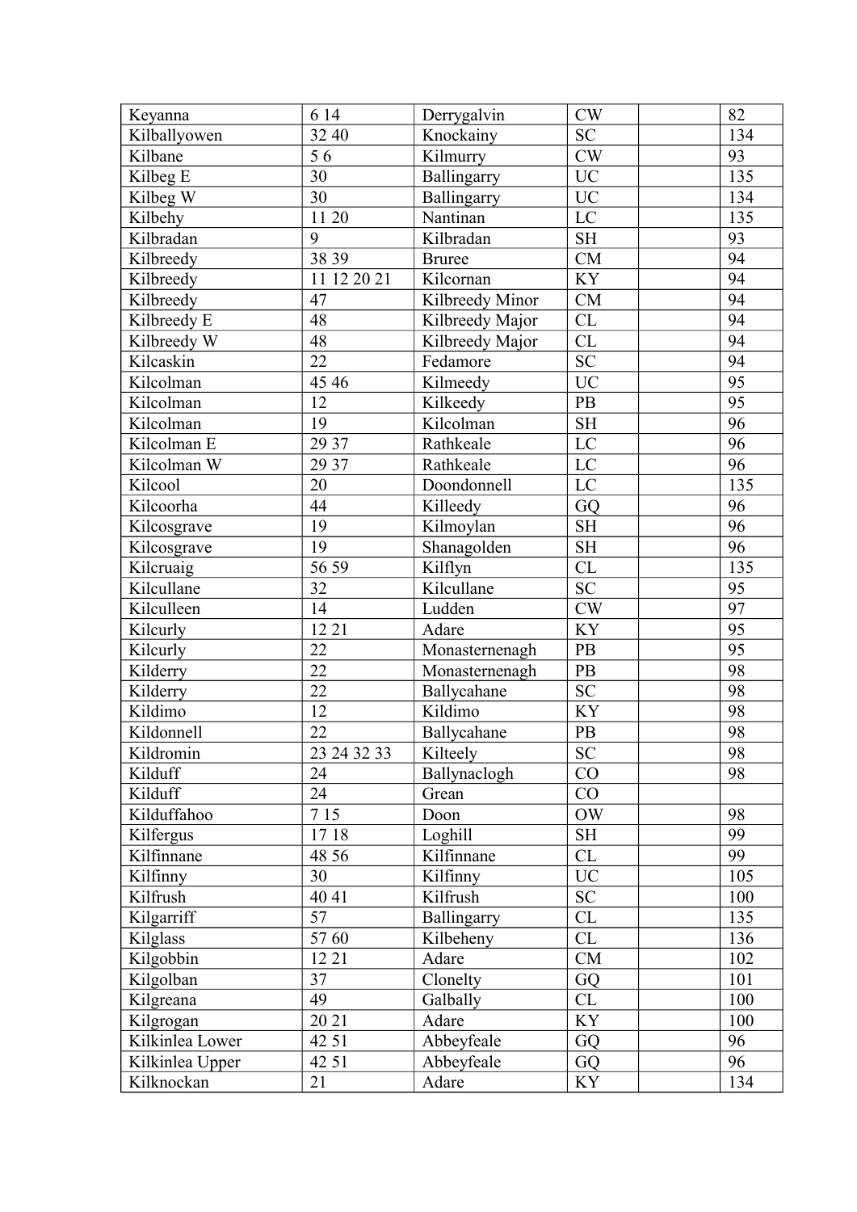| Keyanna | 6 14 | Derrygalvin | CW | | 82 |
|---|---|---|---|---|---|
| Kilballyowen | 32 40 | Knockainy | SC | | 134 |
| Kilbane | 5 6 | Kilmurry | CW | | 93 |
| Kilbeg E | 30 | Ballingarry | UC | | 135 |
| Kilbeg W | 30 | Ballingarry | UC | | 134 |
| Kilbehy | 11 20 | Nantinan | LC | | 135 |
| Kilbradan | 9 | Kilbradan | SH | | 93 |
| Kilbreedy | 38 39 | Bruree | CM | | 94 |
| Kilbreedy | 11 12 20 21 | Kilcornan | KY | | 94 |
| Kilbreedy | 47 | Kilbreedy Minor | CM | | 94 |
| Kilbreedy E | 48 | Kilbreedy Major | CL | | 94 |
| Kilbreedy W | 48 | Kilbreedy Major | CL | | 94 |
| Kilcaskin | 22 | Fedamore | SC | | 94 |
| Kilcolman | 45 46 | Kilmeedy | UC | | 95 |
| Kilcolman | 12 | Kilkeedy | PB | | 95 |
| Kilcolman | 19 | Kilcolman | SH | | 96 |
| Kilcolman E | 29 37 | Rathkeale | LC | | 96 |
| Kilcolman W | 29 37 | Rathkeale | LC | | 96 |
| Kilcool | 20 | Doondonnell | LC | | 135 |
| Kilcoorha | 44 | Killeedy | GQ | | 96 |
| Kilcosgrave | 19 | Kilmoylan | SH | | 96 |
| Kilcosgrave | 19 | Shanagolden | SH | | 96 |
| Kilcruaig | 56 59 | Kilflyn | CL | | 135 |
| Kilcullane | 32 | Kilcullane | SC | | 95 |
| Kilculleen | 14 | Ludden | CW | | 97 |
| Kilcurly | 12 21 | Adare | KY | | 95 |
| Kilcurly | 22 | Monasternenagh | PB | | 95 |
| Kilderry | 22 | Monasternenagh | PB | | 98 |
| Kilderry | 22 | Ballycahane | SC | | 98 |
| Kildimo | 12 | Kildimo | KY | | 98 |
| Kildonnell | 22 | Ballycahane | PB | | 98 |
| Kildromin | 23 24 32 33 | Kilteely | SC | | 98 |
| Kilduff | 24 | Ballynaclogh | CO | | 98 |
| Kilduff | 24 | Grean | CO | | |
| Kilduffahoo | 7 15 | Doon | OW | | 98 |
| Kilfergus | 17 18 | Loghill | SH | | 99 |
| Kilfinnane | 48 56 | Kilfinnane | CL | | 99 |
| Kilfinny | 30 | Kilfinny | UC | | 105 |
| Kilfrush | 40 41 | Kilfrush | SC | | 100 |
| Kilgarriff | 57 | Ballingarry | CL | | 135 |
| Kilglass | 57 60 | Kilbeheny | CL | | 136 |
| Kilgobbin | 12 21 | Adare | CM | | 102 |
| Kilgolban | 37 | Clonelty | GQ | | 101 |
| Kilgreana | 49 | Galbally | CL | | 100 |
| Kilgrogan | 20 21 | Adare | KY | | 100 |
| Kilkinlea Lower | 42 51 | Abbeyfeale | GQ | | 96 |
| Kilkinlea Upper | 42 51 | Abbeyfeale | GQ | | 96 |
| Kilknockan | 21 | Adare | KY | | 134 |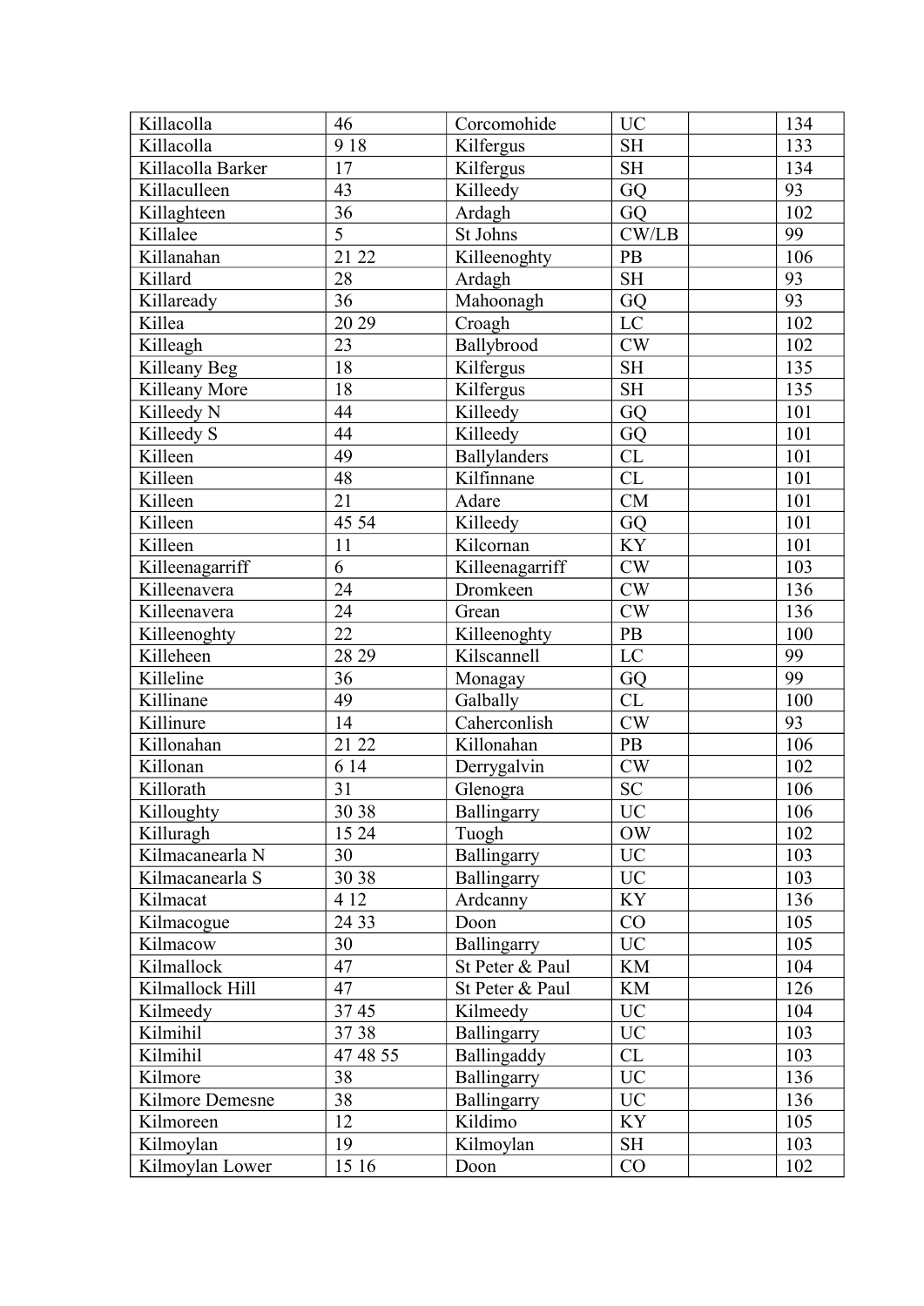| Killacolla | 46 | Corcomohide | UC | | 134 |
|---|---|---|---|---|---|
| Killacolla | 9 18 | Kilfergus | SH | | 133 |
| Killacolla Barker | 17 | Kilfergus | SH | | 134 |
| Killaculleen | 43 | Killeedy | GQ | | 93 |
| Killaghteen | 36 | Ardagh | GQ | | 102 |
| Killalee | 5 | St Johns | CW/LB | | 99 |
| Killanahan | 21 22 | Killeenoghty | PB | | 106 |
| Killard | 28 | Ardagh | SH | | 93 |
| Killaready | 36 | Mahoonagh | GQ | | 93 |
| Killea | 20 29 | Croagh | LC | | 102 |
| Killeagh | 23 | Ballybrood | CW | | 102 |
| Killeany Beg | 18 | Kilfergus | SH | | 135 |
| Killeany More | 18 | Kilfergus | SH | | 135 |
| Killeedy N | 44 | Killeedy | GQ | | 101 |
| Killeedy S | 44 | Killeedy | GQ | | 101 |
| Killeen | 49 | Ballylanders | CL | | 101 |
| Killeen | 48 | Kilfinnane | CL | | 101 |
| Killeen | 21 | Adare | CM | | 101 |
| Killeen | 45 54 | Killeedy | GQ | | 101 |
| Killeen | 11 | Kilcornan | KY | | 101 |
| Killeenagarriff | 6 | Killeenagarriff | CW | | 103 |
| Killeenavera | 24 | Dromkeen | CW | | 136 |
| Killeenavera | 24 | Grean | CW | | 136 |
| Killeenoghty | 22 | Killeenoghty | PB | | 100 |
| Killeheen | 28 29 | Kilscannell | LC | | 99 |
| Killeline | 36 | Monagay | GQ | | 99 |
| Killinane | 49 | Galbally | CL | | 100 |
| Killinure | 14 | Caherconlish | CW | | 93 |
| Killonahan | 21 22 | Killonahan | PB | | 106 |
| Killonan | 6 14 | Derrygalvin | CW | | 102 |
| Killorath | 31 | Glenogra | SC | | 106 |
| Killoughty | 30 38 | Ballingarry | UC | | 106 |
| Killuragh | 15 24 | Tuogh | OW | | 102 |
| Kilmacanearla N | 30 | Ballingarry | UC | | 103 |
| Kilmacanearla S | 30 38 | Ballingarry | UC | | 103 |
| Kilmacat | 4 12 | Ardcanny | KY | | 136 |
| Kilmacogue | 24 33 | Doon | CO | | 105 |
| Kilmacow | 30 | Ballingarry | UC | | 105 |
| Kilmallock | 47 | St Peter & Paul | KM | | 104 |
| Kilmallock Hill | 47 | St Peter & Paul | KM | | 126 |
| Kilmeedy | 37 45 | Kilmeedy | UC | | 104 |
| Kilmihil | 37 38 | Ballingarry | UC | | 103 |
| Kilmihil | 47 48 55 | Ballingaddy | CL | | 103 |
| Kilmore | 38 | Ballingarry | UC | | 136 |
| Kilmore Demesne | 38 | Ballingarry | UC | | 136 |
| Kilmoreen | 12 | Kildimo | KY | | 105 |
| Kilmoylan | 19 | Kilmoylan | SH | | 103 |
| Kilmoylan Lower | 15 16 | Doon | CO | | 102 |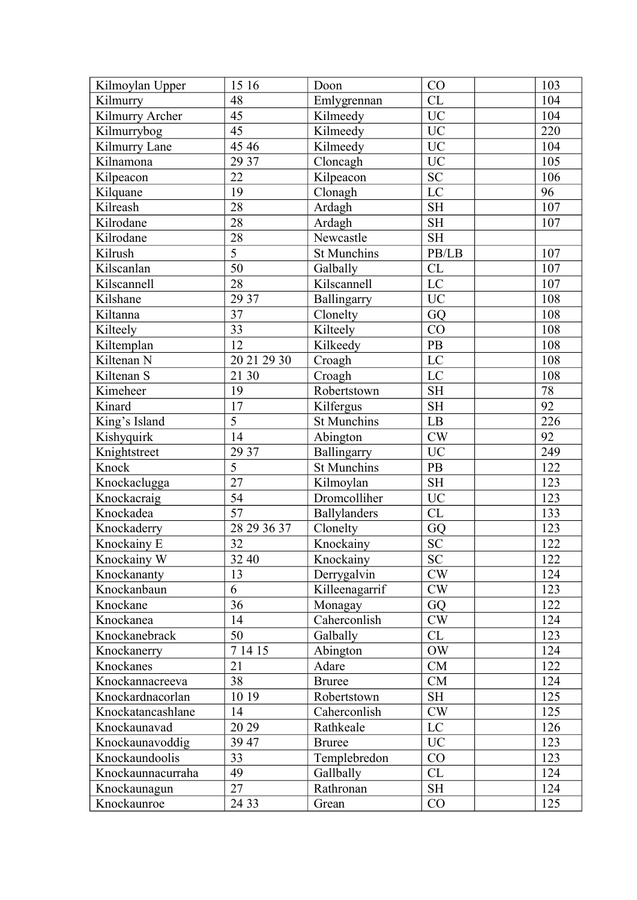| Kilmoylan Upper | 15 16 | Doon | CO | | 103 |
|---|---|---|---|---|---|
| Kilmurry | 48 | Emlygrennan | CL | | 104 |
| Kilmurry Archer | 45 | Kilmeedy | UC | | 104 |
| Kilmurrybog | 45 | Kilmeedy | UC | | 220 |
| Kilmurry Lane | 45 46 | Kilmeedy | UC | | 104 |
| Kilnamona | 29 37 | Cloncagh | UC | | 105 |
| Kilpeacon | 22 | Kilpeacon | SC | | 106 |
| Kilquane | 19 | Clonagh | LC | | 96 |
| Kilreash | 28 | Ardagh | SH | | 107 |
| Kilrodane | 28 | Ardagh | SH | | 107 |
| Kilrodane | 28 | Newcastle | SH | | |
| Kilrush | 5 | St Munchins | PB/LB | | 107 |
| Kilscanlan | 50 | Galbally | CL | | 107 |
| Kilscannell | 28 | Kilscannell | LC | | 107 |
| Kilshane | 29 37 | Ballingarry | UC | | 108 |
| Kiltanna | 37 | Clonelty | GQ | | 108 |
| Kilteely | 33 | Kilteely | CO | | 108 |
| Kiltemplan | 12 | Kilkeedy | PB | | 108 |
| Kiltenan N | 20 21 29 30 | Croagh | LC | | 108 |
| Kiltenan S | 21 30 | Croagh | LC | | 108 |
| Kimeheer | 19 | Robertstown | SH | | 78 |
| Kinard | 17 | Kilfergus | SH | | 92 |
| King’s Island | 5 | St Munchins | LB | | 226 |
| Kishyquirk | 14 | Abington | CW | | 92 |
| Knightstreet | 29 37 | Ballingarry | UC | | 249 |
| Knock | 5 | St Munchins | PB | | 122 |
| Knockaclugga | 27 | Kilmoylan | SH | | 123 |
| Knockacraig | 54 | Dromcolliher | UC | | 123 |
| Knockadea | 57 | Ballylanders | CL | | 133 |
| Knockaderry | 28 29 36 37 | Clonelty | GQ | | 123 |
| Knockainy E | 32 | Knockainy | SC | | 122 |
| Knockainy W | 32 40 | Knockainy | SC | | 122 |
| Knockananty | 13 | Derrygalvin | CW | | 124 |
| Knockanbaun | 6 | Killeenagarrif | CW | | 123 |
| Knockane | 36 | Monagay | GQ | | 122 |
| Knockanea | 14 | Caherconlish | CW | | 124 |
| Knockanebrack | 50 | Galbally | CL | | 123 |
| Knockanerry | 7 14 15 | Abington | OW | | 124 |
| Knockanes | 21 | Adare | CM | | 122 |
| Knockannacreeva | 38 | Bruree | CM | | 124 |
| Knockardnacorlan | 10 19 | Robertstown | SH | | 125 |
| Knockatancashlane | 14 | Caherconlish | CW | | 125 |
| Knockaunavad | 20 29 | Rathkeale | LC | | 126 |
| Knockaunavoddig | 39 47 | Bruree | UC | | 123 |
| Knockaundoolis | 33 | Templebredon | CO | | 123 |
| Knockaunnacurraha | 49 | Gallbally | CL | | 124 |
| Knockaunagun | 27 | Rathronan | SH | | 124 |
| Knockaunroe | 24 33 | Grean | CO | | 125 |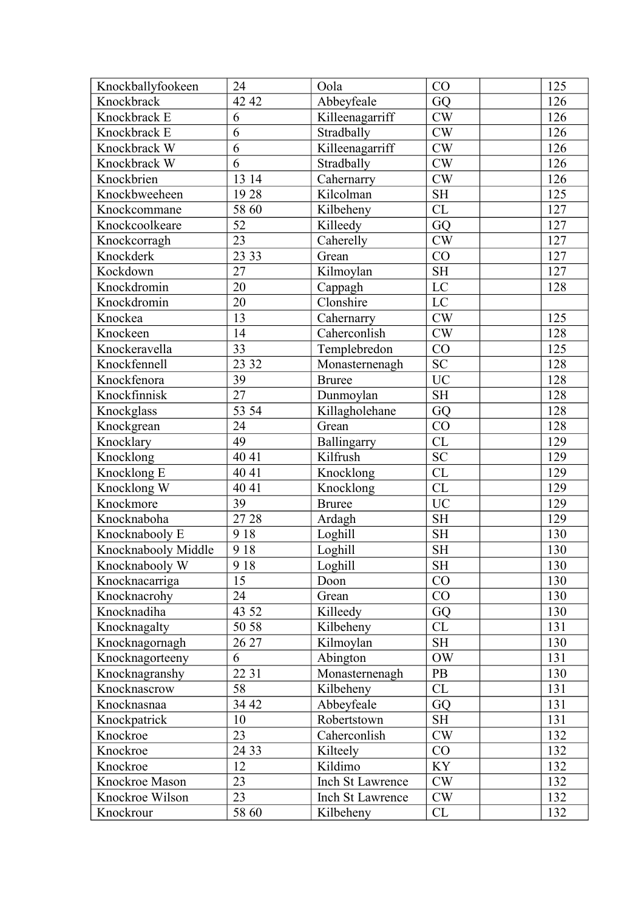| Knockballyfookeen | 24 | Oola | CO | | 125 |
|---|---|---|---|---|---|
| Knockbrack | 42 42 | Abbeyfeale | GQ | | 126 |
| Knockbrack E | 6 | Killeenagarriff | CW | | 126 |
| Knockbrack E | 6 | Stradbally | CW | | 126 |
| Knockbrack W | 6 | Killeenagarriff | CW | | 126 |
| Knockbrack W | 6 | Stradbally | CW | | 126 |
| Knockbrien | 13 14 | Cahernarry | CW | | 126 |
| Knockbweeheen | 19 28 | Kilcolman | SH | | 125 |
| Knockcommane | 58 60 | Kilbeheny | CL | | 127 |
| Knockcoolkeare | 52 | Killeedy | GQ | | 127 |
| Knockcorragh | 23 | Caherelly | CW | | 127 |
| Knockderk | 23 33 | Grean | CO | | 127 |
| Kockdown | 27 | Kilmoylan | SH | | 127 |
| Knockdromin | 20 | Cappagh | LC | | 128 |
| Knockdromin | 20 | Clonshire | LC | | |
| Knockea | 13 | Cahernarry | CW | | 125 |
| Knockeen | 14 | Caherconlish | CW | | 128 |
| Knockeravella | 33 | Templebredon | CO | | 125 |
| Knockfennell | 23 32 | Monasternenagh | SC | | 128 |
| Knockfenora | 39 | Bruree | UC | | 128 |
| Knockfinnisk | 27 | Dunmoylan | SH | | 128 |
| Knockglass | 53 54 | Killagholehane | GQ | | 128 |
| Knockgrean | 24 | Grean | CO | | 128 |
| Knocklary | 49 | Ballingarry | CL | | 129 |
| Knocklong | 40 41 | Kilfrush | SC | | 129 |
| Knocklong E | 40 41 | Knocklong | CL | | 129 |
| Knocklong W | 40 41 | Knocklong | CL | | 129 |
| Knockmore | 39 | Bruree | UC | | 129 |
| Knocknaboha | 27 28 | Ardagh | SH | | 129 |
| Knocknabooly E | 9 18 | Loghill | SH | | 130 |
| Knocknabooly Middle | 9 18 | Loghill | SH | | 130 |
| Knocknabooly W | 9 18 | Loghill | SH | | 130 |
| Knocknacarriga | 15 | Doon | CO | | 130 |
| Knocknacrohy | 24 | Grean | CO | | 130 |
| Knocknadiha | 43 52 | Killeedy | GQ | | 130 |
| Knocknagalty | 50 58 | Kilbeheny | CL | | 131 |
| Knocknagornagh | 26 27 | Kilmoylan | SH | | 130 |
| Knocknagorteeny | 6 | Abington | OW | | 131 |
| Knocknagranshy | 22 31 | Monasternenagh | PB | | 130 |
| Knocknascrow | 58 | Kilbeheny | CL | | 131 |
| Knocknasnaa | 34 42 | Abbeyfeale | GQ | | 131 |
| Knockpatrick | 10 | Robertstown | SH | | 131 |
| Knockroe | 23 | Caherconlish | CW | | 132 |
| Knockroe | 24 33 | Kilteely | CO | | 132 |
| Knockroe | 12 | Kildimo | KY | | 132 |
| Knockroe Mason | 23 | Inch St Lawrence | CW | | 132 |
| Knockroe Wilson | 23 | Inch St Lawrence | CW | | 132 |
| Knockrour | 58 60 | Kilbeheny | CL | | 132 |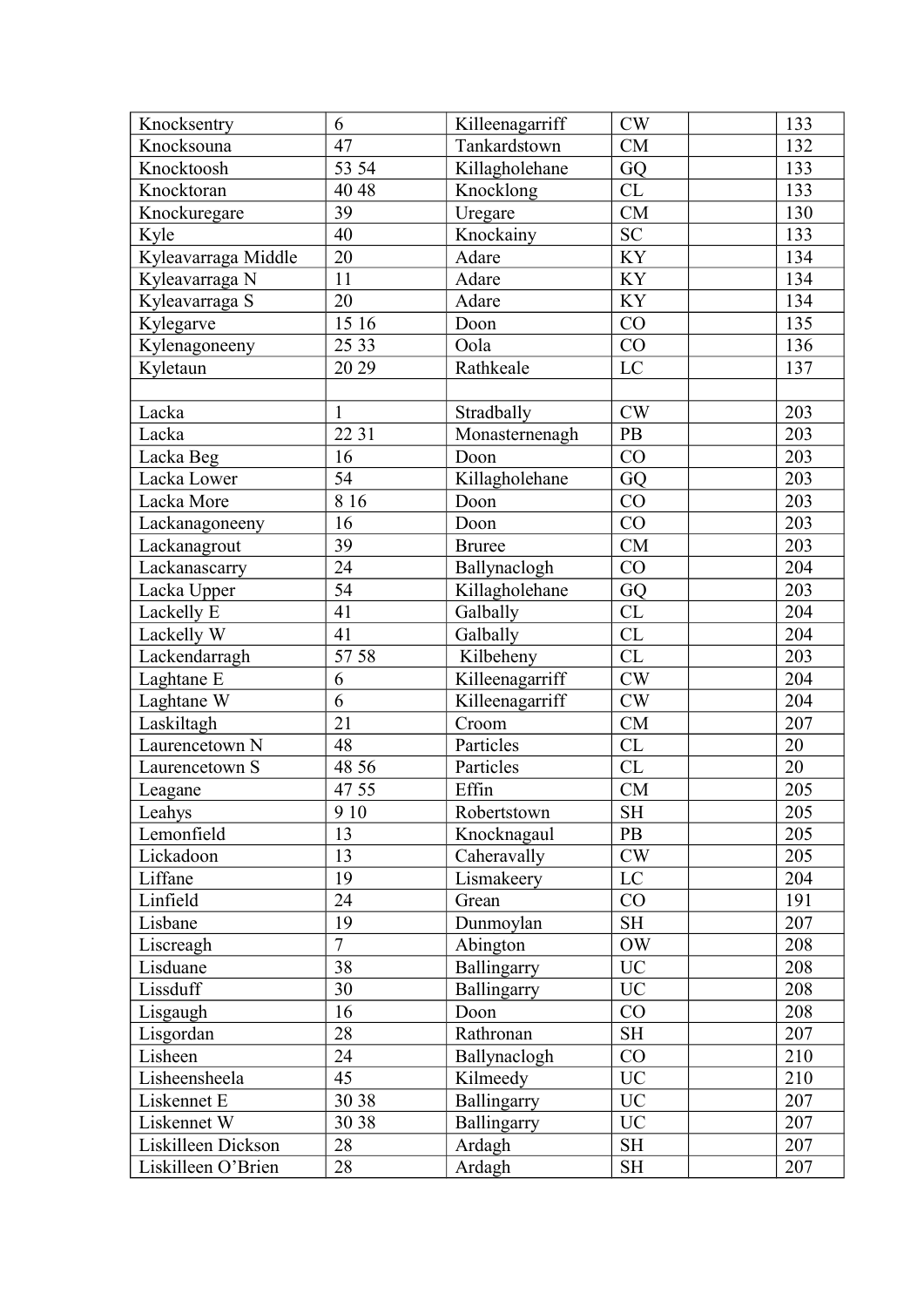| Knocksentry | 6 | Killeenagarriff | CW | | 133 |
|---|---|---|---|---|---|
| Knocksouna | 47 | Tankardstown | CM | | 132 |
| Knocktoosh | 53 54 | Killagholehane | GQ | | 133 |
| Knocktoran | 40 48 | Knocklong | CL | | 133 |
| Knockuregare | 39 | Uregare | CM | | 130 |
| Kyle | 40 | Knockainy | SC | | 133 |
| Kyleavarraga Middle | 20 | Adare | KY | | 134 |
| Kyleavarraga N | 11 | Adare | KY | | 134 |
| Kyleavarraga S | 20 | Adare | KY | | 134 |
| Kylegarve | 15 16 | Doon | CO | | 135 |
| Kylenagoneeny | 25 33 | Oola | CO | | 136 |
| Kyletaun | 20 29 | Rathkeale | LC | | 137 |
| | | | | | |
| Lacka | 1 | Stradbally | CW | | 203 |
| Lacka | 22 31 | Monasternenagh | PB | | 203 |
| Lacka Beg | 16 | Doon | CO | | 203 |
| Lacka Lower | 54 | Killagholehane | GQ | | 203 |
| Lacka More | 8 16 | Doon | CO | | 203 |
| Lackanagoneeny | 16 | Doon | CO | | 203 |
| Lackanagrout | 39 | Bruree | CM | | 203 |
| Lackanascarry | 24 | Ballynaclogh | CO | | 204 |
| Lacka Upper | 54 | Killagholehane | GQ | | 203 |
| Lackelly E | 41 | Galbally | CL | | 204 |
| Lackelly W | 41 | Galbally | CL | | 204 |
| Lackendarragh | 57 58 | Kilbeheny | CL | | 203 |
| Laghtane E | 6 | Killeenagarriff | CW | | 204 |
| Laghtane W | 6 | Killeenagarriff | CW | | 204 |
| Laskiltagh | 21 | Croom | CM | | 207 |
| Laurencetown N | 48 | Particles | CL | | 20 |
| Laurencetown S | 48 56 | Particles | CL | | 20 |
| Leagane | 47 55 | Effin | CM | | 205 |
| Leahys | 9 10 | Robertstown | SH | | 205 |
| Lemonfield | 13 | Knocknagaul | PB | | 205 |
| Lickadoon | 13 | Caheravally | CW | | 205 |
| Liffane | 19 | Lismakeery | LC | | 204 |
| Linfield | 24 | Grean | CO | | 191 |
| Lisbane | 19 | Dunmoylan | SH | | 207 |
| Liscreagh | 7 | Abington | OW | | 208 |
| Lisduane | 38 | Ballingarry | UC | | 208 |
| Lissduff | 30 | Ballingarry | UC | | 208 |
| Lisgaugh | 16 | Doon | CO | | 208 |
| Lisgordan | 28 | Rathronan | SH | | 207 |
| Lisheen | 24 | Ballynaclogh | CO | | 210 |
| Lisheensheela | 45 | Kilmeedy | UC | | 210 |
| Liskennet E | 30 38 | Ballingarry | UC | | 207 |
| Liskennet W | 30 38 | Ballingarry | UC | | 207 |
| Liskilleen Dickson | 28 | Ardagh | SH | | 207 |
| Liskilleen O'Brien | 28 | Ardagh | SH | | 207 |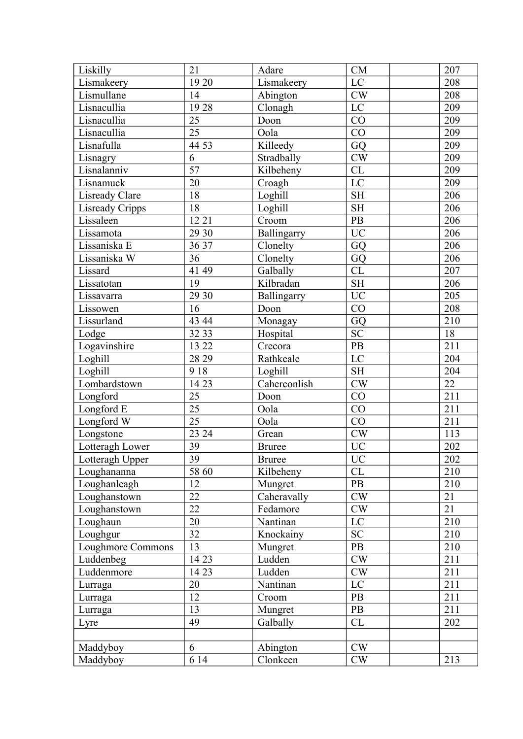| Liskilly | 21 | Adare | CM | | 207 |
|---|---|---|---|---|---|
| Lismakeery | 19 20 | Lismakeery | LC | | 208 |
| Lismullane | 14 | Abington | CW | | 208 |
| Lisnacullia | 19 28 | Clonagh | LC | | 209 |
| Lisnacullia | 25 | Doon | CO | | 209 |
| Lisnacullia | 25 | Oola | CO | | 209 |
| Lisnafulla | 44 53 | Killeedy | GQ | | 209 |
| Lisnagry | 6 | Stradbally | CW | | 209 |
| Lisnalanniv | 57 | Kilbeheny | CL | | 209 |
| Lisnamuck | 20 | Croagh | LC | | 209 |
| Lisready Clare | 18 | Loghill | SH | | 206 |
| Lisready Cripps | 18 | Loghill | SH | | 206 |
| Lissaleen | 12 21 | Croom | PB | | 206 |
| Lissamota | 29 30 | Ballingarry | UC | | 206 |
| Lissaniska E | 36 37 | Clonelty | GQ | | 206 |
| Lissaniska W | 36 | Clonelty | GQ | | 206 |
| Lissard | 41 49 | Galbally | CL | | 207 |
| Lissatotan | 19 | Kilbradan | SH | | 206 |
| Lissavarra | 29 30 | Ballingarry | UC | | 205 |
| Lissowen | 16 | Doon | CO | | 208 |
| Lissurland | 43 44 | Monagay | GQ | | 210 |
| Lodge | 32 33 | Hospital | SC | | 18 |
| Logavinshire | 13 22 | Crecora | PB | | 211 |
| Loghill | 28 29 | Rathkeale | LC | | 204 |
| Loghill | 9 18 | Loghill | SH | | 204 |
| Lombardstown | 14 23 | Caherconlish | CW | | 22 |
| Longford | 25 | Doon | CO | | 211 |
| Longford E | 25 | Oola | CO | | 211 |
| Longford W | 25 | Oola | CO | | 211 |
| Longstone | 23 24 | Grean | CW | | 113 |
| Lotteragh Lower | 39 | Bruree | UC | | 202 |
| Lotteragh Upper | 39 | Bruree | UC | | 202 |
| Loughananna | 58 60 | Kilbeheny | CL | | 210 |
| Loughanleagh | 12 | Mungret | PB | | 210 |
| Loughanstown | 22 | Caheravally | CW | | 21 |
| Loughanstown | 22 | Fedamore | CW | | 21 |
| Loughaun | 20 | Nantinan | LC | | 210 |
| Loughgur | 32 | Knockainy | SC | | 210 |
| Loughmore Commons | 13 | Mungret | PB | | 210 |
| Luddenbeg | 14 23 | Ludden | CW | | 211 |
| Luddenmore | 14 23 | Ludden | CW | | 211 |
| Lurraga | 20 | Nantinan | LC | | 211 |
| Lurraga | 12 | Croom | PB | | 211 |
| Lurraga | 13 | Mungret | PB | | 211 |
| Lyre | 49 | Galbally | CL | | 202 |
| | | | | | |
| Maddyboy | 6 | Abington | CW | | |
| Maddyboy | 6 14 | Clonkeen | CW | | 213 |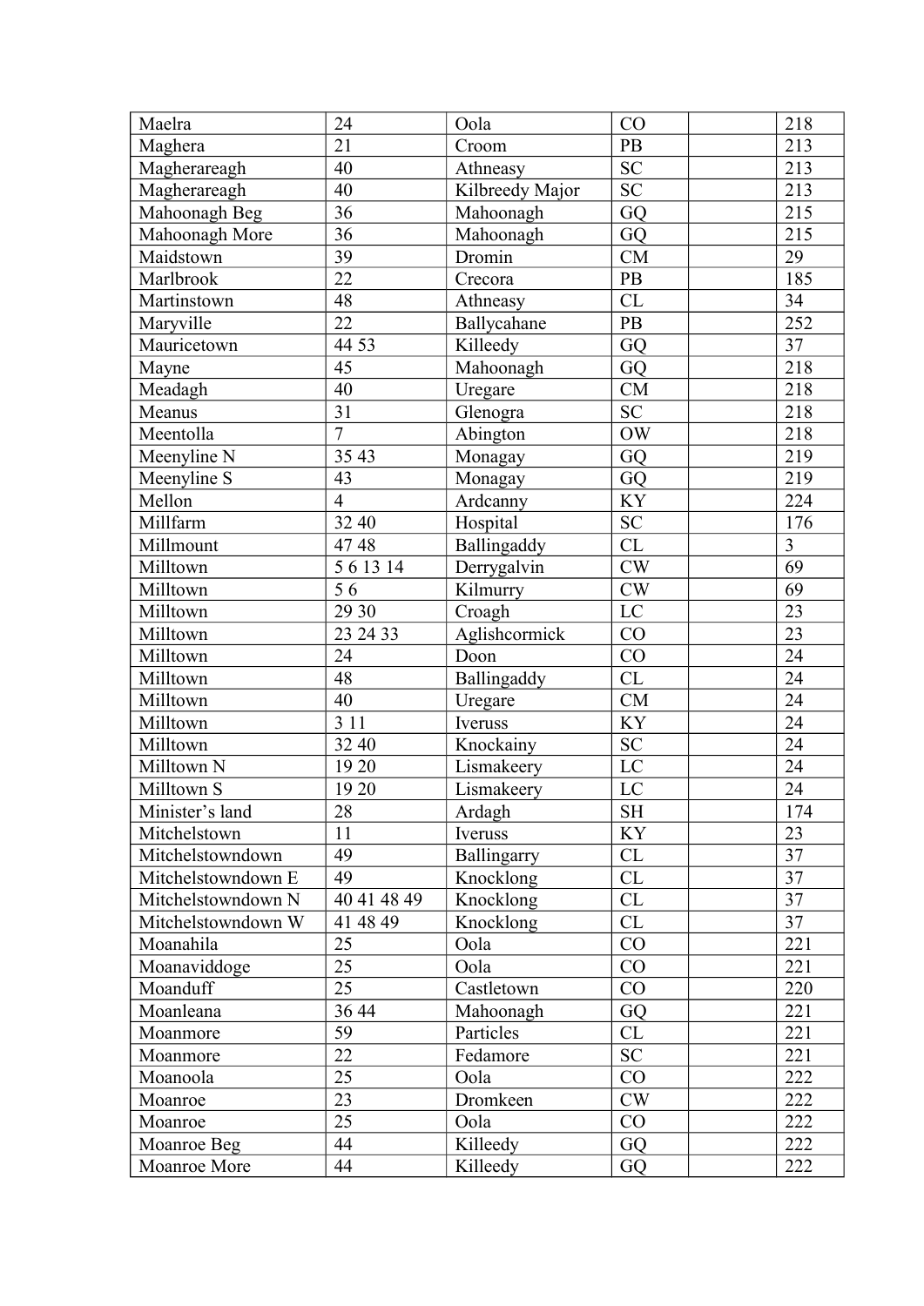| | | | | | |
|---|---|---|---|---|---|
| Maelra | 24 | Oola | CO | | 218 |
| Maghera | 21 | Croom | PB | | 213 |
| Magherareagh | 40 | Athneasy | SC | | 213 |
| Magherareagh | 40 | Kilbreedy Major | SC | | 213 |
| Mahoonagh Beg | 36 | Mahoonagh | GQ | | 215 |
| Mahoonagh More | 36 | Mahoonagh | GQ | | 215 |
| Maidstown | 39 | Dromin | CM | | 29 |
| Marlbrook | 22 | Crecora | PB | | 185 |
| Martinstown | 48 | Athneasy | CL | | 34 |
| Maryville | 22 | Ballycahane | PB | | 252 |
| Mauricetown | 44 53 | Killeedy | GQ | | 37 |
| Mayne | 45 | Mahoonagh | GQ | | 218 |
| Meadagh | 40 | Uregare | CM | | 218 |
| Meanus | 31 | Glenogra | SC | | 218 |
| Meentolla | 7 | Abington | OW | | 218 |
| Meenyline N | 35 43 | Monagay | GQ | | 219 |
| Meenyline S | 43 | Monagay | GQ | | 219 |
| Mellon | 4 | Ardcanny | KY | | 224 |
| Millfarm | 32 40 | Hospital | SC | | 176 |
| Millmount | 47 48 | Ballingaddy | CL | | 3 |
| Milltown | 5 6 13 14 | Derrygalvin | CW | | 69 |
| Milltown | 5 6 | Kilmurry | CW | | 69 |
| Milltown | 29 30 | Croagh | LC | | 23 |
| Milltown | 23 24 33 | Aglishcormick | CO | | 23 |
| Milltown | 24 | Doon | CO | | 24 |
| Milltown | 48 | Ballingaddy | CL | | 24 |
| Milltown | 40 | Uregare | CM | | 24 |
| Milltown | 3 11 | Iveruss | KY | | 24 |
| Milltown | 32 40 | Knockainy | SC | | 24 |
| Milltown N | 19 20 | Lismakeery | LC | | 24 |
| Milltown S | 19 20 | Lismakeery | LC | | 24 |
| Minister's land | 28 | Ardagh | SH | | 174 |
| Mitchelstown | 11 | Iveruss | KY | | 23 |
| Mitchelstowndown | 49 | Ballingarry | CL | | 37 |
| Mitchelstowndown E | 49 | Knocklong | CL | | 37 |
| Mitchelstowndown N | 40 41 48 49 | Knocklong | CL | | 37 |
| Mitchelstowndown W | 41 48 49 | Knocklong | CL | | 37 |
| Moanahila | 25 | Oola | CO | | 221 |
| Moanaviddoge | 25 | Oola | CO | | 221 |
| Moanduff | 25 | Castletown | CO | | 220 |
| Moanleana | 36 44 | Mahoonagh | GQ | | 221 |
| Moanmore | 59 | Particles | CL | | 221 |
| Moanmore | 22 | Fedamore | SC | | 221 |
| Moanoola | 25 | Oola | CO | | 222 |
| Moanroe | 23 | Dromkeen | CW | | 222 |
| Moanroe | 25 | Oola | CO | | 222 |
| Moanroe Beg | 44 | Killeedy | GQ | | 222 |
| Moanroe More | 44 | Killeedy | GQ | | 222 |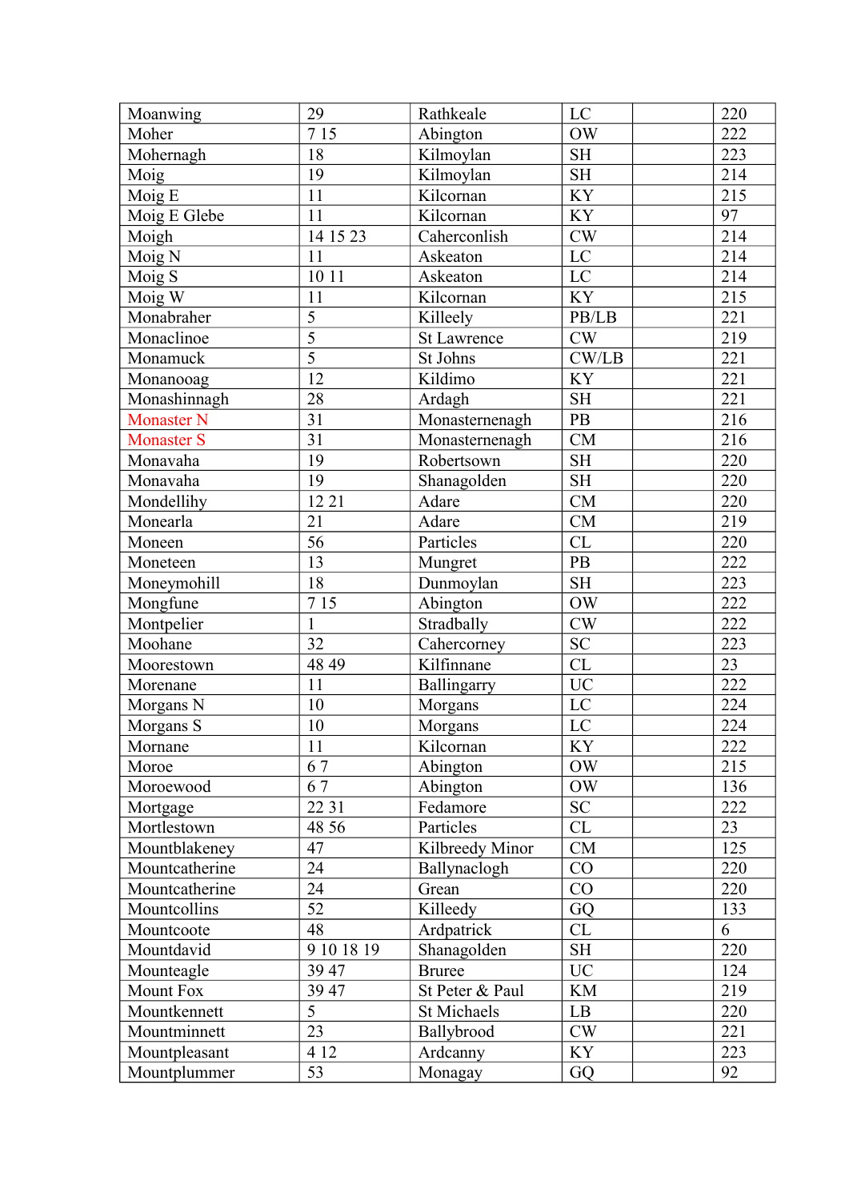| Moanwing | 29 | Rathkeale | LC | | 220 |
|---|---|---|---|---|---|
| Moher | 7 15 | Abington | OW | | 222 |
| Mohernagh | 18 | Kilmoylan | SH | | 223 |
| Moig | 19 | Kilmoylan | SH | | 214 |
| Moig E | 11 | Kilcornan | KY | | 215 |
| Moig E Glebe | 11 | Kilcornan | KY | | 97 |
| Moigh | 14 15 23 | Caherconlish | CW | | 214 |
| Moig N | 11 | Askeaton | LC | | 214 |
| Moig S | 10 11 | Askeaton | LC | | 214 |
| Moig W | 11 | Kilcornan | KY | | 215 |
| Monabraher | 5 | Killeely | PB/LB | | 221 |
| Monaclinoe | 5 | St Lawrence | CW | | 219 |
| Monamuck | 5 | St Johns | CW/LB | | 221 |
| Monanooag | 12 | Kildimo | KY | | 221 |
| Monashinnagh | 28 | Ardagh | SH | | 221 |
| Monaster N | 31 | Monasternenagh | PB | | 216 |
| Monaster S | 31 | Monasternenagh | CM | | 216 |
| Monavaha | 19 | Robertsown | SH | | 220 |
| Monavaha | 19 | Shanagolden | SH | | 220 |
| Mondellihy | 12 21 | Adare | CM | | 220 |
| Monearla | 21 | Adare | CM | | 219 |
| Moneen | 56 | Particles | CL | | 220 |
| Moneteen | 13 | Mungret | PB | | 222 |
| Moneymohill | 18 | Dunmoylan | SH | | 223 |
| Mongfune | 7 15 | Abington | OW | | 222 |
| Montpelier | 1 | Stradbally | CW | | 222 |
| Moohane | 32 | Cahercorney | SC | | 223 |
| Moorestown | 48 49 | Kilfinnane | CL | | 23 |
| Morenane | 11 | Ballingarry | UC | | 222 |
| Morgans N | 10 | Morgans | LC | | 224 |
| Morgans S | 10 | Morgans | LC | | 224 |
| Mornane | 11 | Kilcornan | KY | | 222 |
| Moroe | 6 7 | Abington | OW | | 215 |
| Moroewood | 6 7 | Abington | OW | | 136 |
| Mortgage | 22 31 | Fedamore | SC | | 222 |
| Mortlestown | 48 56 | Particles | CL | | 23 |
| Mountblakeney | 47 | Kilbreedy Minor | CM | | 125 |
| Mountcatherine | 24 | Ballynaclogh | CO | | 220 |
| Mountcatherine | 24 | Grean | CO | | 220 |
| Mountcollins | 52 | Killeedy | GQ | | 133 |
| Mountcoote | 48 | Ardpatrick | CL | | 6 |
| Mountdavid | 9 10 18 19 | Shanagolden | SH | | 220 |
| Mounteagle | 39 47 | Bruree | UC | | 124 |
| Mount Fox | 39 47 | St Peter & Paul | KM | | 219 |
| Mountkennett | 5 | St Michaels | LB | | 220 |
| Mountminnett | 23 | Ballybrood | CW | | 221 |
| Mountpleasant | 4 12 | Ardcanny | KY | | 223 |
| Mountplummer | 53 | Monagay | GQ | | 92 |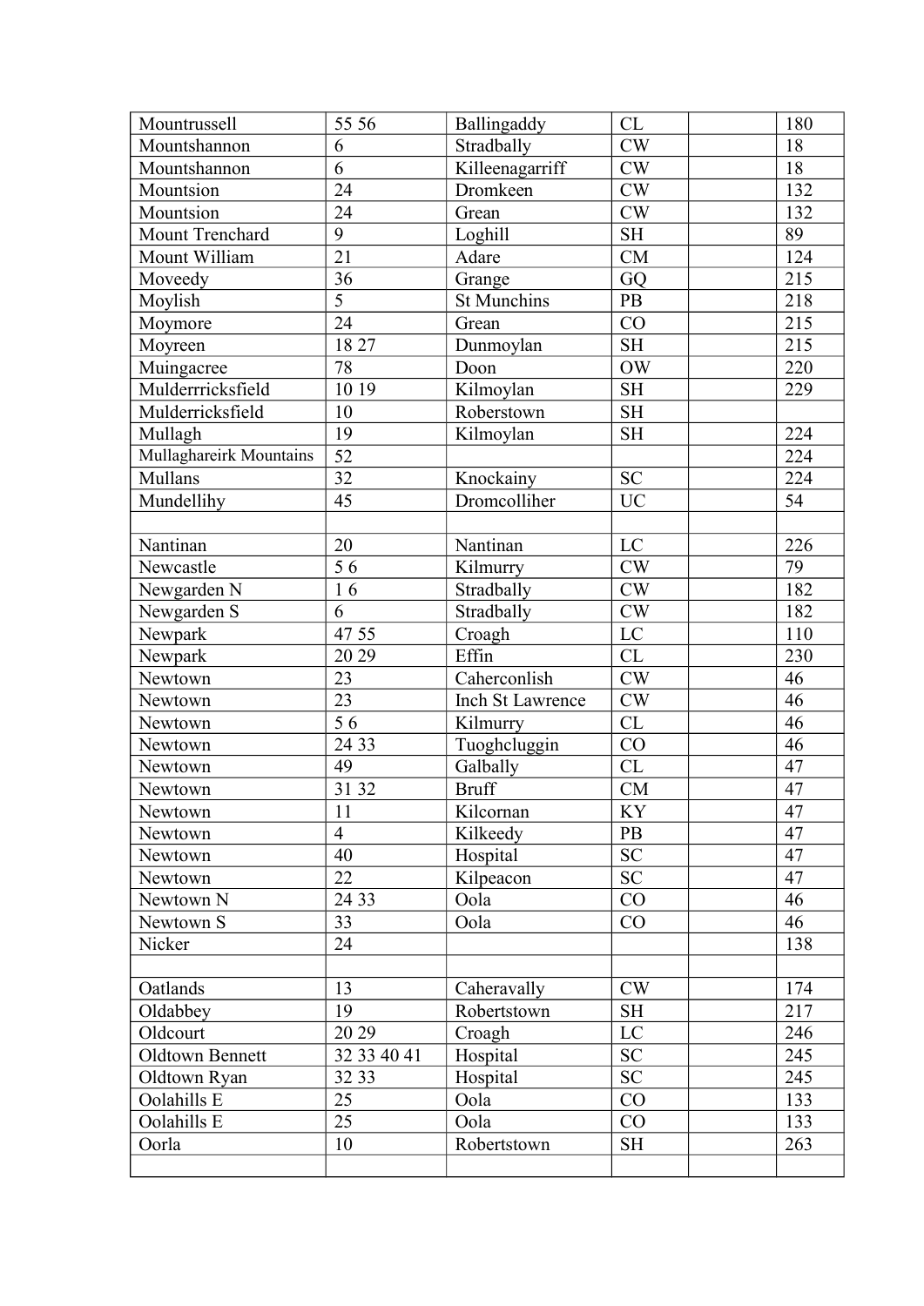| Mountrussell | 55 56 | Ballingaddy | CL | | 180 |
|---|---|---|---|---|---|
| Mountshannon | 6 | Stradbally | CW | | 18 |
| Mountshannon | 6 | Killeenagarriff | CW | | 18 |
| Mountsion | 24 | Dromkeen | CW | | 132 |
| Mountsion | 24 | Grean | CW | | 132 |
| Mount Trenchard | 9 | Loghill | SH | | 89 |
| Mount William | 21 | Adare | CM | | 124 |
| Moveedy | 36 | Grange | GQ | | 215 |
| Moylish | 5 | St Munchins | PB | | 218 |
| Moymore | 24 | Grean | CO | | 215 |
| Moyreen | 18 27 | Dunmoylan | SH | | 215 |
| Muingacree | 78 | Doon | OW | | 220 |
| Mulderrricksfield | 10 19 | Kilmoylan | SH | | 229 |
| Mulderricksfield | 10 | Roberstown | SH | | |
| Mullagh | 19 | Kilmoylan | SH | | 224 |
| Mullaghareirk Mountains | 52 | | | | 224 |
| Mullans | 32 | Knockainy | SC | | 224 |
| Mundellihy | 45 | Dromcolliher | UC | | 54 |
| | | | | | |
| Nantinan | 20 | Nantinan | LC | | 226 |
| Newcastle | 5 6 | Kilmurry | CW | | 79 |
| Newgarden N | 1 6 | Stradbally | CW | | 182 |
| Newgarden S | 6 | Stradbally | CW | | 182 |
| Newpark | 47 55 | Croagh | LC | | 110 |
| Newpark | 20 29 | Effin | CL | | 230 |
| Newtown | 23 | Caherconlish | CW | | 46 |
| Newtown | 23 | Inch St Lawrence | CW | | 46 |
| Newtown | 5 6 | Kilmurry | CL | | 46 |
| Newtown | 24 33 | Tuoghcluggin | CO | | 46 |
| Newtown | 49 | Galbally | CL | | 47 |
| Newtown | 31 32 | Bruff | CM | | 47 |
| Newtown | 11 | Kilcornan | KY | | 47 |
| Newtown | 4 | Kilkeedy | PB | | 47 |
| Newtown | 40 | Hospital | SC | | 47 |
| Newtown | 22 | Kilpeacon | SC | | 47 |
| Newtown N | 24 33 | Oola | CO | | 46 |
| Newtown S | 33 | Oola | CO | | 46 |
| Nicker | 24 | | | | 138 |
| | | | | | |
| Oatlands | 13 | Caheravally | CW | | 174 |
| Oldabbey | 19 | Robertstown | SH | | 217 |
| Oldcourt | 20 29 | Croagh | LC | | 246 |
| Oldtown Bennett | 32 33 40 41 | Hospital | SC | | 245 |
| Oldtown Ryan | 32 33 | Hospital | SC | | 245 |
| Oolahills E | 25 | Oola | CO | | 133 |
| Oolahills E | 25 | Oola | CO | | 133 |
| Oorla | 10 | Robertstown | SH | | 263 |
| | | | | | |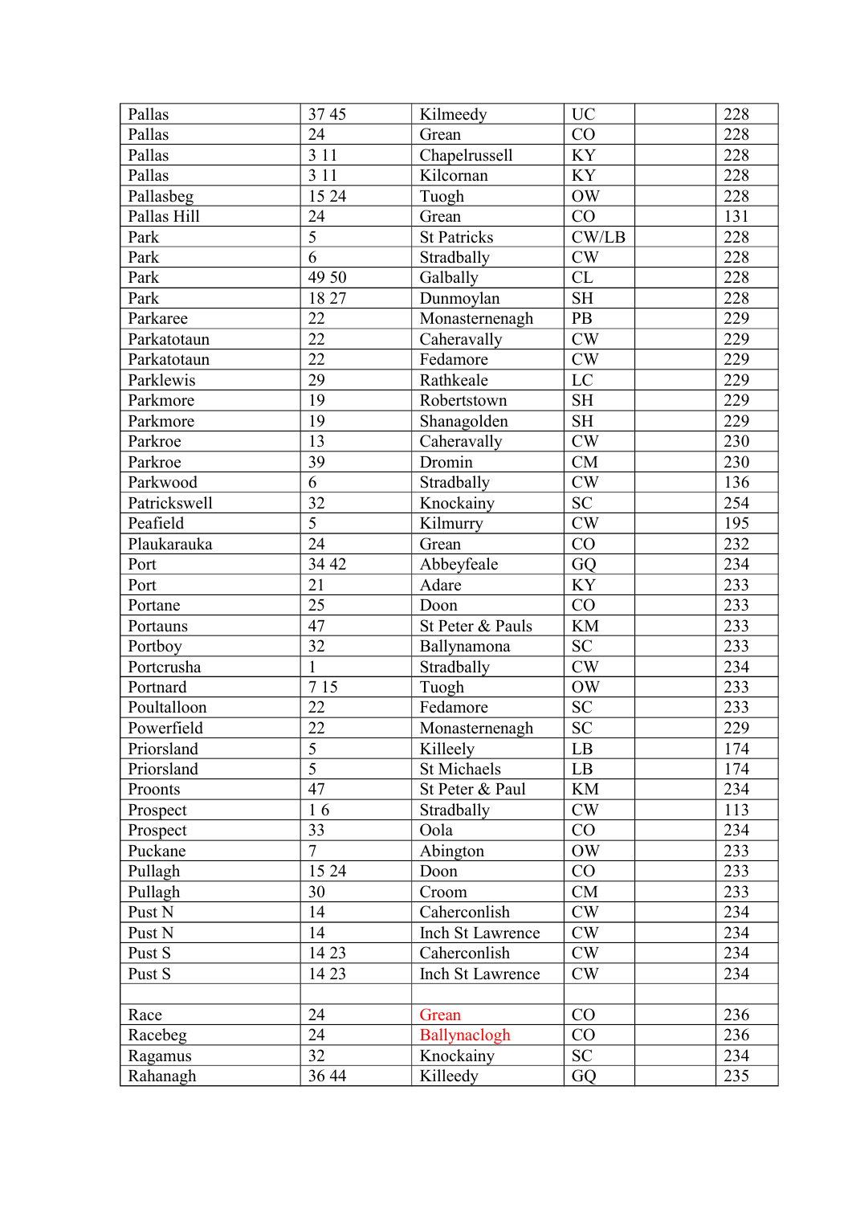| | | | | | |
|---|---|---|---|---|---|
| Pallas | 37 45 | Kilmeedy | UC | | 228 |
| Pallas | 24 | Grean | CO | | 228 |
| Pallas | 3 11 | Chapelrussell | KY | | 228 |
| Pallas | 3 11 | Kilcornan | KY | | 228 |
| Pallasbeg | 15 24 | Tough | OW | | 228 |
| Pallas Hill | 24 | Grean | CO | | 131 |
| Park | 5 | St Patricks | CW/LB | | 228 |
| Park | 6 | Stradbally | CW | | 228 |
| Park | 49 50 | Galbally | CL | | 228 |
| Park | 18 27 | Dunmoylan | SH | | 228 |
| Parkaree | 22 | Monasternenagh | PB | | 229 |
| Parkatotaun | 22 | Caheravally | CW | | 229 |
| Parkatotaun | 22 | Fedamore | CW | | 229 |
| Parklewis | 29 | Rathkeale | LC | | 229 |
| Parkmore | 19 | Robertstown | SH | | 229 |
| Parkmore | 19 | Shanagolden | SH | | 229 |
| Parkroe | 13 | Caheravally | CW | | 230 |
| Parkroe | 39 | Dromin | CM | | 230 |
| Parkwood | 6 | Stradbally | CW | | 136 |
| Patrickswell | 32 | Knockainy | SC | | 254 |
| Peafield | 5 | Kilmurry | CW | | 195 |
| Plaukarauka | 24 | Grean | CO | | 232 |
| Port | 34 42 | Abbeyfeale | GQ | | 234 |
| Port | 21 | Adare | KY | | 233 |
| Portane | 25 | Doon | CO | | 233 |
| Portauns | 47 | St Peter & Pauls | KM | | 233 |
| Portboy | 32 | Ballynamona | SC | | 233 |
| Portcrusha | 1 | Stradbally | CW | | 234 |
| Portnard | 7 15 | Tough | OW | | 233 |
| Poultalloon | 22 | Fedamore | SC | | 233 |
| Powerfield | 22 | Monasternenagh | SC | | 229 |
| Priorsland | 5 | Killeely | LB | | 174 |
| Priorsland | 5 | St Michaels | LB | | 174 |
| Proonts | 47 | St Peter & Paul | KM | | 234 |
| Prospect | 1 6 | Stradbally | CW | | 113 |
| Prospect | 33 | Oola | CO | | 234 |
| Puckane | 7 | Abington | OW | | 233 |
| Pullagh | 15 24 | Doon | CO | | 233 |
| Pullagh | 30 | Croom | CM | | 233 |
| Pust N | 14 | Caherconlish | CW | | 234 |
| Pust N | 14 | Inch St Lawrence | CW | | 234 |
| Pust S | 14 23 | Caherconlish | CW | | 234 |
| Pust S | 14 23 | Inch St Lawrence | CW | | 234 |
| | | | | | |
| Race | 24 | Grean | CO | | 236 |
| Racebeg | 24 | Ballynaclogh | CO | | 236 |
| Ragamus | 32 | Knockainy | SC | | 234 |
| Rahanagh | 36 44 | Killeedy | GQ | | 235 |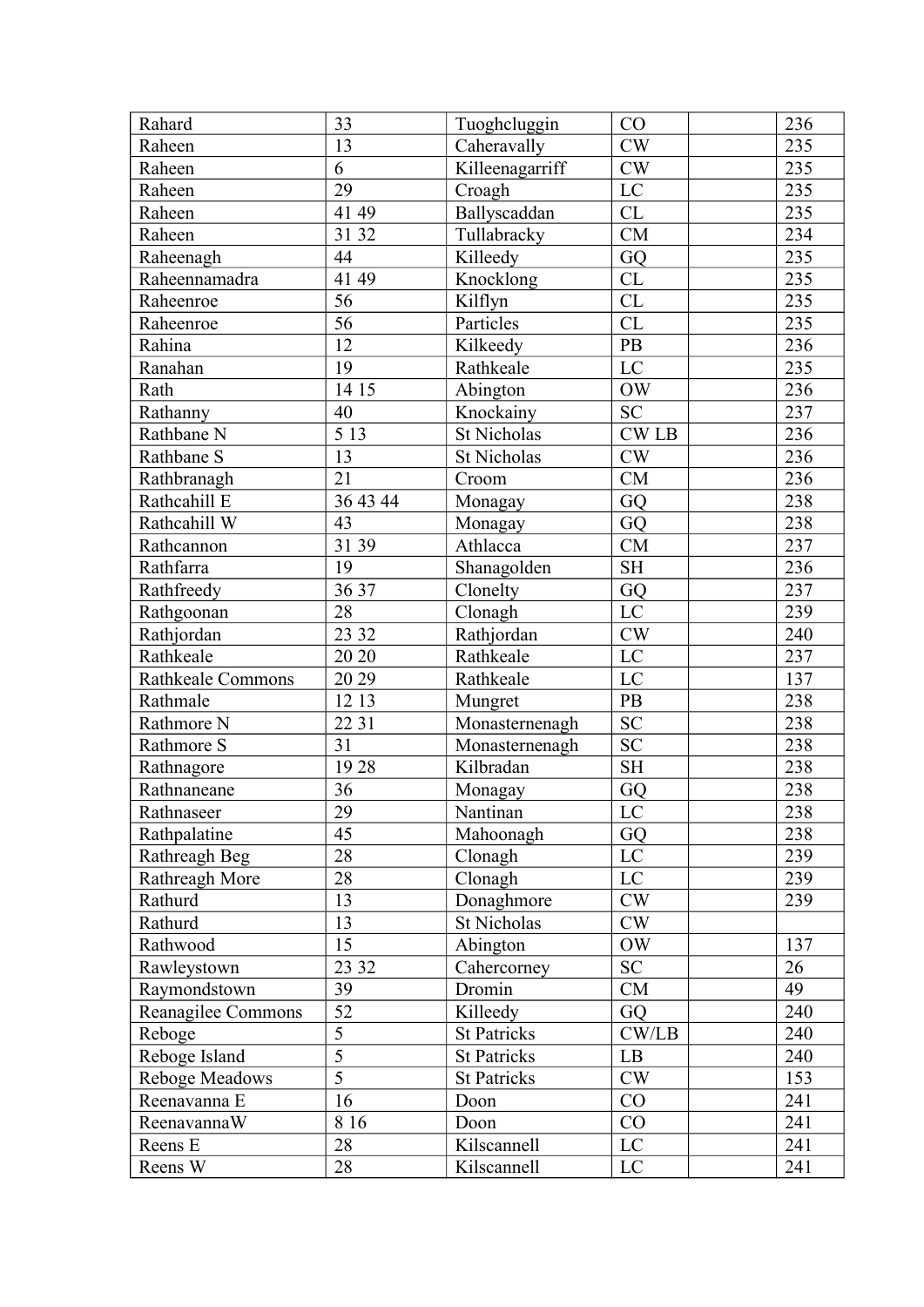| Rahard | 33 | Tuoghcluggin | CO | | 236 |
|---|---|---|---|---|---|
| Raheen | 13 | Caheravally | CW | | 235 |
| Raheen | 6 | Killeenagarriff | CW | | 235 |
| Raheen | 29 | Croagh | LC | | 235 |
| Raheen | 41 49 | Ballyscaddan | CL | | 235 |
| Raheen | 31 32 | Tullabracky | CM | | 234 |
| Raheenagh | 44 | Killeedy | GQ | | 235 |
| Raheennamadra | 41 49 | Knocklong | CL | | 235 |
| Raheenroe | 56 | Kilflyn | CL | | 235 |
| Raheenroe | 56 | Particles | CL | | 235 |
| Rahina | 12 | Kilkeedy | PB | | 236 |
| Ranahan | 19 | Rathkeale | LC | | 235 |
| Rath | 14 15 | Abington | OW | | 236 |
| Rathanny | 40 | Knockainy | SC | | 237 |
| Rathbane N | 5 13 | St Nicholas | CW LB | | 236 |
| Rathbane S | 13 | St Nicholas | CW | | 236 |
| Rathbranagh | 21 | Croom | CM | | 236 |
| Rathcahill E | 36 43 44 | Monagay | GQ | | 238 |
| Rathcahill W | 43 | Monagay | GQ | | 238 |
| Rathcannon | 31 39 | Athlacca | CM | | 237 |
| Rathfarra | 19 | Shanagolden | SH | | 236 |
| Rathfreedy | 36 37 | Clonelty | GQ | | 237 |
| Rathgoonan | 28 | Clonagh | LC | | 239 |
| Rathjordan | 23 32 | Rathjordan | CW | | 240 |
| Rathkeale | 20 20 | Rathkeale | LC | | 237 |
| Rathkeale Commons | 20 29 | Rathkeale | LC | | 137 |
| Rathmale | 12 13 | Mungret | PB | | 238 |
| Rathmore N | 22 31 | Monasternenagh | SC | | 238 |
| Rathmore S | 31 | Monasternenagh | SC | | 238 |
| Rathnagore | 19 28 | Kilbradan | SH | | 238 |
| Rathnaneane | 36 | Monagay | GQ | | 238 |
| Rathnaseer | 29 | Nantinan | LC | | 238 |
| Rathpalatine | 45 | Mahoonagh | GQ | | 238 |
| Rathreagh Beg | 28 | Clonagh | LC | | 239 |
| Rathreagh More | 28 | Clonagh | LC | | 239 |
| Rathurd | 13 | Donaghmore | CW | | 239 |
| Rathurd | 13 | St Nicholas | CW | | |
| Rathwood | 15 | Abington | OW | | 137 |
| Rawleystown | 23 32 | Cahercorney | SC | | 26 |
| Raymondstown | 39 | Dromin | CM | | 49 |
| Reanagilee Commons | 52 | Killeedy | GQ | | 240 |
| Reboge | 5 | St Patricks | CW/LB | | 240 |
| Reboge Island | 5 | St Patricks | LB | | 240 |
| Reboge Meadows | 5 | St Patricks | CW | | 153 |
| Reenavanna E | 16 | Doon | CO | | 241 |
| ReenavannaW | 8 16 | Doon | CO | | 241 |
| Reens E | 28 | Kilscannell | LC | | 241 |
| Reens W | 28 | Kilscannell | LC | | 241 |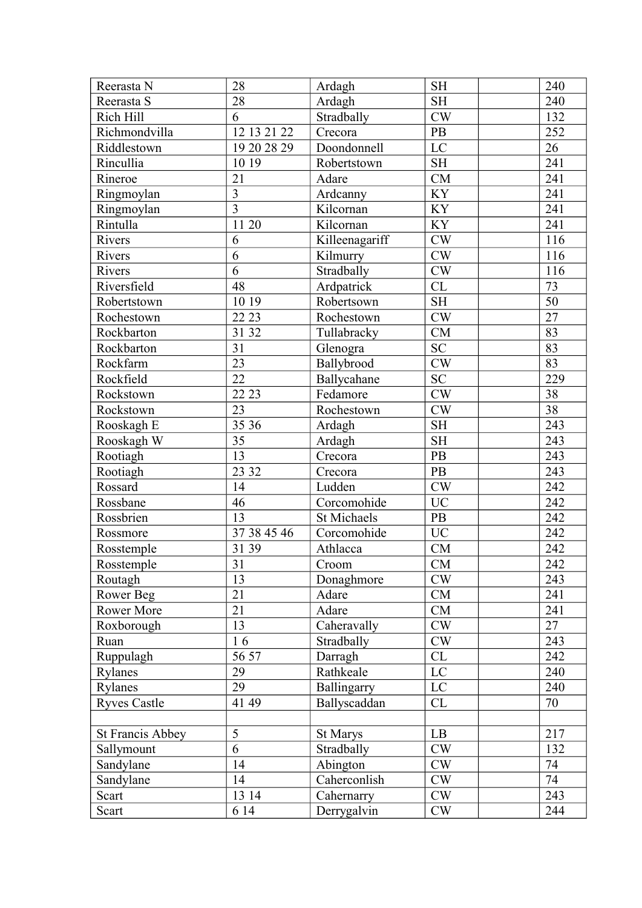| Reerasta N | 28 | Ardagh | SH | | 240 |
|---|---|---|---|---|---|
| Reerasta S | 28 | Ardagh | SH | | 240 |
| Rich Hill | 6 | Stradbally | CW | | 132 |
| Richmondvilla | 12 13 21 22 | Crecora | PB | | 252 |
| Riddlestown | 19 20 28 29 | Doondonnell | LC | | 26 |
| Rincullia | 10 19 | Robertstown | SH | | 241 |
| Rineroe | 21 | Adare | CM | | 241 |
| Ringmoylan | 3 | Ardcanny | KY | | 241 |
| Ringmoylan | 3 | Kilcornan | KY | | 241 |
| Rintulla | 11 20 | Kilcornan | KY | | 241 |
| Rivers | 6 | Killeenagariff | CW | | 116 |
| Rivers | 6 | Kilmurry | CW | | 116 |
| Rivers | 6 | Stradbally | CW | | 116 |
| Riversfield | 48 | Ardpatrick | CL | | 73 |
| Robertstown | 10 19 | Robertsown | SH | | 50 |
| Rochestown | 22 23 | Rochestown | CW | | 27 |
| Rockbarton | 31 32 | Tullabracky | CM | | 83 |
| Rockbarton | 31 | Glenogra | SC | | 83 |
| Rockfarm | 23 | Ballybrood | CW | | 83 |
| Rockfield | 22 | Ballycahane | SC | | 229 |
| Rockstown | 22 23 | Fedamore | CW | | 38 |
| Rockstown | 23 | Rochestown | CW | | 38 |
| Rooskagh E | 35 36 | Ardagh | SH | | 243 |
| Rooskagh W | 35 | Ardagh | SH | | 243 |
| Rootiagh | 13 | Crecora | PB | | 243 |
| Rootiagh | 23 32 | Crecora | PB | | 243 |
| Rossard | 14 | Ludden | CW | | 242 |
| Rossbane | 46 | Corcomohide | UC | | 242 |
| Rossbrien | 13 | St Michaels | PB | | 242 |
| Rossmore | 37 38 45 46 | Corcomohide | UC | | 242 |
| Rosstemple | 31 39 | Athlacca | CM | | 242 |
| Rosstemple | 31 | Croom | CM | | 242 |
| Routagh | 13 | Donaghmore | CW | | 243 |
| Rower Beg | 21 | Adare | CM | | 241 |
| Rower More | 21 | Adare | CM | | 241 |
| Roxborough | 13 | Caheravally | CW | | 27 |
| Ruan | 1 6 | Stradbally | CW | | 243 |
| Ruppulagh | 56 57 | Darragh | CL | | 242 |
| Rylanes | 29 | Rathkeale | LC | | 240 |
| Rylanes | 29 | Ballingarry | LC | | 240 |
| Ryves Castle | 41 49 | Ballyscaddan | CL | | 70 |
| | | | | | |
| St Francis Abbey | 5 | St Marys | LB | | 217 |
| Sallymount | 6 | Stradbally | CW | | 132 |
| Sandylane | 14 | Abington | CW | | 74 |
| Sandylane | 14 | Caherconlish | CW | | 74 |
| Scart | 13 14 | Cahernarry | CW | | 243 |
| Scart | 6 14 | Derrygalvin | CW | | 244 |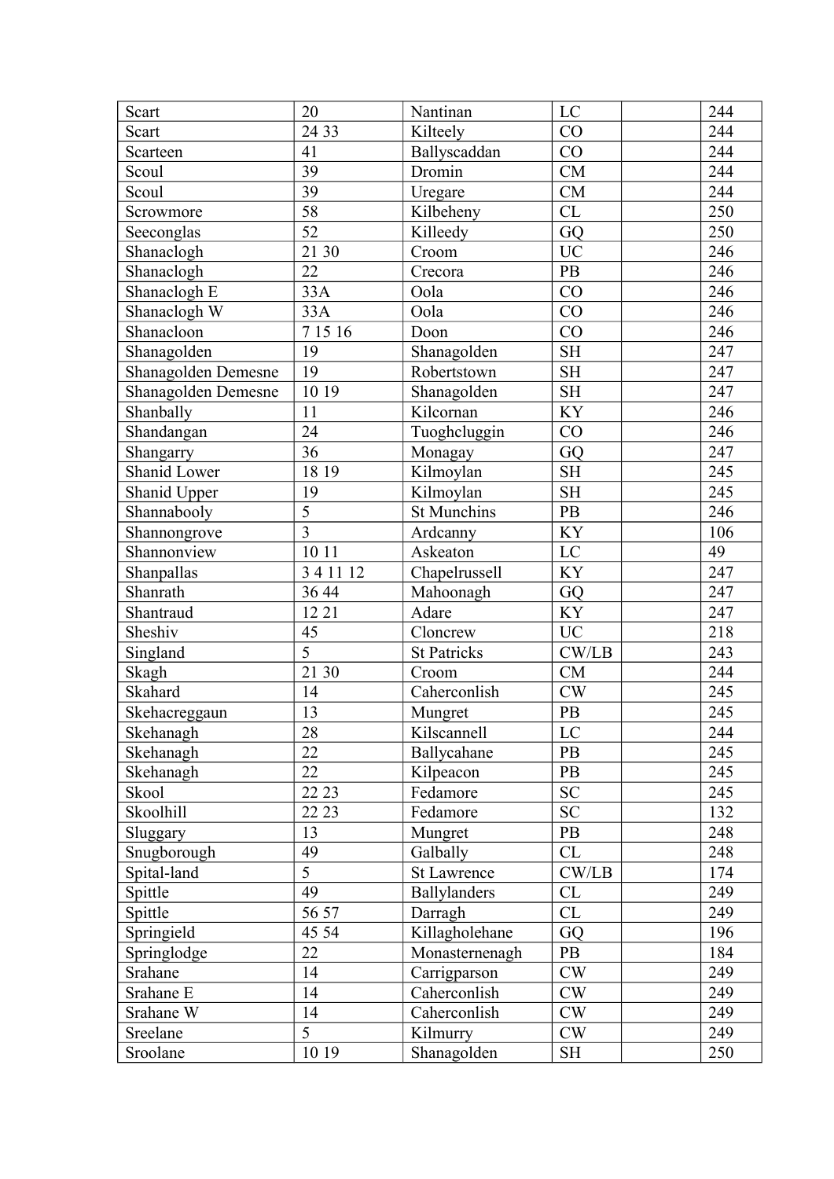| Scart | 20 | Nantinan | LC | | 244 |
|---|---|---|---|---|---|
| Scart | 24 33 | Kilteely | CO | | 244 |
| Scarteen | 41 | Ballyscaddan | CO | | 244 |
| Scoul | 39 | Dromin | CM | | 244 |
| Scoul | 39 | Uregare | CM | | 244 |
| Scrowmore | 58 | Kilbeheny | CL | | 250 |
| Seeconglas | 52 | Killeedy | GQ | | 250 |
| Shanaclogh | 21 30 | Croom | UC | | 246 |
| Shanaclogh | 22 | Crecora | PB | | 246 |
| Shanaclogh E | 33A | Oola | CO | | 246 |
| Shanaclogh W | 33A | Oola | CO | | 246 |
| Shanacloon | 7 15 16 | Doon | CO | | 246 |
| Shanagolden | 19 | Shanagolden | SH | | 247 |
| Shanagolden Demesne | 19 | Robertstown | SH | | 247 |
| Shanagolden Demesne | 10 19 | Shanagolden | SH | | 247 |
| Shanbally | 11 | Kilcornan | KY | | 246 |
| Shandangan | 24 | Tuoghcluggin | CO | | 246 |
| Shangarry | 36 | Monagay | GQ | | 247 |
| Shanid Lower | 18 19 | Kilmoylan | SH | | 245 |
| Shanid Upper | 19 | Kilmoylan | SH | | 245 |
| Shannabooly | 5 | St Munchins | PB | | 246 |
| Shannongrove | 3 | Ardcanny | KY | | 106 |
| Shannonview | 10 11 | Askeaton | LC | | 49 |
| Shanpallas | 3 4 11 12 | Chapelrussell | KY | | 247 |
| Shanrath | 36 44 | Mahoonagh | GQ | | 247 |
| Shantraud | 12 21 | Adare | KY | | 247 |
| Sheshiv | 45 | Cloncrew | UC | | 218 |
| Singland | 5 | St Patricks | CW/LB | | 243 |
| Skagh | 21 30 | Croom | CM | | 244 |
| Skahard | 14 | Caherconlish | CW | | 245 |
| Skehacreggaun | 13 | Mungret | PB | | 245 |
| Skehanagh | 28 | Kilscannell | LC | | 244 |
| Skehanagh | 22 | Ballycahane | PB | | 245 |
| Skehanagh | 22 | Kilpeacon | PB | | 245 |
| Skool | 22 23 | Fedamore | SC | | 245 |
| Skoolhill | 22 23 | Fedamore | SC | | 132 |
| Sluggary | 13 | Mungret | PB | | 248 |
| Snugborough | 49 | Galbally | CL | | 248 |
| Spital-land | 5 | St Lawrence | CW/LB | | 174 |
| Spittle | 49 | Ballylanders | CL | | 249 |
| Spittle | 56 57 | Darragh | CL | | 249 |
| Springield | 45 54 | Killagholehane | GQ | | 196 |
| Springlodge | 22 | Monasternenagh | PB | | 184 |
| Srahane | 14 | Carrigparson | CW | | 249 |
| Srahane E | 14 | Caherconlish | CW | | 249 |
| Srahane W | 14 | Caherconlish | CW | | 249 |
| Sreelane | 5 | Kilmurry | CW | | 249 |
| Sroolane | 10 19 | Shanagolden | SH | | 250 |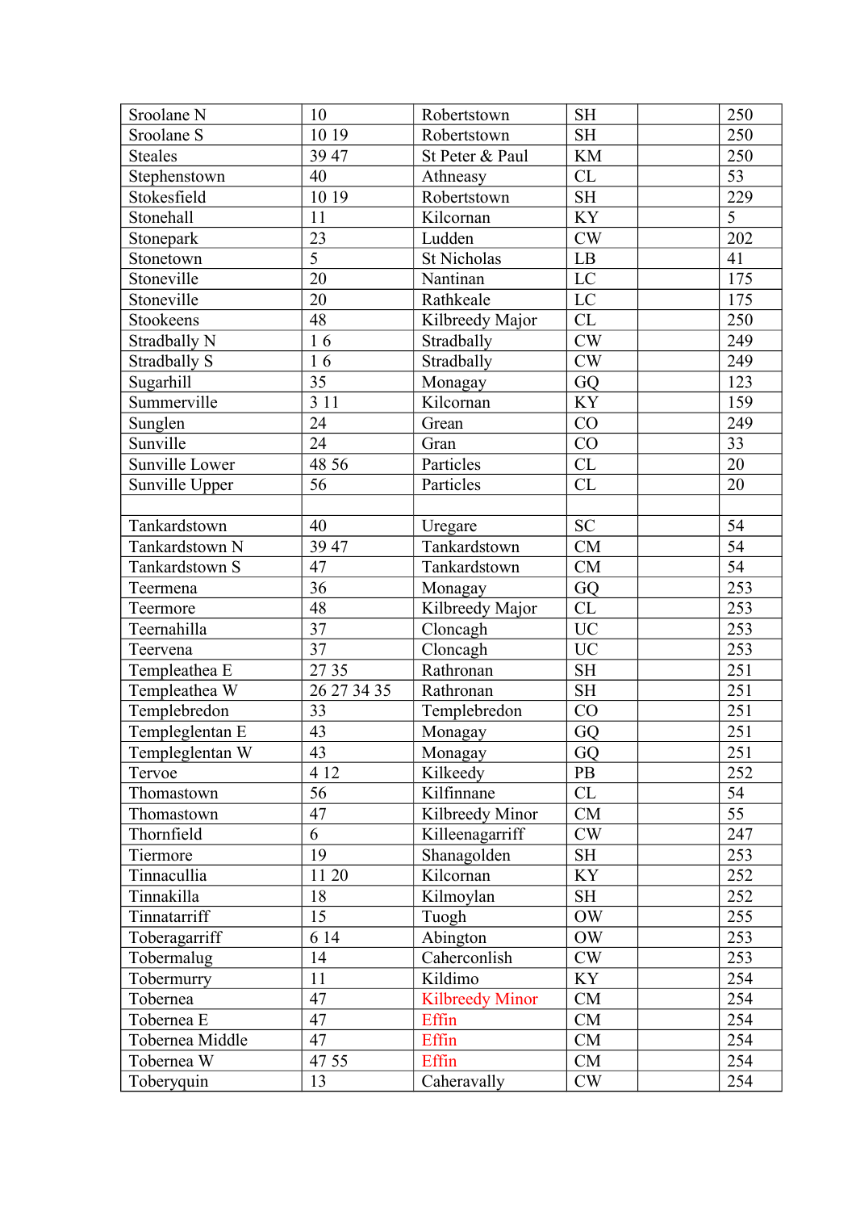| Sroolane N | 10 | Robertstown | SH | | 250 |
|---|---|---|---|---|---|
| Sroolane S | 10 19 | Robertstown | SH | | 250 |
| Steales | 39 47 | St Peter & Paul | KM | | 250 |
| Stephenstown | 40 | Athneasy | CL | | 53 |
| Stokesfield | 10 19 | Robertstown | SH | | 229 |
| Stonehall | 11 | Kilcornan | KY | | 5 |
| Stonepark | 23 | Ludden | CW | | 202 |
| Stonetown | 5 | St Nicholas | LB | | 41 |
| Stoneville | 20 | Nantinan | LC | | 175 |
| Stoneville | 20 | Rathkeale | LC | | 175 |
| Stookeens | 48 | Kilbreedy Major | CL | | 250 |
| Stradbally N | 1 6 | Stradbally | CW | | 249 |
| Stradbally S | 1 6 | Stradbally | CW | | 249 |
| Sugarhill | 35 | Monagay | GQ | | 123 |
| Summerville | 3 11 | Kilcornan | KY | | 159 |
| Sunglen | 24 | Grean | CO | | 249 |
| Sunville | 24 | Gran | CO | | 33 |
| Sunville Lower | 48 56 | Particles | CL | | 20 |
| Sunville Upper | 56 | Particles | CL | | 20 |
| | | | | | |
| Tankardstown | 40 | Uregare | SC | | 54 |
| Tankardstown N | 39 47 | Tankardstown | CM | | 54 |
| Tankardstown S | 47 | Tankardstown | CM | | 54 |
| Teermena | 36 | Monagay | GQ | | 253 |
| Teermore | 48 | Kilbreedy Major | CL | | 253 |
| Teernahilla | 37 | Cloncagh | UC | | 253 |
| Teervena | 37 | Cloncagh | UC | | 253 |
| Templeathea E | 27 35 | Rathronan | SH | | 251 |
| Templeathea W | 26 27 34 35 | Rathronan | SH | | 251 |
| Templebredon | 33 | Templebredon | CO | | 251 |
| Templeglentan E | 43 | Monagay | GQ | | 251 |
| Templeglentan W | 43 | Monagay | GQ | | 251 |
| Tervoe | 4 12 | Kilkeedy | PB | | 252 |
| Thomastown | 56 | Kilfinnane | CL | | 54 |
| Thomastown | 47 | Kilbreedy Minor | CM | | 55 |
| Thornfield | 6 | Killeenagarriff | CW | | 247 |
| Tiermore | 19 | Shanagolden | SH | | 253 |
| Tinnacullia | 11 20 | Kilcornan | KY | | 252 |
| Tinnakilla | 18 | Kilmoylan | SH | | 252 |
| Tinnatarriff | 15 | Tuogh | OW | | 255 |
| Toberagarriff | 6 14 | Abington | OW | | 253 |
| Tobermalug | 14 | Caherconlish | CW | | 253 |
| Tobermurry | 11 | Kildimo | KY | | 254 |
| Tobernea | 47 | Kilbreedy Minor | CM | | 254 |
| Tobernea E | 47 | Effin | CM | | 254 |
| Tobernea Middle | 47 | Effin | CM | | 254 |
| Tobernea W | 47 55 | Effin | CM | | 254 |
| Toberyquin | 13 | Caheravally | CW | | 254 |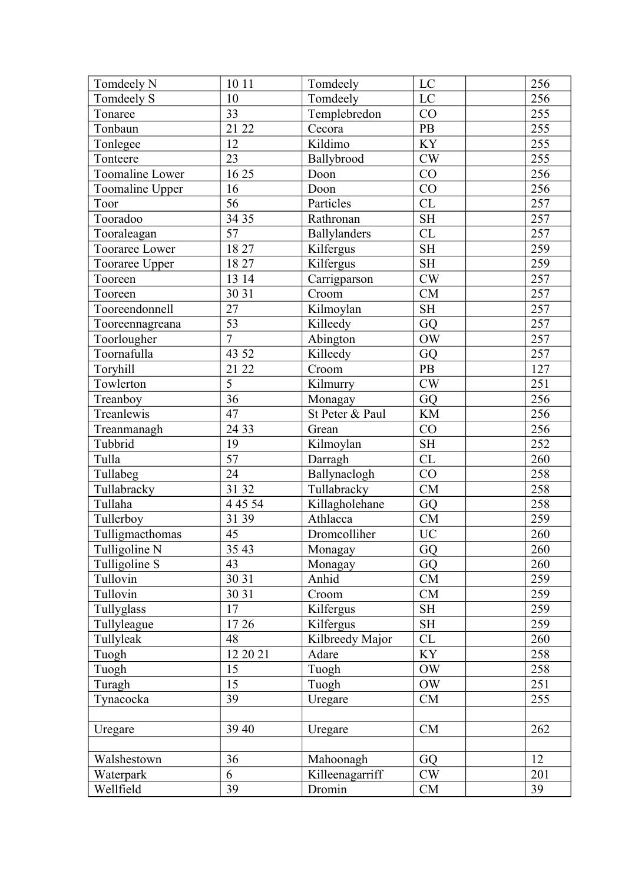| | | | | | |
|---|---|---|---|---|---|
| Tomdeely N | 10 11 | Tomdeely | LC | | 256 |
| Tomdeely S | 10 | Tomdeely | LC | | 256 |
| Tonaree | 33 | Templebredon | CO | | 255 |
| Tonbaun | 21 22 | Cecora | PB | | 255 |
| Tonlegee | 12 | Kildimo | KY | | 255 |
| Tonteere | 23 | Ballybrood | CW | | 255 |
| Toomaline Lower | 16 25 | Doon | CO | | 256 |
| Toomaline Upper | 16 | Doon | CO | | 256 |
| Toor | 56 | Particles | CL | | 257 |
| Tooradoo | 34 35 | Rathronan | SH | | 257 |
| Tooraleagan | 57 | Ballylanders | CL | | 257 |
| Tooraree Lower | 18 27 | Kilfergus | SH | | 259 |
| Tooraree Upper | 18 27 | Kilfergus | SH | | 259 |
| Tooreen | 13 14 | Carrigparson | CW | | 257 |
| Tooreen | 30 31 | Croom | CM | | 257 |
| Tooreendonnell | 27 | Kilmoylan | SH | | 257 |
| Tooreennagreana | 53 | Killeedy | GQ | | 257 |
| Toorlougher | 7 | Abington | OW | | 257 |
| Toornafulla | 43 52 | Killeedy | GQ | | 257 |
| Toryhill | 21 22 | Croom | PB | | 127 |
| Towlerton | 5 | Kilmurry | CW | | 251 |
| Treanboy | 36 | Monagay | GQ | | 256 |
| Treanlewis | 47 | St Peter & Paul | KM | | 256 |
| Treanmanagh | 24 33 | Grean | CO | | 256 |
| Tubbrid | 19 | Kilmoylan | SH | | 252 |
| Tulla | 57 | Darragh | CL | | 260 |
| Tullabeg | 24 | Ballynaclogh | CO | | 258 |
| Tullabracky | 31 32 | Tullabracky | CM | | 258 |
| Tullaha | 4 45 54 | Killagholehane | GQ | | 258 |
| Tullerboy | 31 39 | Athlacca | CM | | 259 |
| Tulligmacthomas | 45 | Dromcolliher | UC | | 260 |
| Tulligoline N | 35 43 | Monagay | GQ | | 260 |
| Tulligoline S | 43 | Monagay | GQ | | 260 |
| Tullovin | 30 31 | Anhid | CM | | 259 |
| Tullovin | 30 31 | Croom | CM | | 259 |
| Tullyglass | 17 | Kilfergus | SH | | 259 |
| Tullyleague | 17 26 | Kilfergus | SH | | 259 |
| Tullyleak | 48 | Kilbreedy Major | CL | | 260 |
| Tuogh | 12 20 21 | Adare | KY | | 258 |
| Tuogh | 15 | Tuogh | OW | | 258 |
| Turagh | 15 | Tuogh | OW | | 251 |
| Tynacocka | 39 | Uregare | CM | | 255 |
| | | | | | |
| Uregare | 39 40 | Uregare | CM | | 262 |
| | | | | | |
| Walshestown | 36 | Mahoonagh | GQ | | 12 |
| Waterpark | 6 | Killeenagarriff | CW | | 201 |
| Wellfield | 39 | Dromin | CM | | 39 |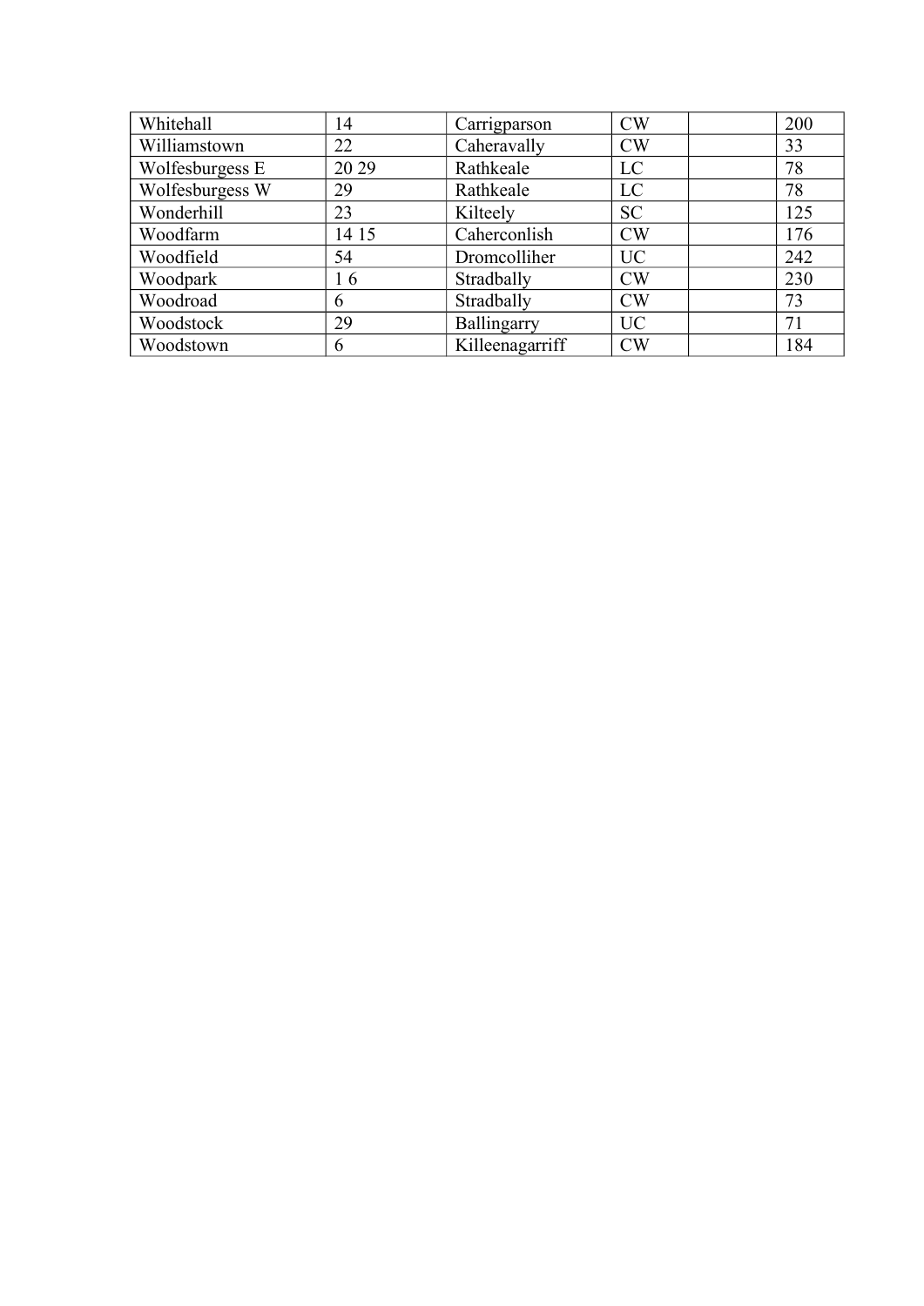| | | | | | |
|---|---|---|---|---|---|
| Whitehall | 14 | Carrigparson | CW | | 200 |
| Williamstown | 22 | Caheravally | CW | | 33 |
| Wolfesburgess E | 20 29 | Rathkeale | LC | | 78 |
| Wolfesburgess W | 29 | Rathkeale | LC | | 78 |
| Wonderhill | 23 | Kilteely | SC | | 125 |
| Woodfarm | 14 15 | Caherconlish | CW | | 176 |
| Woodfield | 54 | Dromcolliher | UC | | 242 |
| Woodpark | 1 6 | Stradbally | CW | | 230 |
| Woodroad | 6 | Stradbally | CW | | 73 |
| Woodstock | 29 | Ballingarry | UC | | 71 |
| Woodstown | 6 | Killeenagarriff | CW | | 184 |